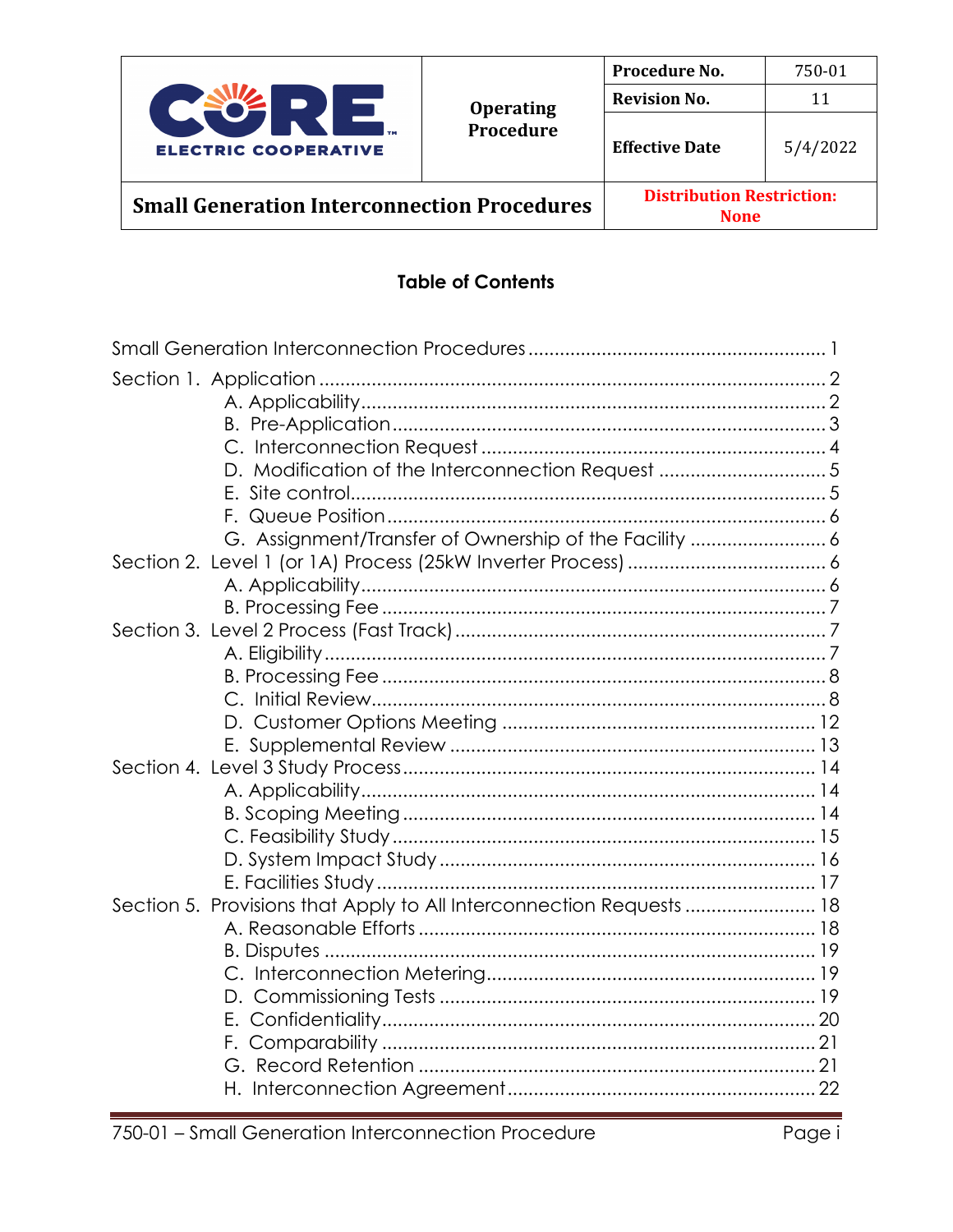| CORE ELECTRIC COOPERATIVE | Operating Procedure | Procedure No. | 750-01 |
|---|---|---|---|
| | | Revision No. | 11 |
| | | Effective Date | 5/4/2022 |
| **Small Generation Interconnection Procedures** | | **Distribution Restriction: None** | |

## Table of Contents

Small Generation Interconnection Procedures ........................................................ 1

Section 1. Application ........................................................................................ 2
- A. Applicability ........................................................................................ 2
- B. Pre-Application .................................................................................... 3
- C. Interconnection Request ...................................................................... 4
- D. Modification of the Interconnection Request ......................................... 5
- E. Site control.......................................................................................... 5
- F. Queue Position .................................................................................... 6
- G. Assignment/Transfer of Ownership of the Facility ................................... 6

Section 2. Level 1 (or 1A) Process (25kW Inverter Process) ..................................... 6
- A. Applicability ........................................................................................ 6
- B. Processing Fee .................................................................................... 7

Section 3. Level 2 Process (Fast Track) .................................................................. 7
- A. Eligibility ............................................................................................. 7
- B. Processing Fee .................................................................................... 8
- C. Initial Review ....................................................................................... 8
- D. Customer Options Meeting ................................................................. 12
- E. Supplemental Review ........................................................................ 13

Section 4. Level 3 Study Process .......................................................................... 14
- A. Applicability ...................................................................................... 14
- B. Scoping Meeting ............................................................................... 14
- C. Feasibility Study ................................................................................ 15
- D. System Impact Study ......................................................................... 16
- E. Facilities Study .................................................................................. 17

Section 5. Provisions that Apply to All Interconnection Requests ......................... 18
- A. Reasonable Efforts ............................................................................ 18
- B. Disputes ........................................................................................... 19
- C. Interconnection Metering.................................................................... 19
- D. Commissioning Tests ......................................................................... 19
- E. Confidentiality.................................................................................... 20
- F. Comparability .................................................................................... 21
- G. Record Retention .............................................................................. 21
- H. Interconnection Agreement................................................................. 22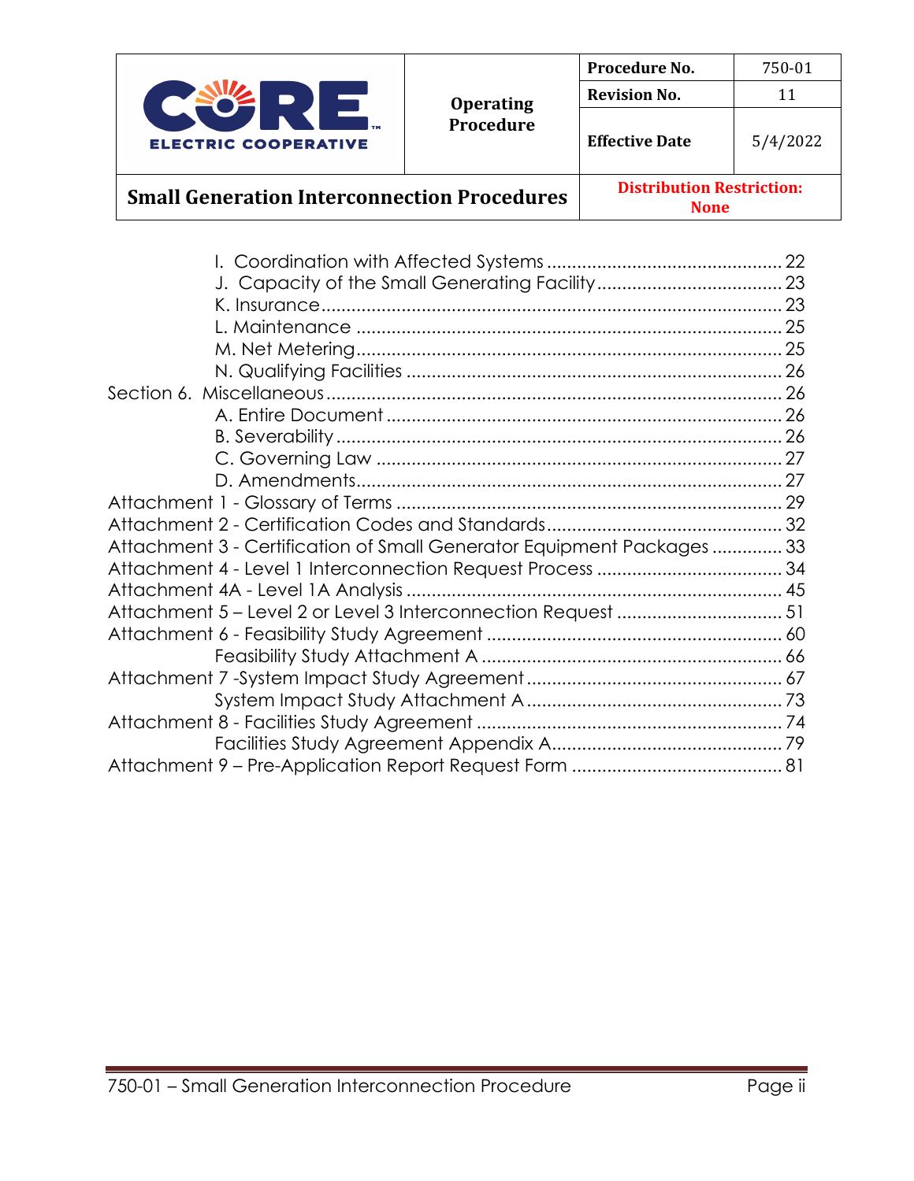I. Coordination with Affected Systems .............................................. 22
J. Capacity of the Small Generating Facility .................................... 23
K. Insurance .......................................................................... 23
L. Maintenance ...................................................................... 25
M. Net Metering ..................................................................... 25
N. Qualifying Facilities ............................................................ 26

Section 6. Miscellaneous ........................................................... 26
A. Entire Document ................................................................. 26
B. Severability ....................................................................... 26
C. Governing Law ................................................................... 27
D. Amendments ...................................................................... 27

Attachment 1 - Glossary of Terms ............................................... 29
Attachment 2 - Certification Codes and Standards ........................... 32
Attachment 3 - Certification of Small Generator Equipment Packages ............. 33
Attachment 4 - Level 1 Interconnection Request Process ........................ 34
Attachment 4A - Level 1A Analysis ................................................ 45
Attachment 5 – Level 2 or Level 3 Interconnection Request ..................... 51
Attachment 6 - Feasibility Study Agreement ...................................... 60
Feasibility Study Attachment A ................................................... 66
Attachment 7 -System Impact Study Agreement ..................................... 67
System Impact Study Attachment A ................................................. 73
Attachment 8 - Facilities Study Agreement ....................................... 74
Facilities Study Agreement Appendix A ............................................ 79
Attachment 9 – Pre-Application Report Request Form ............................. 81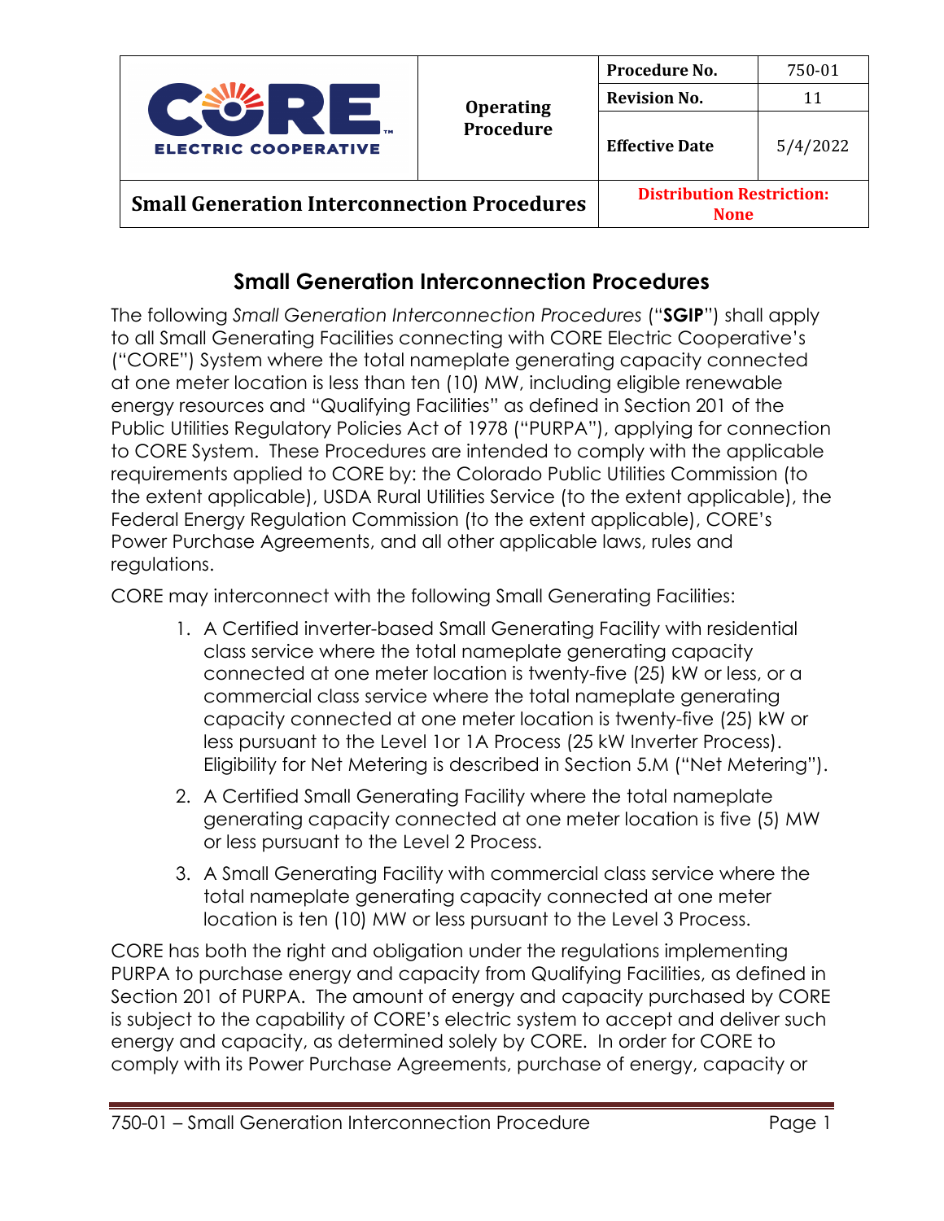# Small Generation Interconnection Procedures

The following *Small Generation Interconnection Procedures* ("**SGIP**") shall apply to all Small Generating Facilities connecting with CORE Electric Cooperative's ("CORE") System where the total nameplate generating capacity connected at one meter location is less than ten (10) MW, including eligible renewable energy resources and "Qualifying Facilities" as defined in Section 201 of the Public Utilities Regulatory Policies Act of 1978 ("PURPA"), applying for connection to CORE System. These Procedures are intended to comply with the applicable requirements applied to CORE by: the Colorado Public Utilities Commission (to the extent applicable), USDA Rural Utilities Service (to the extent applicable), the Federal Energy Regulation Commission (to the extent applicable), CORE's Power Purchase Agreements, and all other applicable laws, rules and regulations.

CORE may interconnect with the following Small Generating Facilities:

1. A Certified inverter-based Small Generating Facility with residential class service where the total nameplate generating capacity connected at one meter location is twenty-five (25) kW or less, or a commercial class service where the total nameplate generating capacity connected at one meter location is twenty-five (25) kW or less pursuant to the Level 1or 1A Process (25 kW Inverter Process). Eligibility for Net Metering is described in Section 5.M ("Net Metering").
2. A Certified Small Generating Facility where the total nameplate generating capacity connected at one meter location is five (5) MW or less pursuant to the Level 2 Process.
3. A Small Generating Facility with commercial class service where the total nameplate generating capacity connected at one meter location is ten (10) MW or less pursuant to the Level 3 Process.

CORE has both the right and obligation under the regulations implementing PURPA to purchase energy and capacity from Qualifying Facilities, as defined in Section 201 of PURPA. The amount of energy and capacity purchased by CORE is subject to the capability of CORE's electric system to accept and deliver such energy and capacity, as determined solely by CORE. In order for CORE to comply with its Power Purchase Agreements, purchase of energy, capacity or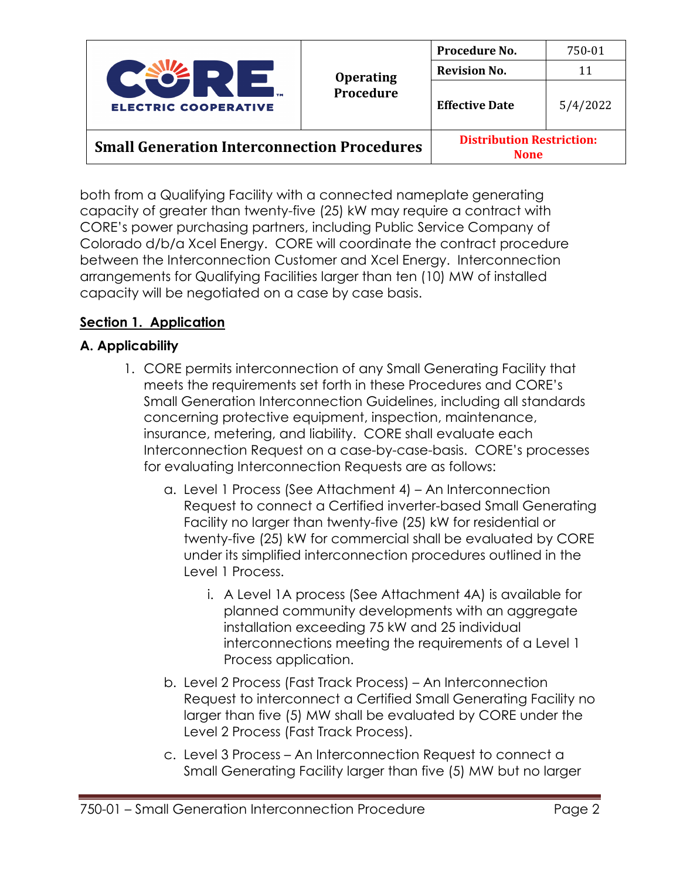both from a Qualifying Facility with a connected nameplate generating capacity of greater than twenty-five (25) kW may require a contract with CORE's power purchasing partners, including Public Service Company of Colorado d/b/a Xcel Energy. CORE will coordinate the contract procedure between the Interconnection Customer and Xcel Energy. Interconnection arrangements for Qualifying Facilities larger than ten (10) MW of installed capacity will be negotiated on a case by case basis.

## **Section 1. Application**

### A. Applicability

1. CORE permits interconnection of any Small Generating Facility that meets the requirements set forth in these Procedures and CORE's Small Generation Interconnection Guidelines, including all standards concerning protective equipment, inspection, maintenance, insurance, metering, and liability. CORE shall evaluate each Interconnection Request on a case-by-case-basis. CORE's processes for evaluating Interconnection Requests are as follows:
    a. Level 1 Process (See Attachment 4) – An Interconnection Request to connect a Certified inverter-based Small Generating Facility no larger than twenty-five (25) kW for residential or twenty-five (25) kW for commercial shall be evaluated by CORE under its simplified interconnection procedures outlined in the Level 1 Process.
        i. A Level 1A process (See Attachment 4A) is available for planned community developments with an aggregate installation exceeding 75 kW and 25 individual interconnections meeting the requirements of a Level 1 Process application.
    b. Level 2 Process (Fast Track Process) – An Interconnection Request to interconnect a Certified Small Generating Facility no larger than five (5) MW shall be evaluated by CORE under the Level 2 Process (Fast Track Process).
    c. Level 3 Process – An Interconnection Request to connect a Small Generating Facility larger than five (5) MW but no larger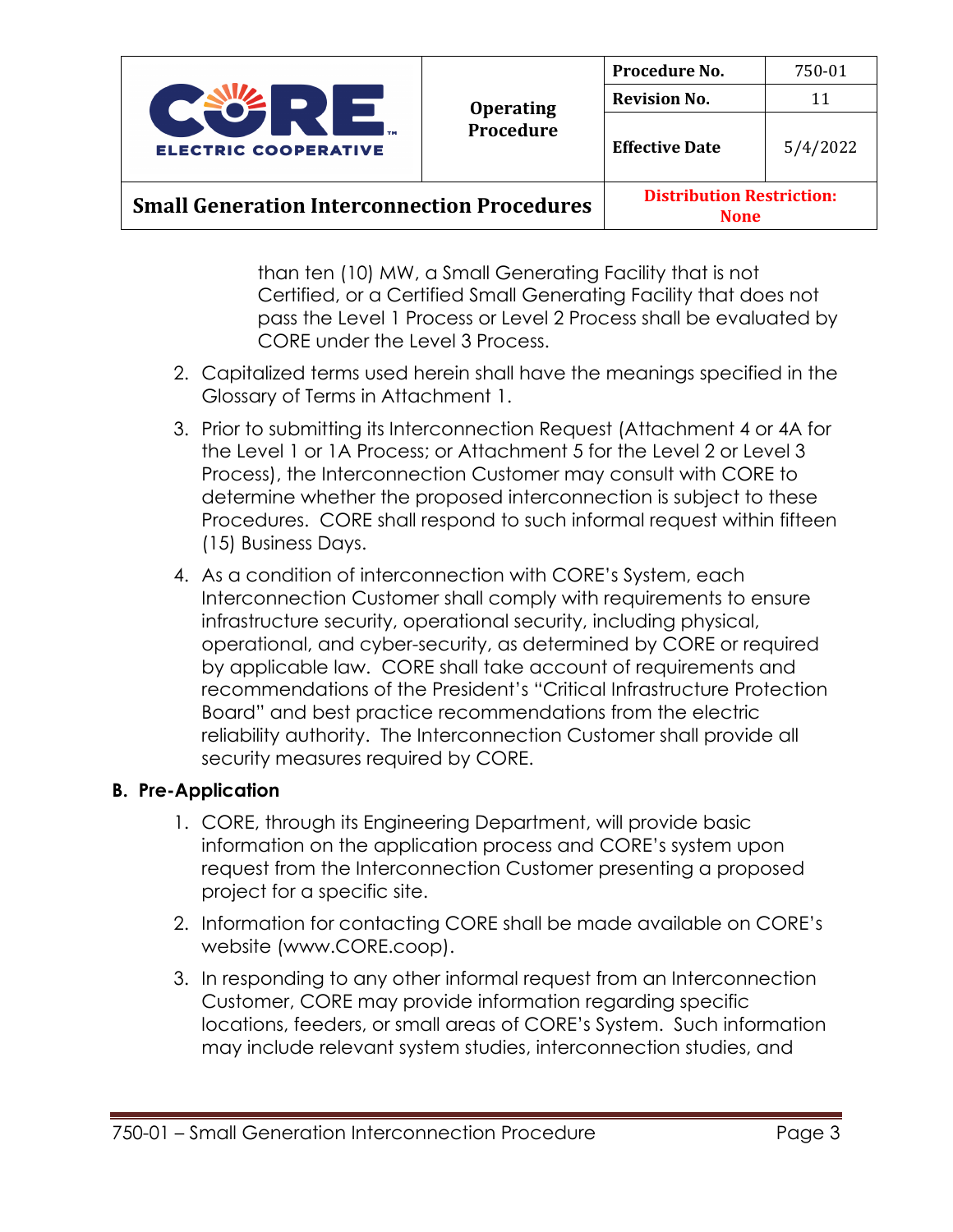than ten (10) MW, a Small Generating Facility that is not Certified, or a Certified Small Generating Facility that does not pass the Level 1 Process or Level 2 Process shall be evaluated by CORE under the Level 3 Process.

2. Capitalized terms used herein shall have the meanings specified in the Glossary of Terms in Attachment 1.

3. Prior to submitting its Interconnection Request (Attachment 4 or 4A for the Level 1 or 1A Process; or Attachment 5 for the Level 2 or Level 3 Process), the Interconnection Customer may consult with CORE to determine whether the proposed interconnection is subject to these Procedures. CORE shall respond to such informal request within fifteen (15) Business Days.

4. As a condition of interconnection with CORE's System, each Interconnection Customer shall comply with requirements to ensure infrastructure security, operational security, including physical, operational, and cyber-security, as determined by CORE or required by applicable law. CORE shall take account of requirements and recommendations of the President's "Critical Infrastructure Protection Board" and best practice recommendations from the electric reliability authority. The Interconnection Customer shall provide all security measures required by CORE.

## B. Pre-Application

1. CORE, through its Engineering Department, will provide basic information on the application process and CORE's system upon request from the Interconnection Customer presenting a proposed project for a specific site.

2. Information for contacting CORE shall be made available on CORE's website (www.CORE.coop).

3. In responding to any other informal request from an Interconnection Customer, CORE may provide information regarding specific locations, feeders, or small areas of CORE's System. Such information may include relevant system studies, interconnection studies, and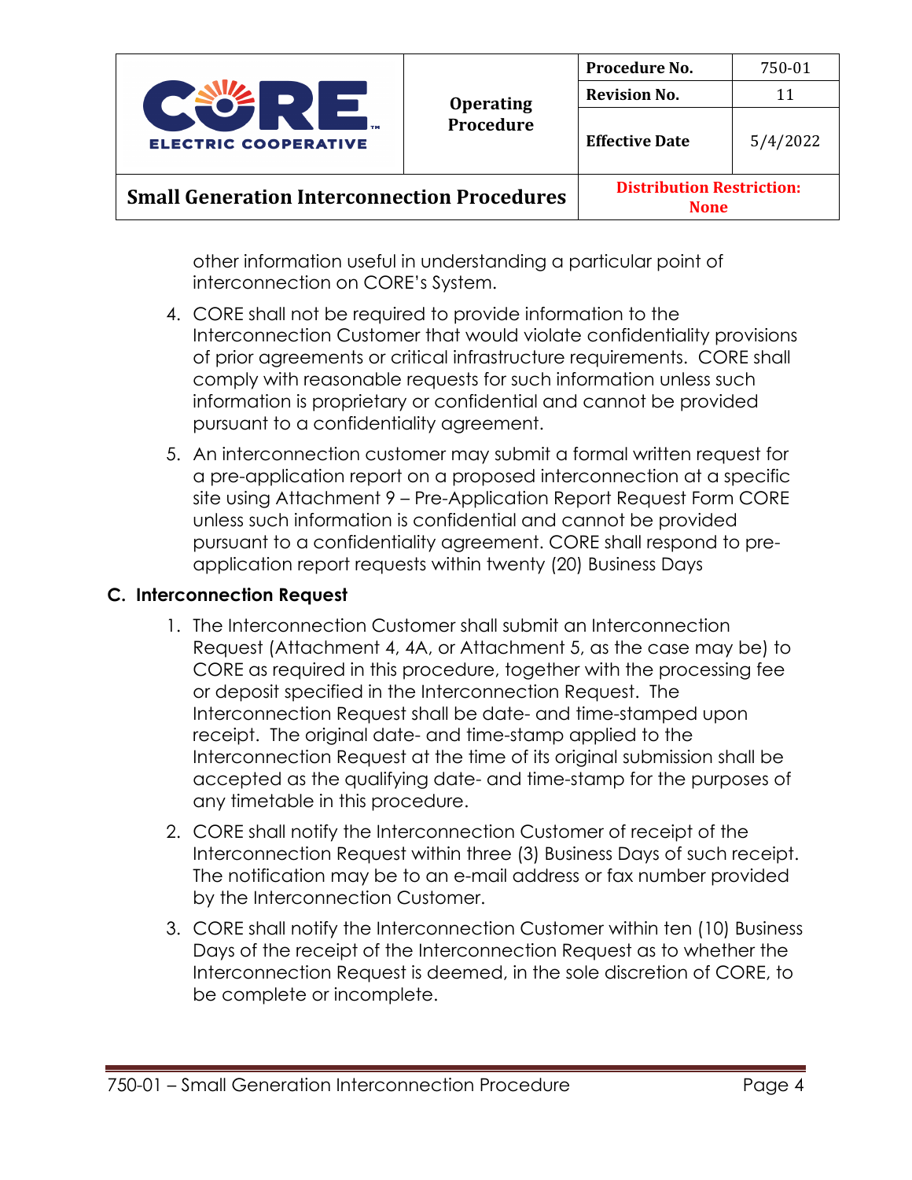other information useful in understanding a particular point of interconnection on CORE's System.

4. CORE shall not be required to provide information to the Interconnection Customer that would violate confidentiality provisions of prior agreements or critical infrastructure requirements. CORE shall comply with reasonable requests for such information unless such information is proprietary or confidential and cannot be provided pursuant to a confidentiality agreement.

5. An interconnection customer may submit a formal written request for a pre-application report on a proposed interconnection at a specific site using Attachment 9 – Pre-Application Report Request Form CORE unless such information is confidential and cannot be provided pursuant to a confidentiality agreement. CORE shall respond to pre-application report requests within twenty (20) Business Days

## C. Interconnection Request

1. The Interconnection Customer shall submit an Interconnection Request (Attachment 4, 4A, or Attachment 5, as the case may be) to CORE as required in this procedure, together with the processing fee or deposit specified in the Interconnection Request. The Interconnection Request shall be date- and time-stamped upon receipt. The original date- and time-stamp applied to the Interconnection Request at the time of its original submission shall be accepted as the qualifying date- and time-stamp for the purposes of any timetable in this procedure.

2. CORE shall notify the Interconnection Customer of receipt of the Interconnection Request within three (3) Business Days of such receipt. The notification may be to an e-mail address or fax number provided by the Interconnection Customer.

3. CORE shall notify the Interconnection Customer within ten (10) Business Days of the receipt of the Interconnection Request as to whether the Interconnection Request is deemed, in the sole discretion of CORE, to be complete or incomplete.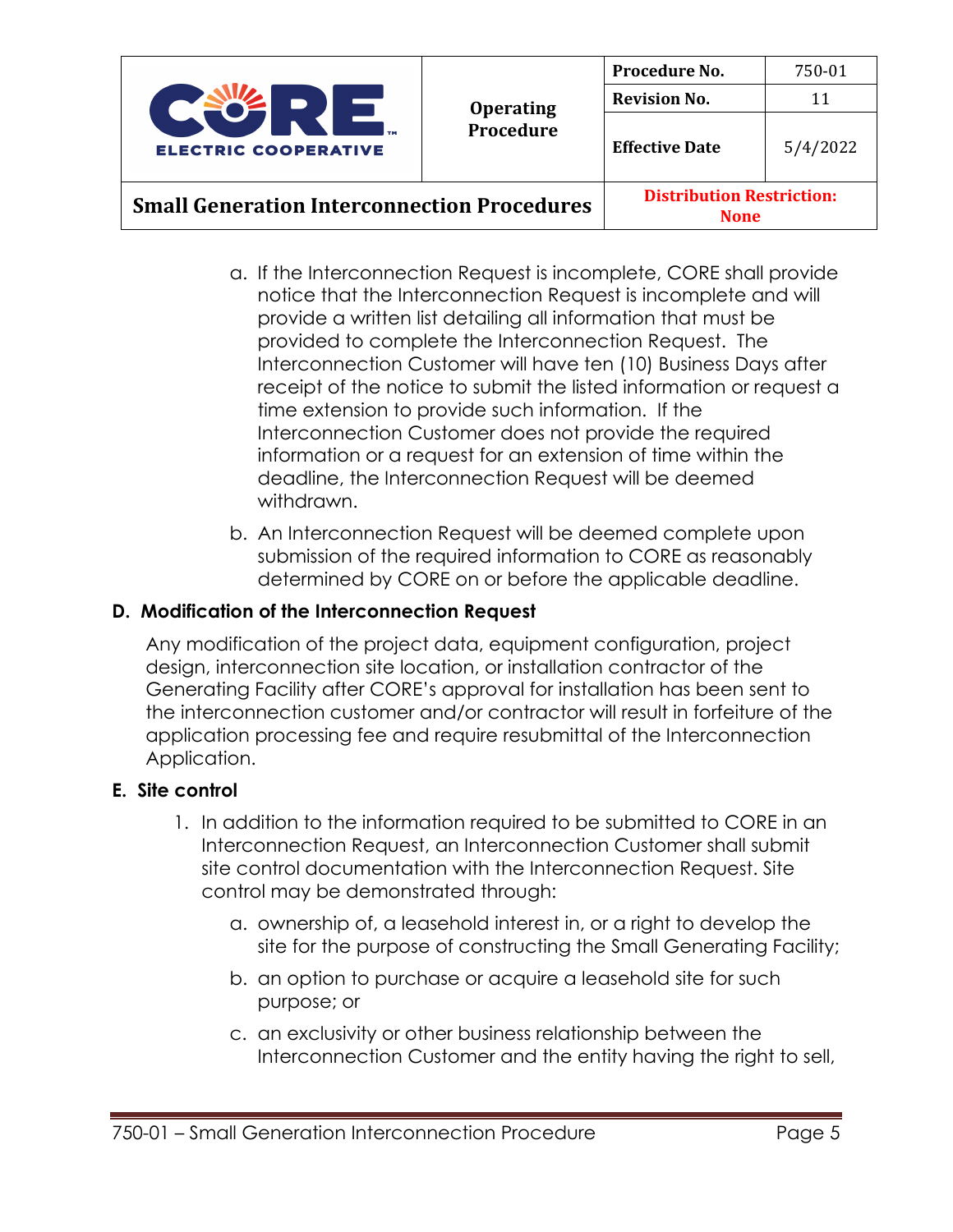a. If the Interconnection Request is incomplete, CORE shall provide notice that the Interconnection Request is incomplete and will provide a written list detailing all information that must be provided to complete the Interconnection Request. The Interconnection Customer will have ten (10) Business Days after receipt of the notice to submit the listed information or request a time extension to provide such information. If the Interconnection Customer does not provide the required information or a request for an extension of time within the deadline, the Interconnection Request will be deemed withdrawn.

b. An Interconnection Request will be deemed complete upon submission of the required information to CORE as reasonably determined by CORE on or before the applicable deadline.

## D. Modification of the Interconnection Request

Any modification of the project data, equipment configuration, project design, interconnection site location, or installation contractor of the Generating Facility after CORE's approval for installation has been sent to the interconnection customer and/or contractor will result in forfeiture of the application processing fee and require resubmittal of the Interconnection Application.

## E. Site control

1. In addition to the information required to be submitted to CORE in an Interconnection Request, an Interconnection Customer shall submit site control documentation with the Interconnection Request. Site control may be demonstrated through:

   a. ownership of, a leasehold interest in, or a right to develop the site for the purpose of constructing the Small Generating Facility;

   b. an option to purchase or acquire a leasehold site for such purpose; or

   c. an exclusivity or other business relationship between the Interconnection Customer and the entity having the right to sell,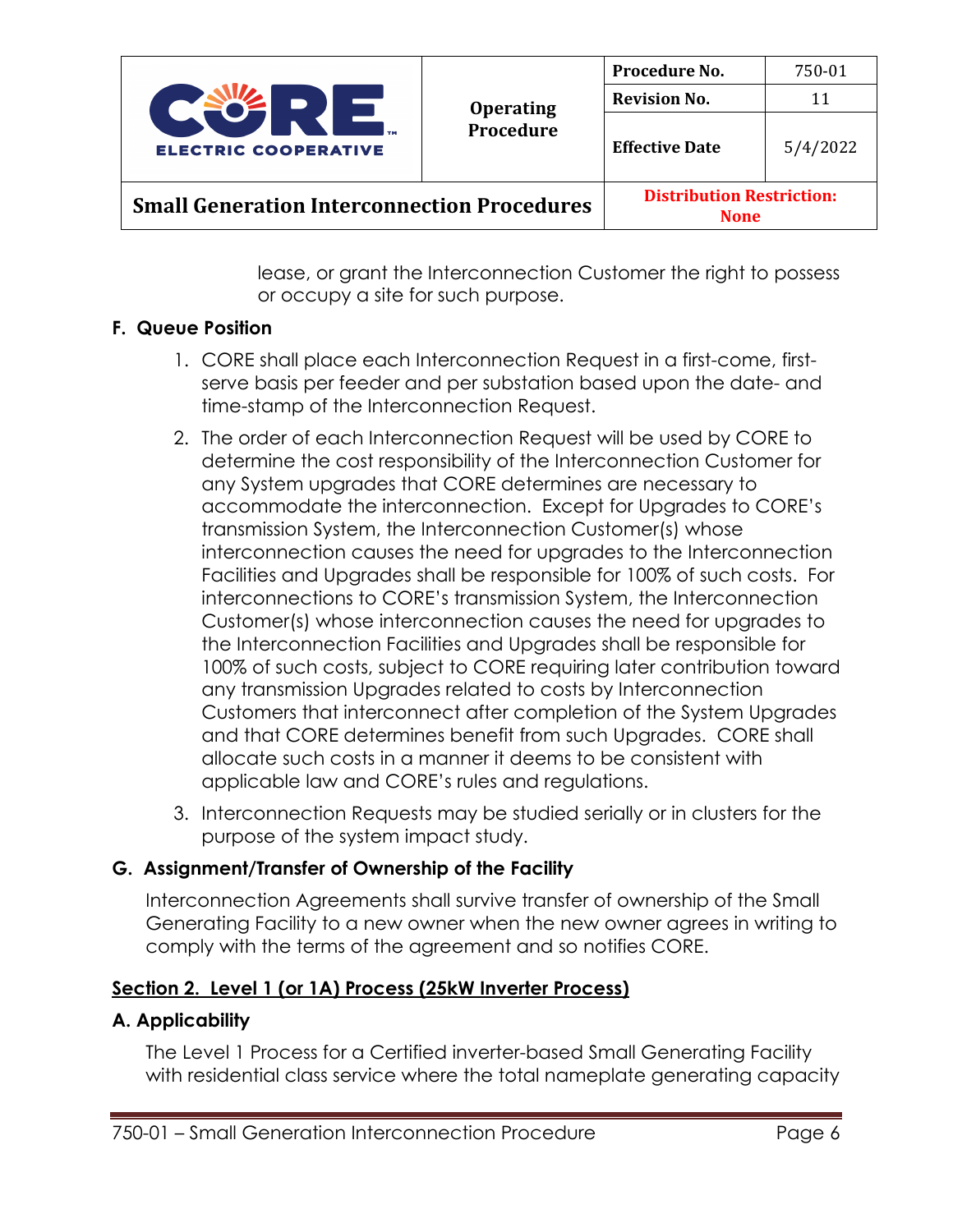lease, or grant the Interconnection Customer the right to possess or occupy a site for such purpose.

### F. Queue Position

1. CORE shall place each Interconnection Request in a first-come, first-serve basis per feeder and per substation based upon the date- and time-stamp of the Interconnection Request.
2. The order of each Interconnection Request will be used by CORE to determine the cost responsibility of the Interconnection Customer for any System upgrades that CORE determines are necessary to accommodate the interconnection. Except for Upgrades to CORE's transmission System, the Interconnection Customer(s) whose interconnection causes the need for upgrades to the Interconnection Facilities and Upgrades shall be responsible for 100% of such costs. For interconnections to CORE's transmission System, the Interconnection Customer(s) whose interconnection causes the need for upgrades to the Interconnection Facilities and Upgrades shall be responsible for 100% of such costs, subject to CORE requiring later contribution toward any transmission Upgrades related to costs by Interconnection Customers that interconnect after completion of the System Upgrades and that CORE determines benefit from such Upgrades. CORE shall allocate such costs in a manner it deems to be consistent with applicable law and CORE's rules and regulations.
3. Interconnection Requests may be studied serially or in clusters for the purpose of the system impact study.

### G. Assignment/Transfer of Ownership of the Facility

Interconnection Agreements shall survive transfer of ownership of the Small Generating Facility to a new owner when the new owner agrees in writing to comply with the terms of the agreement and so notifies CORE.

## Section 2. Level 1 (or 1A) Process (25kW Inverter Process)

### A. Applicability

The Level 1 Process for a Certified inverter-based Small Generating Facility with residential class service where the total nameplate generating capacity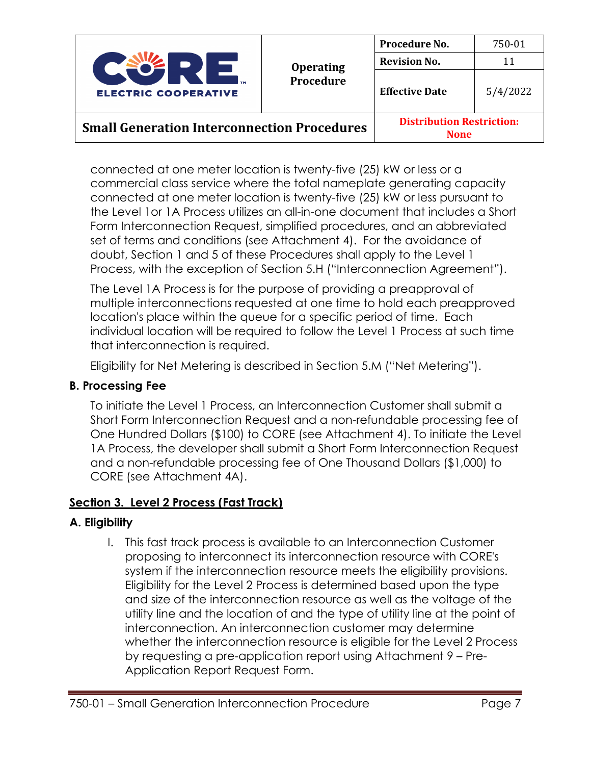connected at one meter location is twenty-five (25) kW or less or a commercial class service where the total nameplate generating capacity connected at one meter location is twenty-five (25) kW or less pursuant to the Level 1or 1A Process utilizes an all-in-one document that includes a Short Form Interconnection Request, simplified procedures, and an abbreviated set of terms and conditions (see Attachment 4). For the avoidance of doubt, Section 1 and 5 of these Procedures shall apply to the Level 1 Process, with the exception of Section 5.H ("Interconnection Agreement").

The Level 1A Process is for the purpose of providing a preapproval of multiple interconnections requested at one time to hold each preapproved location's place within the queue for a specific period of time. Each individual location will be required to follow the Level 1 Process at such time that interconnection is required.

Eligibility for Net Metering is described in Section 5.M ("Net Metering").

### B. Processing Fee

To initiate the Level 1 Process, an Interconnection Customer shall submit a Short Form Interconnection Request and a non-refundable processing fee of One Hundred Dollars ($100) to CORE (see Attachment 4). To initiate the Level 1A Process, the developer shall submit a Short Form Interconnection Request and a non-refundable processing fee of One Thousand Dollars ($1,000) to CORE (see Attachment 4A).

## Section 3. Level 2 Process (Fast Track)

### A. Eligibility

I. This fast track process is available to an Interconnection Customer proposing to interconnect its interconnection resource with CORE's system if the interconnection resource meets the eligibility provisions. Eligibility for the Level 2 Process is determined based upon the type and size of the interconnection resource as well as the voltage of the utility line and the location of and the type of utility line at the point of interconnection. An interconnection customer may determine whether the interconnection resource is eligible for the Level 2 Process by requesting a pre-application report using Attachment 9 – Pre-Application Report Request Form.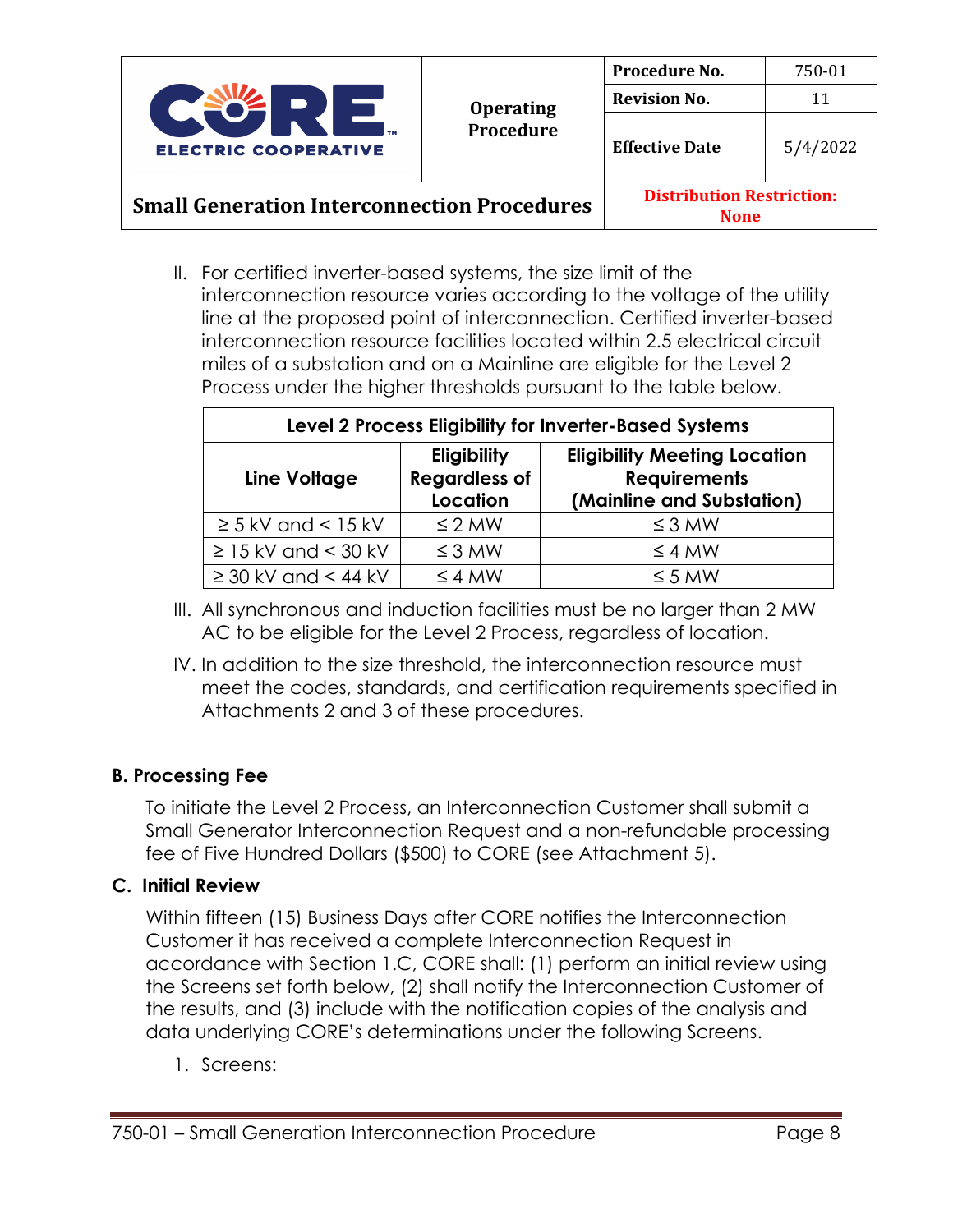II. For certified inverter-based systems, the size limit of the interconnection resource varies according to the voltage of the utility line at the proposed point of interconnection. Certified inverter-based interconnection resource facilities located within 2.5 electrical circuit miles of a substation and on a Mainline are eligible for the Level 2 Process under the higher thresholds pursuant to the table below.

| Level 2 Process Eligibility for Inverter-Based Systems | | |
|---|---|---|
| **Line Voltage** | **Eligibility Regardless of Location** | **Eligibility Meeting Location Requirements (Mainline and Substation)** |
| ≥ 5 kV and < 15 kV | ≤ 2 MW | ≤ 3 MW |
| ≥ 15 kV and < 30 kV | ≤ 3 MW | ≤ 4 MW |
| ≥ 30 kV and < 44 kV | ≤ 4 MW | ≤ 5 MW |

III. All synchronous and induction facilities must be no larger than 2 MW AC to be eligible for the Level 2 Process, regardless of location.

IV. In addition to the size threshold, the interconnection resource must meet the codes, standards, and certification requirements specified in Attachments 2 and 3 of these procedures.

### B. Processing Fee

To initiate the Level 2 Process, an Interconnection Customer shall submit a Small Generator Interconnection Request and a non-refundable processing fee of Five Hundred Dollars ($500) to CORE (see Attachment 5).

### C. Initial Review

Within fifteen (15) Business Days after CORE notifies the Interconnection Customer it has received a complete Interconnection Request in accordance with Section 1.C, CORE shall: (1) perform an initial review using the Screens set forth below, (2) shall notify the Interconnection Customer of the results, and (3) include with the notification copies of the analysis and data underlying CORE's determinations under the following Screens.

1. Screens: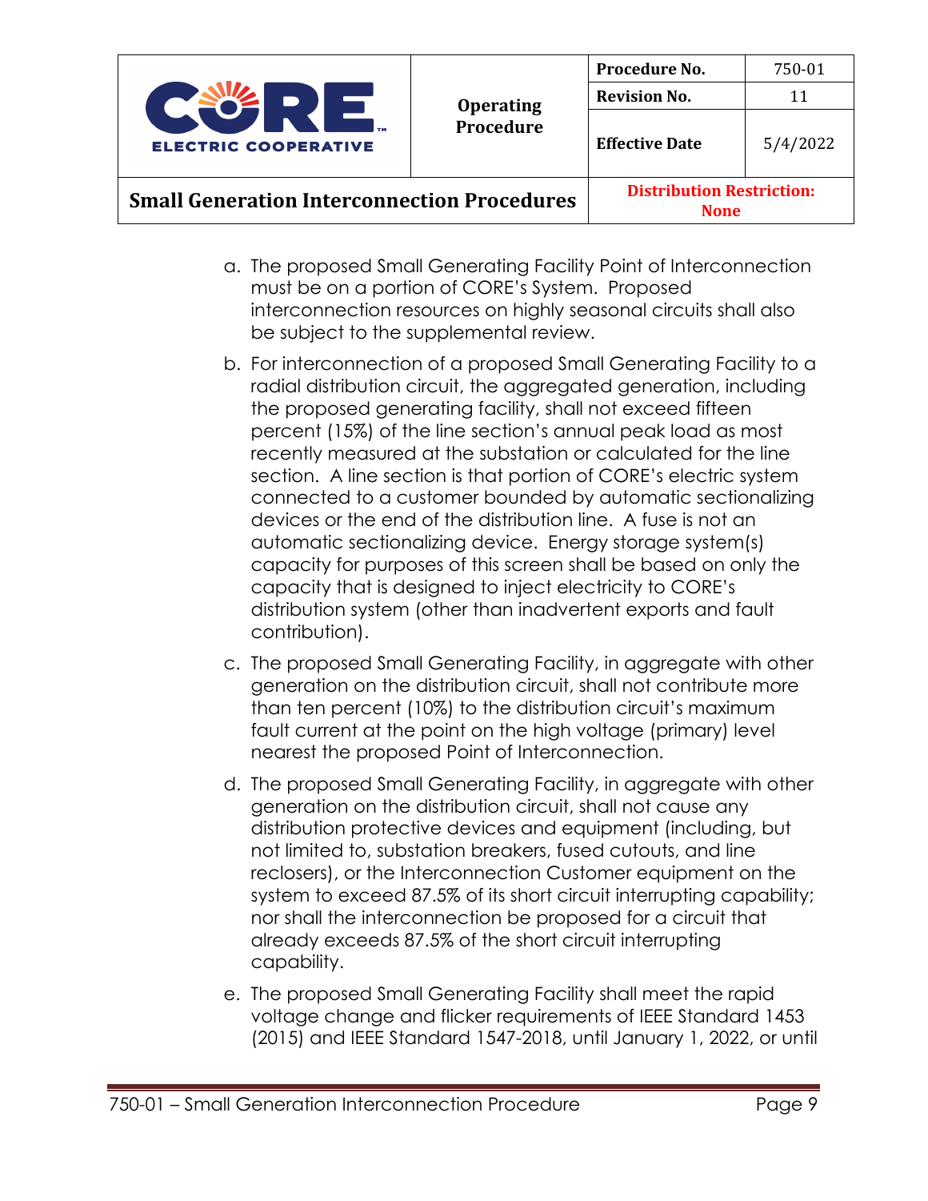a. The proposed Small Generating Facility Point of Interconnection must be on a portion of CORE's System. Proposed interconnection resources on highly seasonal circuits shall also be subject to the supplemental review.

b. For interconnection of a proposed Small Generating Facility to a radial distribution circuit, the aggregated generation, including the proposed generating facility, shall not exceed fifteen percent (15%) of the line section's annual peak load as most recently measured at the substation or calculated for the line section. A line section is that portion of CORE's electric system connected to a customer bounded by automatic sectionalizing devices or the end of the distribution line. A fuse is not an automatic sectionalizing device. Energy storage system(s) capacity for purposes of this screen shall be based on only the capacity that is designed to inject electricity to CORE's distribution system (other than inadvertent exports and fault contribution).

c. The proposed Small Generating Facility, in aggregate with other generation on the distribution circuit, shall not contribute more than ten percent (10%) to the distribution circuit's maximum fault current at the point on the high voltage (primary) level nearest the proposed Point of Interconnection.

d. The proposed Small Generating Facility, in aggregate with other generation on the distribution circuit, shall not cause any distribution protective devices and equipment (including, but not limited to, substation breakers, fused cutouts, and line reclosers), or the Interconnection Customer equipment on the system to exceed 87.5% of its short circuit interrupting capability; nor shall the interconnection be proposed for a circuit that already exceeds 87.5% of the short circuit interrupting capability.

e. The proposed Small Generating Facility shall meet the rapid voltage change and flicker requirements of IEEE Standard 1453 (2015) and IEEE Standard 1547-2018, until January 1, 2022, or until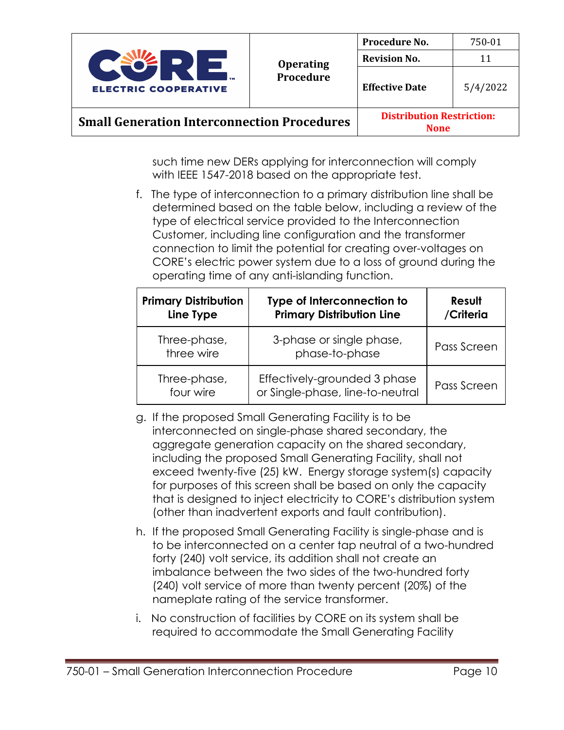such time new DERs applying for interconnection will comply with IEEE 1547-2018 based on the appropriate test.

f. The type of interconnection to a primary distribution line shall be determined based on the table below, including a review of the type of electrical service provided to the Interconnection Customer, including line configuration and the transformer connection to limit the potential for creating over-voltages on CORE's electric power system due to a loss of ground during the operating time of any anti-islanding function.

| Primary Distribution Line Type | Type of Interconnection to Primary Distribution Line | Result /Criteria |
|---|---|---|
| Three-phase, three wire | 3-phase or single phase, phase-to-phase | Pass Screen |
| Three-phase, four wire | Effectively-grounded 3 phase or Single-phase, line-to-neutral | Pass Screen |

g. If the proposed Small Generating Facility is to be interconnected on single-phase shared secondary, the aggregate generation capacity on the shared secondary, including the proposed Small Generating Facility, shall not exceed twenty-five (25) kW. Energy storage system(s) capacity for purposes of this screen shall be based on only the capacity that is designed to inject electricity to CORE's distribution system (other than inadvertent exports and fault contribution).

h. If the proposed Small Generating Facility is single-phase and is to be interconnected on a center tap neutral of a two-hundred forty (240) volt service, its addition shall not create an imbalance between the two sides of the two-hundred forty (240) volt service of more than twenty percent (20%) of the nameplate rating of the service transformer.

i. No construction of facilities by CORE on its system shall be required to accommodate the Small Generating Facility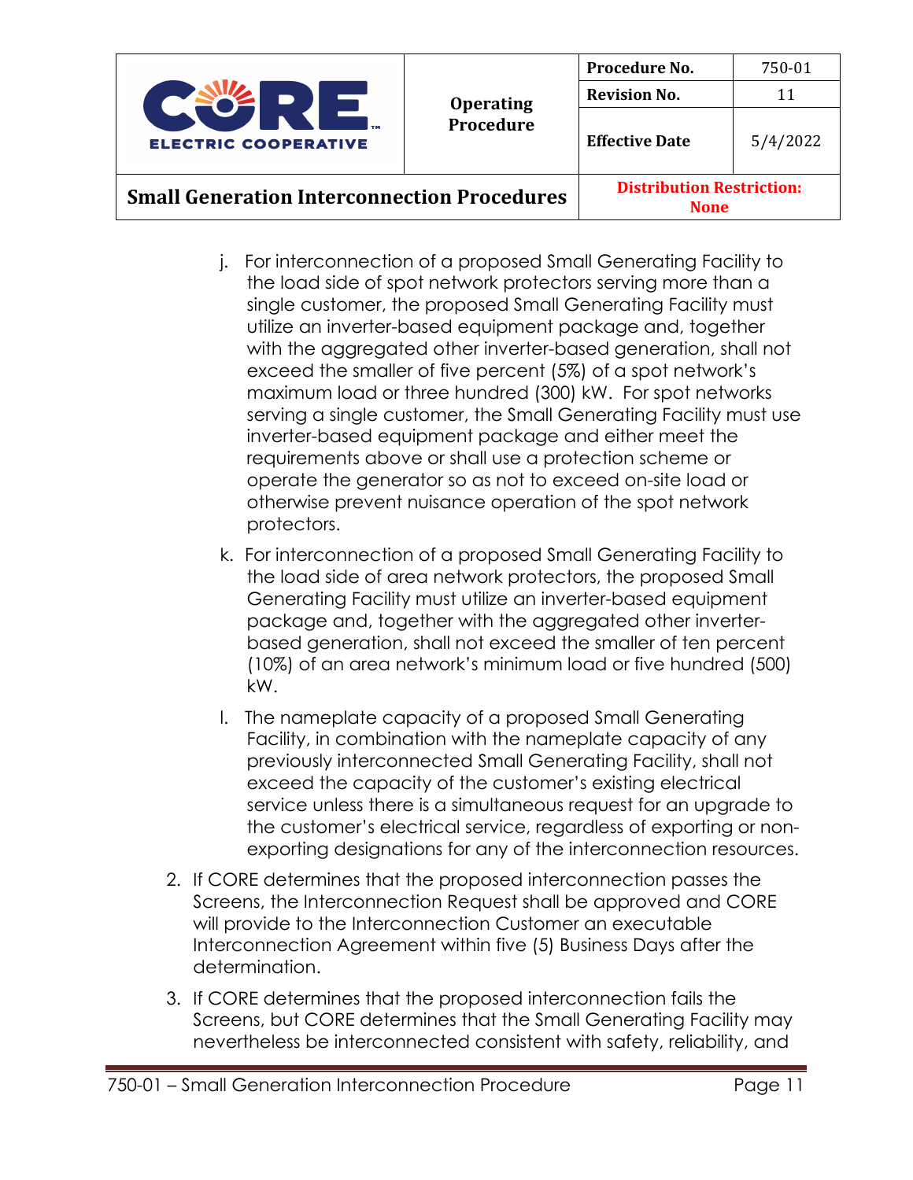j. For interconnection of a proposed Small Generating Facility to the load side of spot network protectors serving more than a single customer, the proposed Small Generating Facility must utilize an inverter-based equipment package and, together with the aggregated other inverter-based generation, shall not exceed the smaller of five percent (5%) of a spot network's maximum load or three hundred (300) kW. For spot networks serving a single customer, the Small Generating Facility must use inverter-based equipment package and either meet the requirements above or shall use a protection scheme or operate the generator so as not to exceed on-site load or otherwise prevent nuisance operation of the spot network protectors.

k. For interconnection of a proposed Small Generating Facility to the load side of area network protectors, the proposed Small Generating Facility must utilize an inverter-based equipment package and, together with the aggregated other inverter-based generation, shall not exceed the smaller of ten percent (10%) of an area network's minimum load or five hundred (500) kW.

l. The nameplate capacity of a proposed Small Generating Facility, in combination with the nameplate capacity of any previously interconnected Small Generating Facility, shall not exceed the capacity of the customer's existing electrical service unless there is a simultaneous request for an upgrade to the customer's electrical service, regardless of exporting or non-exporting designations for any of the interconnection resources.

2. If CORE determines that the proposed interconnection passes the Screens, the Interconnection Request shall be approved and CORE will provide to the Interconnection Customer an executable Interconnection Agreement within five (5) Business Days after the determination.

3. If CORE determines that the proposed interconnection fails the Screens, but CORE determines that the Small Generating Facility may nevertheless be interconnected consistent with safety, reliability, and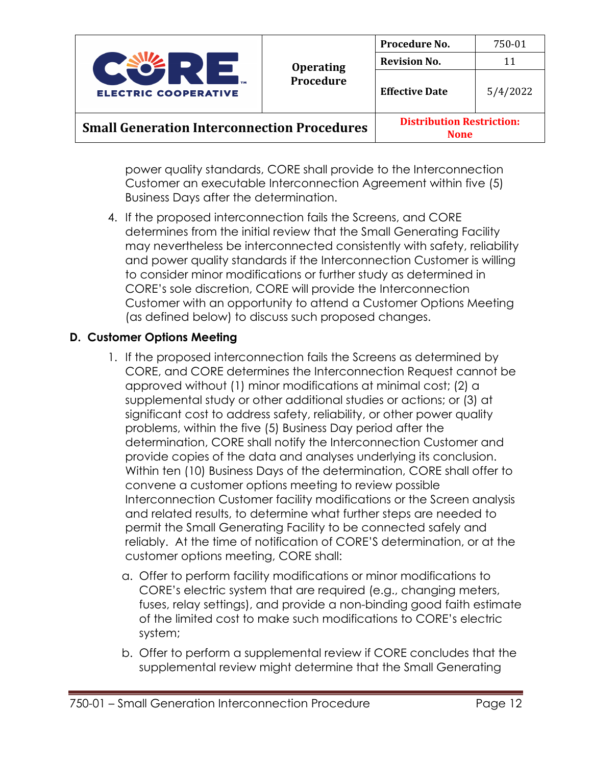power quality standards, CORE shall provide to the Interconnection Customer an executable Interconnection Agreement within five (5) Business Days after the determination.

4. If the proposed interconnection fails the Screens, and CORE determines from the initial review that the Small Generating Facility may nevertheless be interconnected consistently with safety, reliability and power quality standards if the Interconnection Customer is willing to consider minor modifications or further study as determined in CORE's sole discretion, CORE will provide the Interconnection Customer with an opportunity to attend a Customer Options Meeting (as defined below) to discuss such proposed changes.

## D. Customer Options Meeting

1. If the proposed interconnection fails the Screens as determined by CORE, and CORE determines the Interconnection Request cannot be approved without (1) minor modifications at minimal cost; (2) a supplemental study or other additional studies or actions; or (3) at significant cost to address safety, reliability, or other power quality problems, within the five (5) Business Day period after the determination, CORE shall notify the Interconnection Customer and provide copies of the data and analyses underlying its conclusion. Within ten (10) Business Days of the determination, CORE shall offer to convene a customer options meeting to review possible Interconnection Customer facility modifications or the Screen analysis and related results, to determine what further steps are needed to permit the Small Generating Facility to be connected safely and reliably. At the time of notification of CORE'S determination, or at the customer options meeting, CORE shall:

   a. Offer to perform facility modifications or minor modifications to CORE's electric system that are required (e.g., changing meters, fuses, relay settings), and provide a non-binding good faith estimate of the limited cost to make such modifications to CORE's electric system;

   b. Offer to perform a supplemental review if CORE concludes that the supplemental review might determine that the Small Generating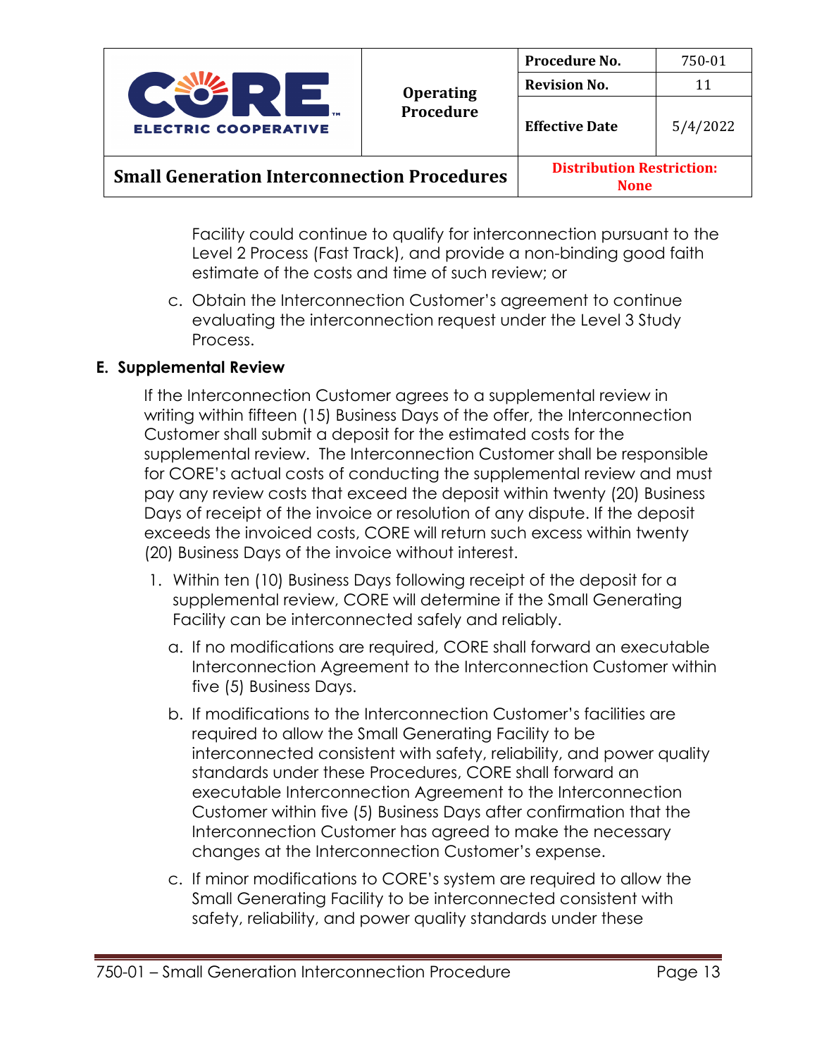Facility could continue to qualify for interconnection pursuant to the Level 2 Process (Fast Track), and provide a non-binding good faith estimate of the costs and time of such review; or

c. Obtain the Interconnection Customer's agreement to continue evaluating the interconnection request under the Level 3 Study Process.

## E. Supplemental Review

If the Interconnection Customer agrees to a supplemental review in writing within fifteen (15) Business Days of the offer, the Interconnection Customer shall submit a deposit for the estimated costs for the supplemental review. The Interconnection Customer shall be responsible for CORE's actual costs of conducting the supplemental review and must pay any review costs that exceed the deposit within twenty (20) Business Days of receipt of the invoice or resolution of any dispute. If the deposit exceeds the invoiced costs, CORE will return such excess within twenty (20) Business Days of the invoice without interest.

1. Within ten (10) Business Days following receipt of the deposit for a supplemental review, CORE will determine if the Small Generating Facility can be interconnected safely and reliably.

   a. If no modifications are required, CORE shall forward an executable Interconnection Agreement to the Interconnection Customer within five (5) Business Days.

   b. If modifications to the Interconnection Customer's facilities are required to allow the Small Generating Facility to be interconnected consistent with safety, reliability, and power quality standards under these Procedures, CORE shall forward an executable Interconnection Agreement to the Interconnection Customer within five (5) Business Days after confirmation that the Interconnection Customer has agreed to make the necessary changes at the Interconnection Customer's expense.

   c. If minor modifications to CORE's system are required to allow the Small Generating Facility to be interconnected consistent with safety, reliability, and power quality standards under these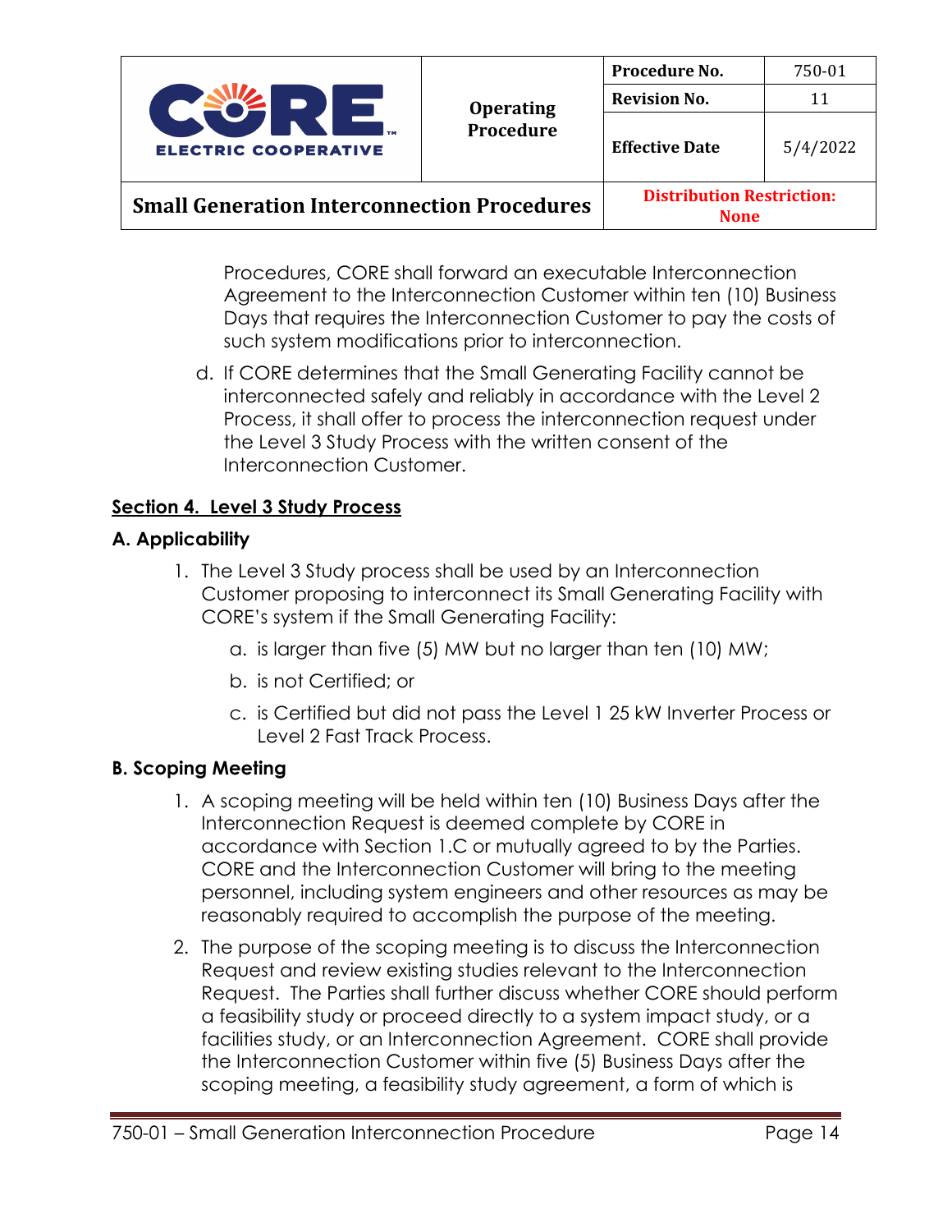Procedures, CORE shall forward an executable Interconnection Agreement to the Interconnection Customer within ten (10) Business Days that requires the Interconnection Customer to pay the costs of such system modifications prior to interconnection.

d. If CORE determines that the Small Generating Facility cannot be interconnected safely and reliably in accordance with the Level 2 Process, it shall offer to process the interconnection request under the Level 3 Study Process with the written consent of the Interconnection Customer.

## Section 4. Level 3 Study Process

### A. Applicability

1. The Level 3 Study process shall be used by an Interconnection Customer proposing to interconnect its Small Generating Facility with CORE's system if the Small Generating Facility:

    a. is larger than five (5) MW but no larger than ten (10) MW;

    b. is not Certified; or

    c. is Certified but did not pass the Level 1 25 kW Inverter Process or Level 2 Fast Track Process.

### B. Scoping Meeting

1. A scoping meeting will be held within ten (10) Business Days after the Interconnection Request is deemed complete by CORE in accordance with Section 1.C or mutually agreed to by the Parties. CORE and the Interconnection Customer will bring to the meeting personnel, including system engineers and other resources as may be reasonably required to accomplish the purpose of the meeting.

2. The purpose of the scoping meeting is to discuss the Interconnection Request and review existing studies relevant to the Interconnection Request. The Parties shall further discuss whether CORE should perform a feasibility study or proceed directly to a system impact study, or a facilities study, or an Interconnection Agreement. CORE shall provide the Interconnection Customer within five (5) Business Days after the scoping meeting, a feasibility study agreement, a form of which is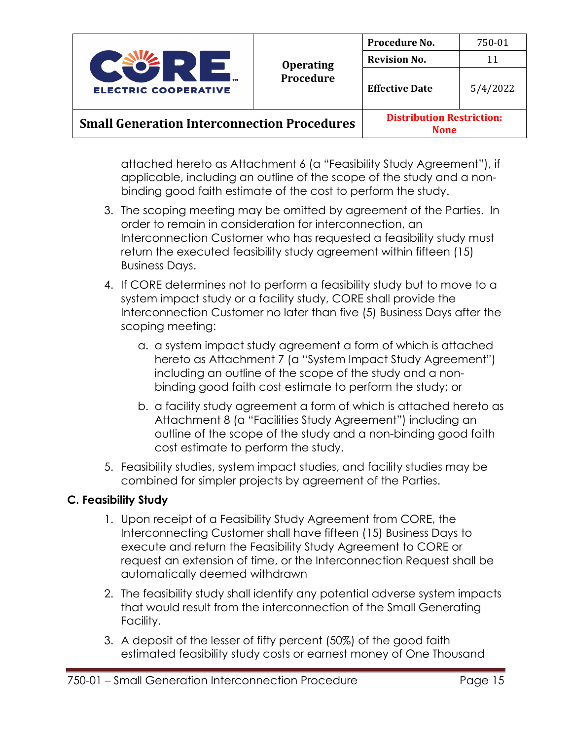attached hereto as Attachment 6 (a "Feasibility Study Agreement"), if applicable, including an outline of the scope of the study and a non-binding good faith estimate of the cost to perform the study.

3. The scoping meeting may be omitted by agreement of the Parties. In order to remain in consideration for interconnection, an Interconnection Customer who has requested a feasibility study must return the executed feasibility study agreement within fifteen (15) Business Days.
4. If CORE determines not to perform a feasibility study but to move to a system impact study or a facility study, CORE shall provide the Interconnection Customer no later than five (5) Business Days after the scoping meeting:
   a. a system impact study agreement a form of which is attached hereto as Attachment 7 (a "System Impact Study Agreement") including an outline of the scope of the study and a non-binding good faith cost estimate to perform the study; or
   b. a facility study agreement a form of which is attached hereto as Attachment 8 (a "Facilities Study Agreement") including an outline of the scope of the study and a non-binding good faith cost estimate to perform the study.
5. Feasibility studies, system impact studies, and facility studies may be combined for simpler projects by agreement of the Parties.

## C. Feasibility Study

1. Upon receipt of a Feasibility Study Agreement from CORE, the Interconnecting Customer shall have fifteen (15) Business Days to execute and return the Feasibility Study Agreement to CORE or request an extension of time, or the Interconnection Request shall be automatically deemed withdrawn
2. The feasibility study shall identify any potential adverse system impacts that would result from the interconnection of the Small Generating Facility.
3. A deposit of the lesser of fifty percent (50%) of the good faith estimated feasibility study costs or earnest money of One Thousand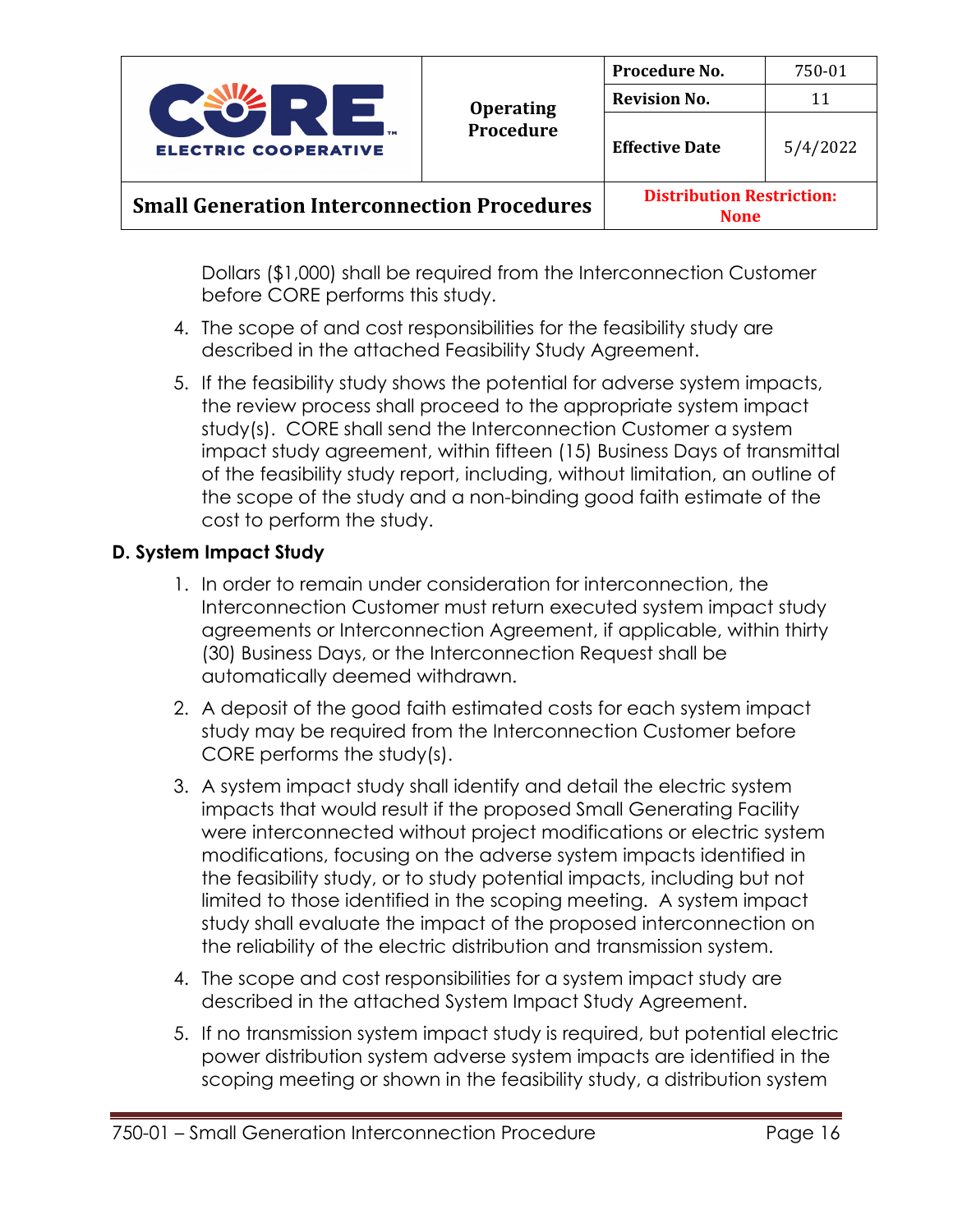Dollars ($1,000) shall be required from the Interconnection Customer before CORE performs this study.

4. The scope of and cost responsibilities for the feasibility study are described in the attached Feasibility Study Agreement.
5. If the feasibility study shows the potential for adverse system impacts, the review process shall proceed to the appropriate system impact study(s). CORE shall send the Interconnection Customer a system impact study agreement, within fifteen (15) Business Days of transmittal of the feasibility study report, including, without limitation, an outline of the scope of the study and a non-binding good faith estimate of the cost to perform the study.

### D. System Impact Study

1. In order to remain under consideration for interconnection, the Interconnection Customer must return executed system impact study agreements or Interconnection Agreement, if applicable, within thirty (30) Business Days, or the Interconnection Request shall be automatically deemed withdrawn.
2. A deposit of the good faith estimated costs for each system impact study may be required from the Interconnection Customer before CORE performs the study(s).
3. A system impact study shall identify and detail the electric system impacts that would result if the proposed Small Generating Facility were interconnected without project modifications or electric system modifications, focusing on the adverse system impacts identified in the feasibility study, or to study potential impacts, including but not limited to those identified in the scoping meeting. A system impact study shall evaluate the impact of the proposed interconnection on the reliability of the electric distribution and transmission system.
4. The scope and cost responsibilities for a system impact study are described in the attached System Impact Study Agreement.
5. If no transmission system impact study is required, but potential electric power distribution system adverse system impacts are identified in the scoping meeting or shown in the feasibility study, a distribution system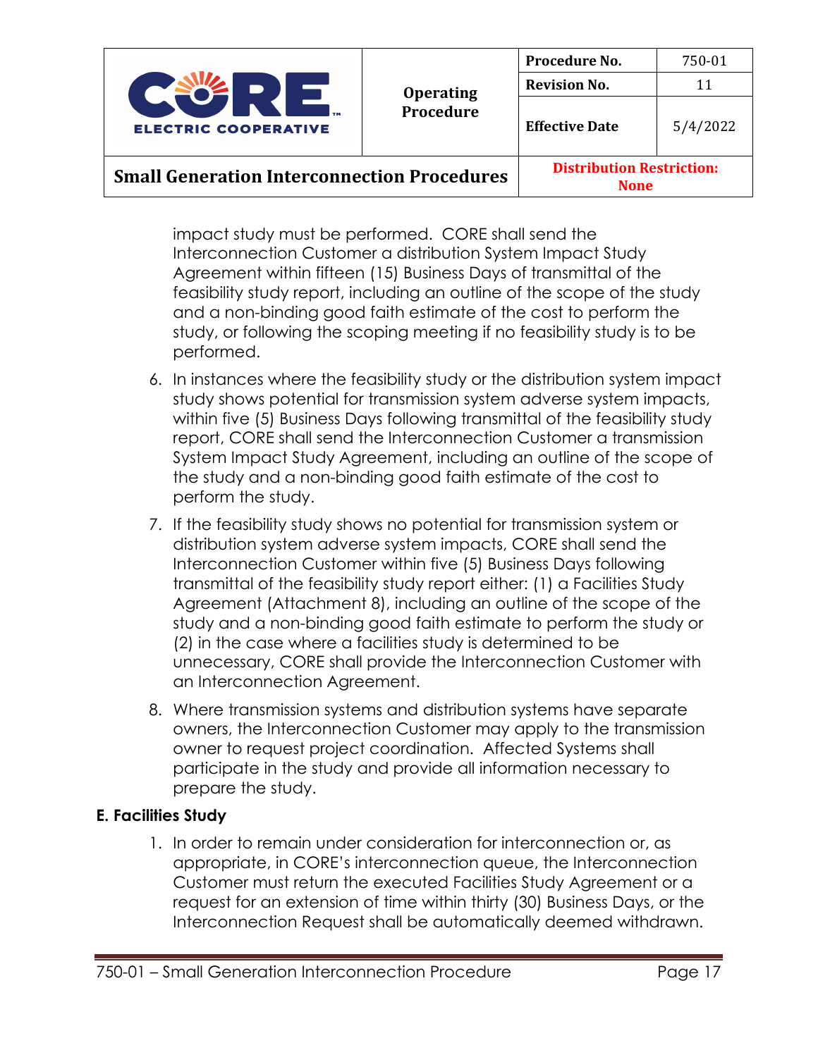impact study must be performed. CORE shall send the Interconnection Customer a distribution System Impact Study Agreement within fifteen (15) Business Days of transmittal of the feasibility study report, including an outline of the scope of the study and a non-binding good faith estimate of the cost to perform the study, or following the scoping meeting if no feasibility study is to be performed.

6. In instances where the feasibility study or the distribution system impact study shows potential for transmission system adverse system impacts, within five (5) Business Days following transmittal of the feasibility study report, CORE shall send the Interconnection Customer a transmission System Impact Study Agreement, including an outline of the scope of the study and a non-binding good faith estimate of the cost to perform the study.
7. If the feasibility study shows no potential for transmission system or distribution system adverse system impacts, CORE shall send the Interconnection Customer within five (5) Business Days following transmittal of the feasibility study report either: (1) a Facilities Study Agreement (Attachment 8), including an outline of the scope of the study and a non-binding good faith estimate to perform the study or (2) in the case where a facilities study is determined to be unnecessary, CORE shall provide the Interconnection Customer with an Interconnection Agreement.
8. Where transmission systems and distribution systems have separate owners, the Interconnection Customer may apply to the transmission owner to request project coordination. Affected Systems shall participate in the study and provide all information necessary to prepare the study.

### E. Facilities Study

1. In order to remain under consideration for interconnection or, as appropriate, in CORE's interconnection queue, the Interconnection Customer must return the executed Facilities Study Agreement or a request for an extension of time within thirty (30) Business Days, or the Interconnection Request shall be automatically deemed withdrawn.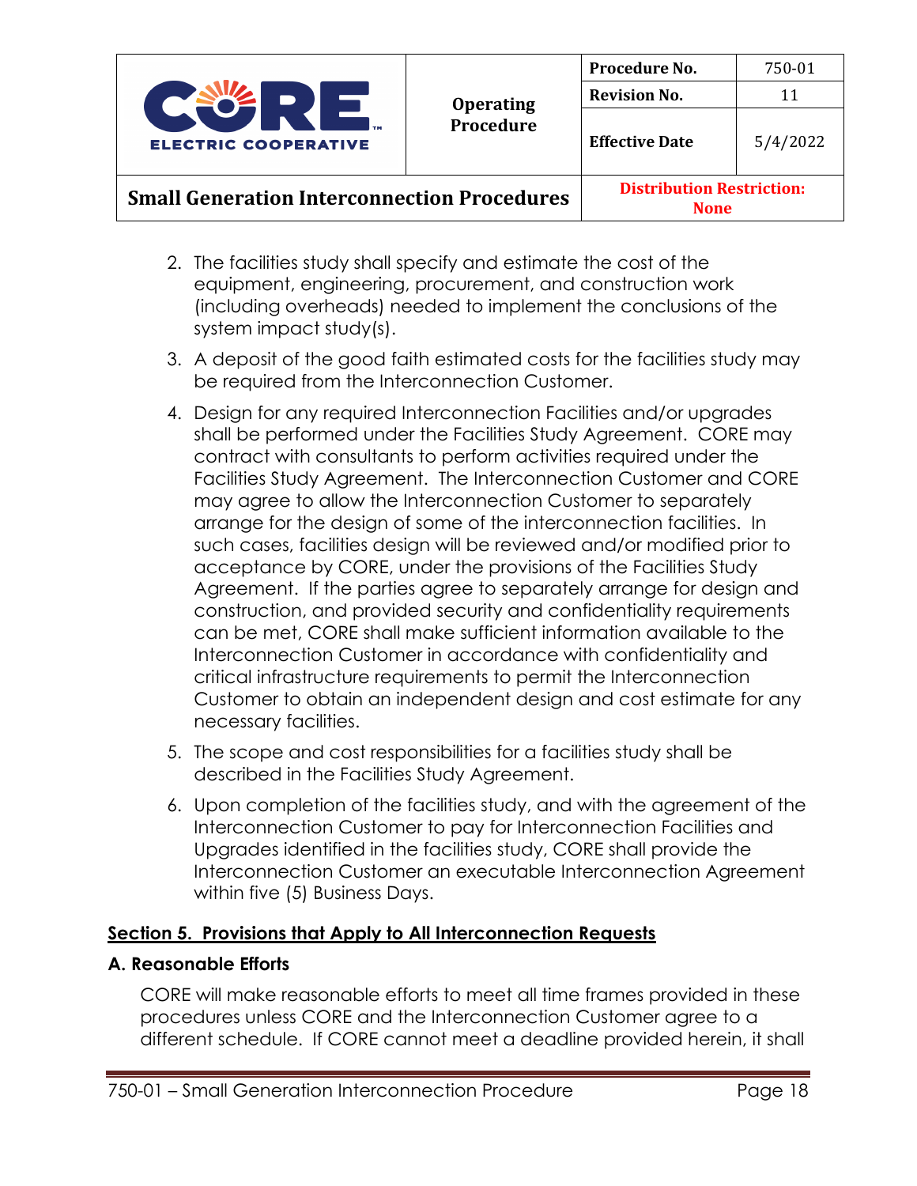2. The facilities study shall specify and estimate the cost of the equipment, engineering, procurement, and construction work (including overheads) needed to implement the conclusions of the system impact study(s).
3. A deposit of the good faith estimated costs for the facilities study may be required from the Interconnection Customer.
4. Design for any required Interconnection Facilities and/or upgrades shall be performed under the Facilities Study Agreement. CORE may contract with consultants to perform activities required under the Facilities Study Agreement. The Interconnection Customer and CORE may agree to allow the Interconnection Customer to separately arrange for the design of some of the interconnection facilities. In such cases, facilities design will be reviewed and/or modified prior to acceptance by CORE, under the provisions of the Facilities Study Agreement. If the parties agree to separately arrange for design and construction, and provided security and confidentiality requirements can be met, CORE shall make sufficient information available to the Interconnection Customer in accordance with confidentiality and critical infrastructure requirements to permit the Interconnection Customer to obtain an independent design and cost estimate for any necessary facilities.
5. The scope and cost responsibilities for a facilities study shall be described in the Facilities Study Agreement.
6. Upon completion of the facilities study, and with the agreement of the Interconnection Customer to pay for Interconnection Facilities and Upgrades identified in the facilities study, CORE shall provide the Interconnection Customer an executable Interconnection Agreement within five (5) Business Days.

## Section 5. Provisions that Apply to All Interconnection Requests

### A. Reasonable Efforts

CORE will make reasonable efforts to meet all time frames provided in these procedures unless CORE and the Interconnection Customer agree to a different schedule. If CORE cannot meet a deadline provided herein, it shall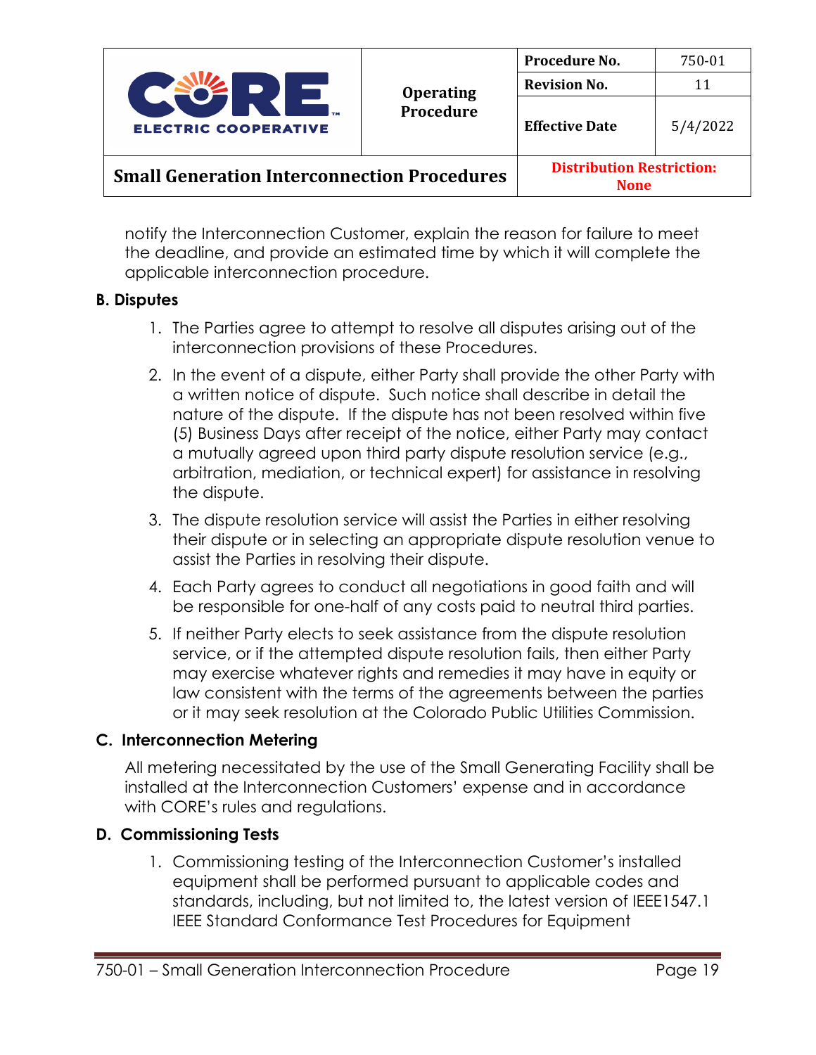notify the Interconnection Customer, explain the reason for failure to meet the deadline, and provide an estimated time by which it will complete the applicable interconnection procedure.

### B. Disputes

1. The Parties agree to attempt to resolve all disputes arising out of the interconnection provisions of these Procedures.
2. In the event of a dispute, either Party shall provide the other Party with a written notice of dispute. Such notice shall describe in detail the nature of the dispute. If the dispute has not been resolved within five (5) Business Days after receipt of the notice, either Party may contact a mutually agreed upon third party dispute resolution service (e.g., arbitration, mediation, or technical expert) for assistance in resolving the dispute.
3. The dispute resolution service will assist the Parties in either resolving their dispute or in selecting an appropriate dispute resolution venue to assist the Parties in resolving their dispute.
4. Each Party agrees to conduct all negotiations in good faith and will be responsible for one-half of any costs paid to neutral third parties.
5. If neither Party elects to seek assistance from the dispute resolution service, or if the attempted dispute resolution fails, then either Party may exercise whatever rights and remedies it may have in equity or law consistent with the terms of the agreements between the parties or it may seek resolution at the Colorado Public Utilities Commission.

### C. Interconnection Metering

All metering necessitated by the use of the Small Generating Facility shall be installed at the Interconnection Customers' expense and in accordance with CORE's rules and regulations.

### D. Commissioning Tests

1. Commissioning testing of the Interconnection Customer's installed equipment shall be performed pursuant to applicable codes and standards, including, but not limited to, the latest version of IEEE1547.1 IEEE Standard Conformance Test Procedures for Equipment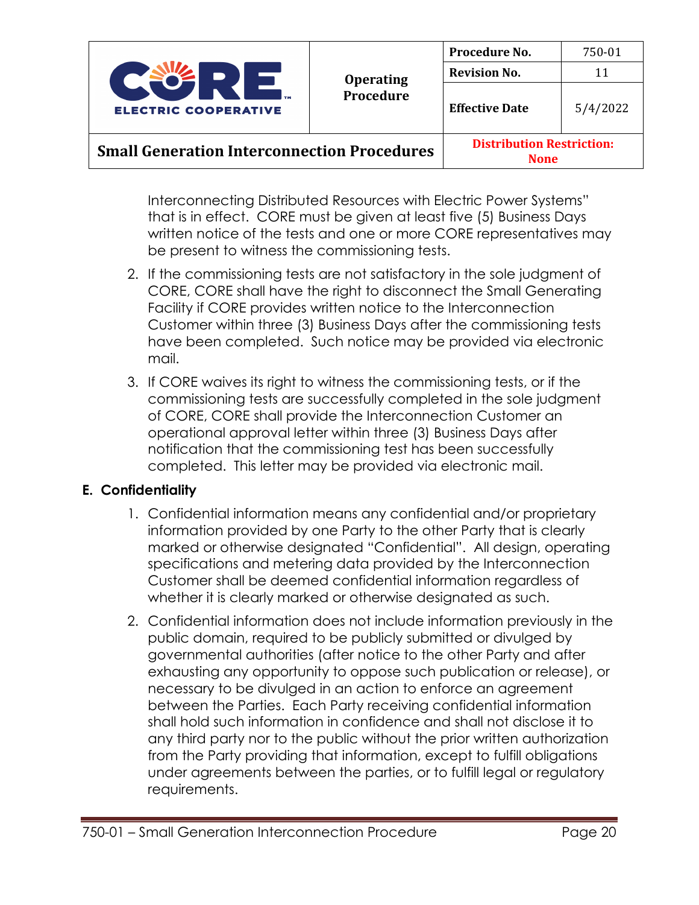Interconnecting Distributed Resources with Electric Power Systems" that is in effect. CORE must be given at least five (5) Business Days written notice of the tests and one or more CORE representatives may be present to witness the commissioning tests.

2. If the commissioning tests are not satisfactory in the sole judgment of CORE, CORE shall have the right to disconnect the Small Generating Facility if CORE provides written notice to the Interconnection Customer within three (3) Business Days after the commissioning tests have been completed. Such notice may be provided via electronic mail.

3. If CORE waives its right to witness the commissioning tests, or if the commissioning tests are successfully completed in the sole judgment of CORE, CORE shall provide the Interconnection Customer an operational approval letter within three (3) Business Days after notification that the commissioning test has been successfully completed. This letter may be provided via electronic mail.

## E. Confidentiality

1. Confidential information means any confidential and/or proprietary information provided by one Party to the other Party that is clearly marked or otherwise designated "Confidential". All design, operating specifications and metering data provided by the Interconnection Customer shall be deemed confidential information regardless of whether it is clearly marked or otherwise designated as such.

2. Confidential information does not include information previously in the public domain, required to be publicly submitted or divulged by governmental authorities (after notice to the other Party and after exhausting any opportunity to oppose such publication or release), or necessary to be divulged in an action to enforce an agreement between the Parties. Each Party receiving confidential information shall hold such information in confidence and shall not disclose it to any third party nor to the public without the prior written authorization from the Party providing that information, except to fulfill obligations under agreements between the parties, or to fulfill legal or regulatory requirements.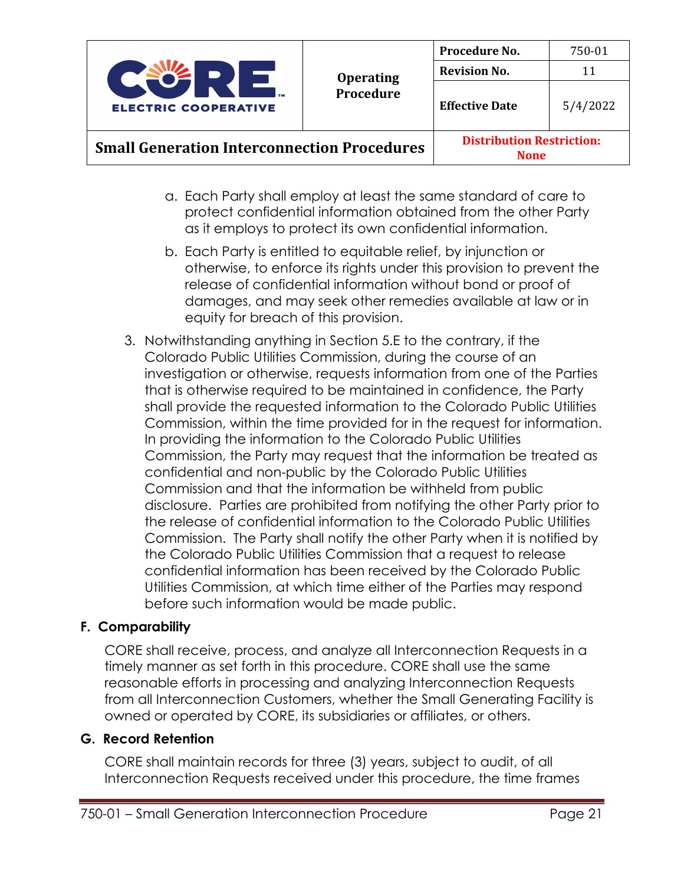a. Each Party shall employ at least the same standard of care to protect confidential information obtained from the other Party as it employs to protect its own confidential information.

b. Each Party is entitled to equitable relief, by injunction or otherwise, to enforce its rights under this provision to prevent the release of confidential information without bond or proof of damages, and may seek other remedies available at law or in equity for breach of this provision.

3. Notwithstanding anything in Section 5.E to the contrary, if the Colorado Public Utilities Commission, during the course of an investigation or otherwise, requests information from one of the Parties that is otherwise required to be maintained in confidence, the Party shall provide the requested information to the Colorado Public Utilities Commission, within the time provided for in the request for information. In providing the information to the Colorado Public Utilities Commission, the Party may request that the information be treated as confidential and non-public by the Colorado Public Utilities Commission and that the information be withheld from public disclosure. Parties are prohibited from notifying the other Party prior to the release of confidential information to the Colorado Public Utilities Commission. The Party shall notify the other Party when it is notified by the Colorado Public Utilities Commission that a request to release confidential information has been received by the Colorado Public Utilities Commission, at which time either of the Parties may respond before such information would be made public.

### F. Comparability

CORE shall receive, process, and analyze all Interconnection Requests in a timely manner as set forth in this procedure. CORE shall use the same reasonable efforts in processing and analyzing Interconnection Requests from all Interconnection Customers, whether the Small Generating Facility is owned or operated by CORE, its subsidiaries or affiliates, or others.

### G. Record Retention

CORE shall maintain records for three (3) years, subject to audit, of all Interconnection Requests received under this procedure, the time frames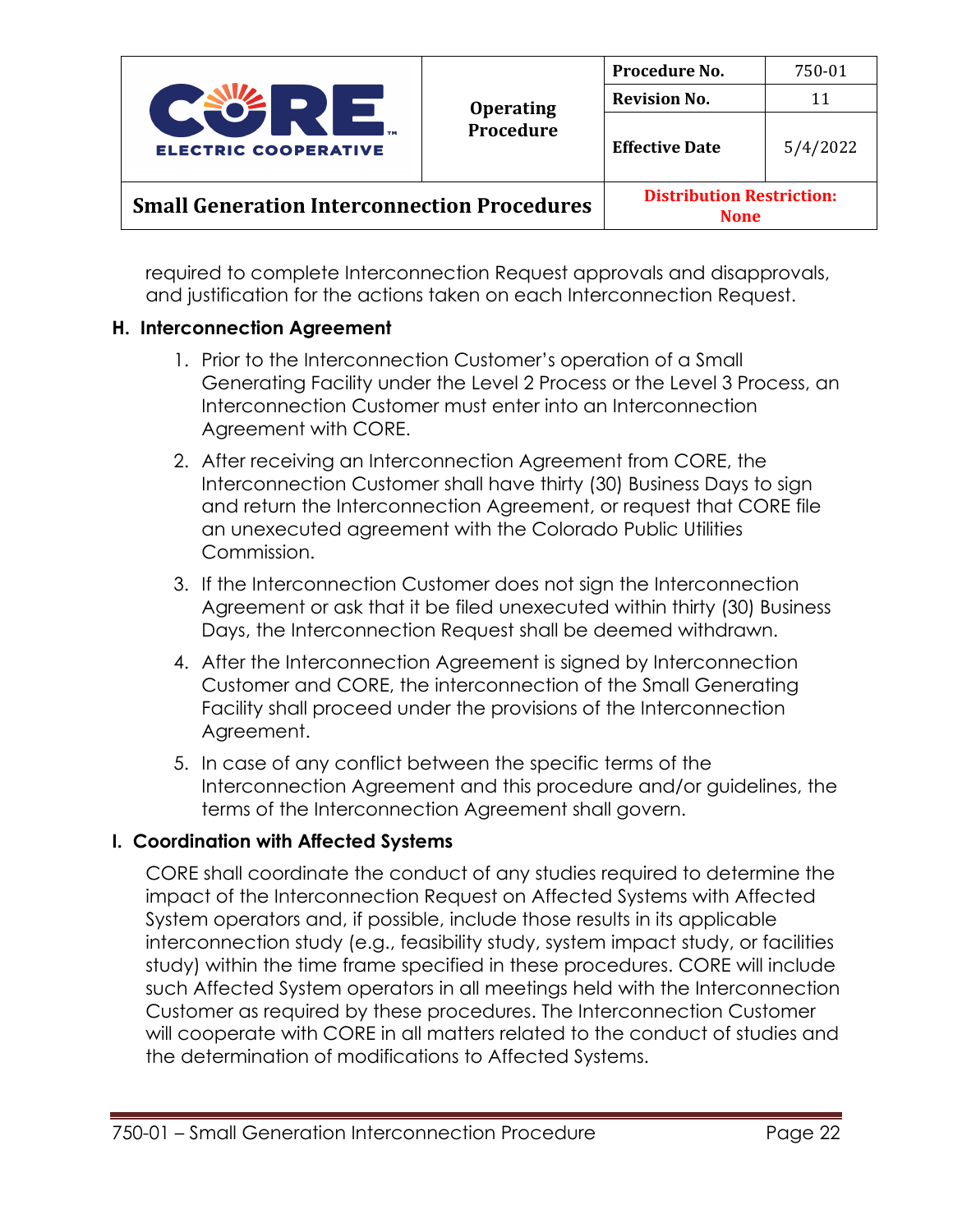required to complete Interconnection Request approvals and disapprovals, and justification for the actions taken on each Interconnection Request.

### H. Interconnection Agreement

1. Prior to the Interconnection Customer's operation of a Small Generating Facility under the Level 2 Process or the Level 3 Process, an Interconnection Customer must enter into an Interconnection Agreement with CORE.
2. After receiving an Interconnection Agreement from CORE, the Interconnection Customer shall have thirty (30) Business Days to sign and return the Interconnection Agreement, or request that CORE file an unexecuted agreement with the Colorado Public Utilities Commission.
3. If the Interconnection Customer does not sign the Interconnection Agreement or ask that it be filed unexecuted within thirty (30) Business Days, the Interconnection Request shall be deemed withdrawn.
4. After the Interconnection Agreement is signed by Interconnection Customer and CORE, the interconnection of the Small Generating Facility shall proceed under the provisions of the Interconnection Agreement.
5. In case of any conflict between the specific terms of the Interconnection Agreement and this procedure and/or guidelines, the terms of the Interconnection Agreement shall govern.

### I. Coordination with Affected Systems

CORE shall coordinate the conduct of any studies required to determine the impact of the Interconnection Request on Affected Systems with Affected System operators and, if possible, include those results in its applicable interconnection study (e.g., feasibility study, system impact study, or facilities study) within the time frame specified in these procedures. CORE will include such Affected System operators in all meetings held with the Interconnection Customer as required by these procedures. The Interconnection Customer will cooperate with CORE in all matters related to the conduct of studies and the determination of modifications to Affected Systems.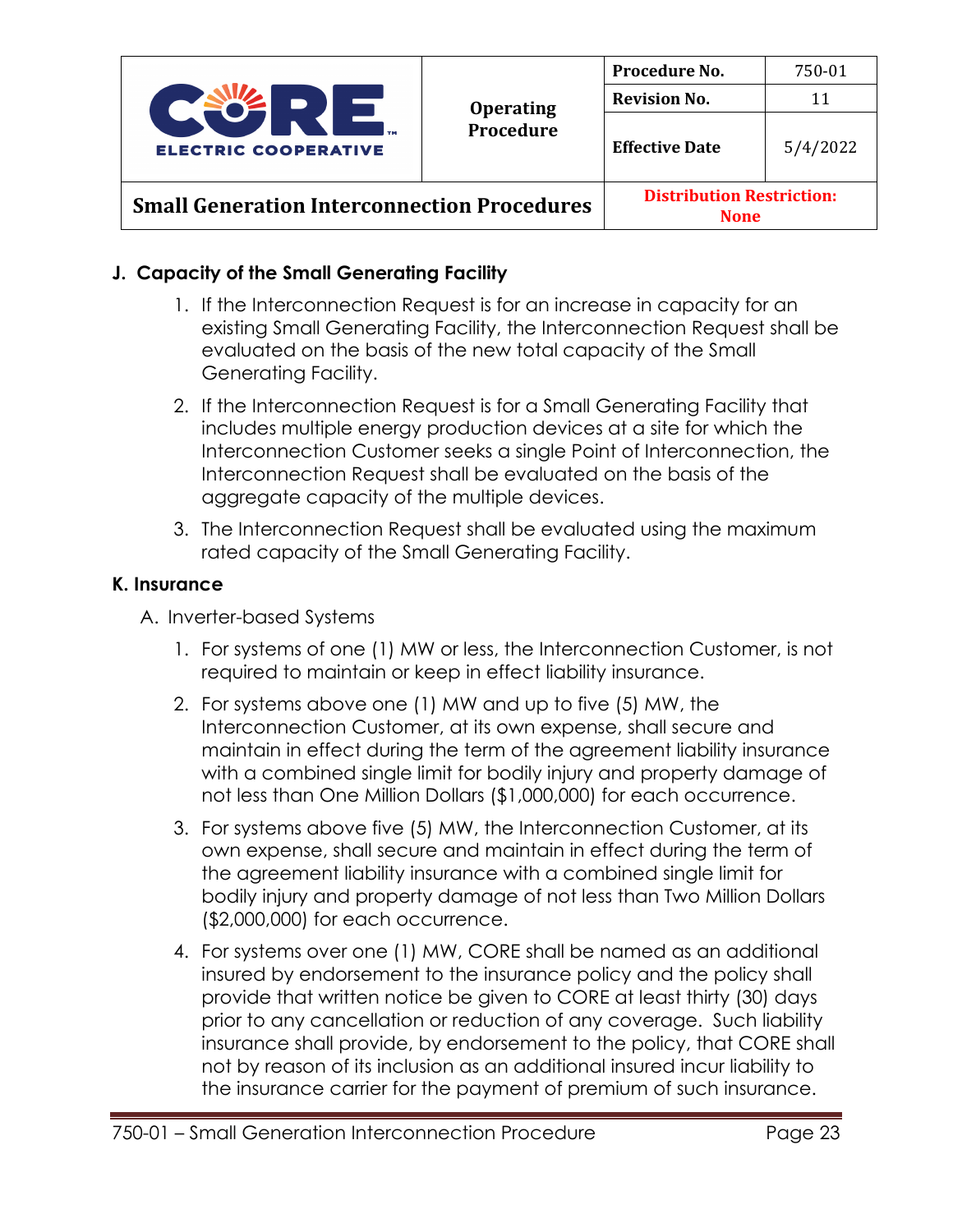## J. Capacity of the Small Generating Facility

1. If the Interconnection Request is for an increase in capacity for an existing Small Generating Facility, the Interconnection Request shall be evaluated on the basis of the new total capacity of the Small Generating Facility.
2. If the Interconnection Request is for a Small Generating Facility that includes multiple energy production devices at a site for which the Interconnection Customer seeks a single Point of Interconnection, the Interconnection Request shall be evaluated on the basis of the aggregate capacity of the multiple devices.
3. The Interconnection Request shall be evaluated using the maximum rated capacity of the Small Generating Facility.

## K. Insurance

A. Inverter-based Systems

1. For systems of one (1) MW or less, the Interconnection Customer, is not required to maintain or keep in effect liability insurance.
2. For systems above one (1) MW and up to five (5) MW, the Interconnection Customer, at its own expense, shall secure and maintain in effect during the term of the agreement liability insurance with a combined single limit for bodily injury and property damage of not less than One Million Dollars ($1,000,000) for each occurrence.
3. For systems above five (5) MW, the Interconnection Customer, at its own expense, shall secure and maintain in effect during the term of the agreement liability insurance with a combined single limit for bodily injury and property damage of not less than Two Million Dollars ($2,000,000) for each occurrence.
4. For systems over one (1) MW, CORE shall be named as an additional insured by endorsement to the insurance policy and the policy shall provide that written notice be given to CORE at least thirty (30) days prior to any cancellation or reduction of any coverage. Such liability insurance shall provide, by endorsement to the policy, that CORE shall not by reason of its inclusion as an additional insured incur liability to the insurance carrier for the payment of premium of such insurance.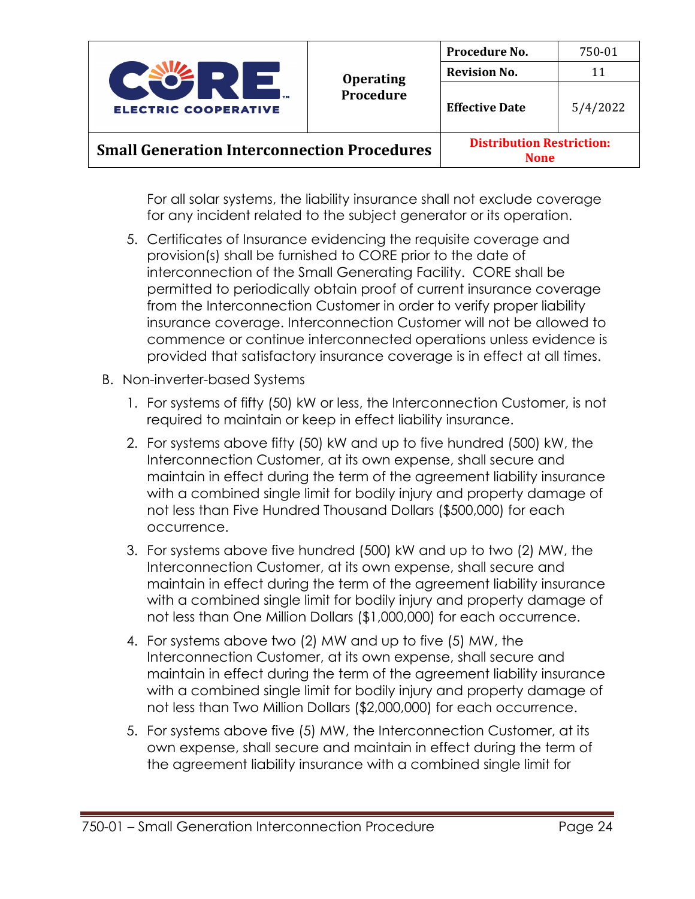For all solar systems, the liability insurance shall not exclude coverage for any incident related to the subject generator or its operation.

5. Certificates of Insurance evidencing the requisite coverage and provision(s) shall be furnished to CORE prior to the date of interconnection of the Small Generating Facility. CORE shall be permitted to periodically obtain proof of current insurance coverage from the Interconnection Customer in order to verify proper liability insurance coverage. Interconnection Customer will not be allowed to commence or continue interconnected operations unless evidence is provided that satisfactory insurance coverage is in effect at all times.

B. Non-inverter-based Systems

1. For systems of fifty (50) kW or less, the Interconnection Customer, is not required to maintain or keep in effect liability insurance.
2. For systems above fifty (50) kW and up to five hundred (500) kW, the Interconnection Customer, at its own expense, shall secure and maintain in effect during the term of the agreement liability insurance with a combined single limit for bodily injury and property damage of not less than Five Hundred Thousand Dollars ($500,000) for each occurrence.
3. For systems above five hundred (500) kW and up to two (2) MW, the Interconnection Customer, at its own expense, shall secure and maintain in effect during the term of the agreement liability insurance with a combined single limit for bodily injury and property damage of not less than One Million Dollars ($1,000,000) for each occurrence.
4. For systems above two (2) MW and up to five (5) MW, the Interconnection Customer, at its own expense, shall secure and maintain in effect during the term of the agreement liability insurance with a combined single limit for bodily injury and property damage of not less than Two Million Dollars ($2,000,000) for each occurrence.
5. For systems above five (5) MW, the Interconnection Customer, at its own expense, shall secure and maintain in effect during the term of the agreement liability insurance with a combined single limit for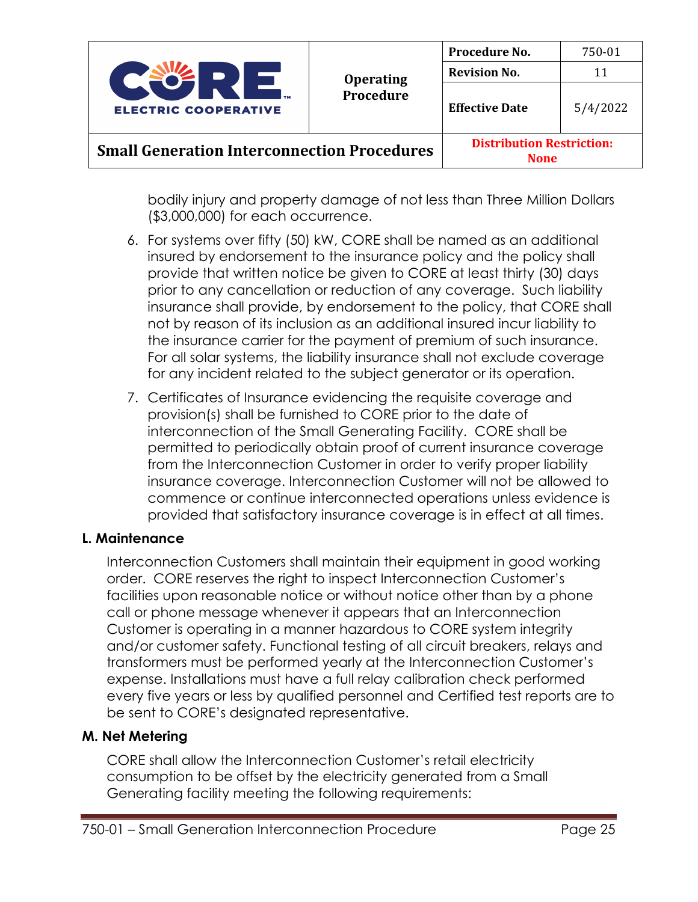bodily injury and property damage of not less than Three Million Dollars ($3,000,000) for each occurrence.

6. For systems over fifty (50) kW, CORE shall be named as an additional insured by endorsement to the insurance policy and the policy shall provide that written notice be given to CORE at least thirty (30) days prior to any cancellation or reduction of any coverage. Such liability insurance shall provide, by endorsement to the policy, that CORE shall not by reason of its inclusion as an additional insured incur liability to the insurance carrier for the payment of premium of such insurance. For all solar systems, the liability insurance shall not exclude coverage for any incident related to the subject generator or its operation.
7. Certificates of Insurance evidencing the requisite coverage and provision(s) shall be furnished to CORE prior to the date of interconnection of the Small Generating Facility. CORE shall be permitted to periodically obtain proof of current insurance coverage from the Interconnection Customer in order to verify proper liability insurance coverage. Interconnection Customer will not be allowed to commence or continue interconnected operations unless evidence is provided that satisfactory insurance coverage is in effect at all times.

### L. Maintenance

Interconnection Customers shall maintain their equipment in good working order. CORE reserves the right to inspect Interconnection Customer's facilities upon reasonable notice or without notice other than by a phone call or phone message whenever it appears that an Interconnection Customer is operating in a manner hazardous to CORE system integrity and/or customer safety. Functional testing of all circuit breakers, relays and transformers must be performed yearly at the Interconnection Customer's expense. Installations must have a full relay calibration check performed every five years or less by qualified personnel and Certified test reports are to be sent to CORE's designated representative.

### M. Net Metering

CORE shall allow the Interconnection Customer's retail electricity consumption to be offset by the electricity generated from a Small Generating facility meeting the following requirements: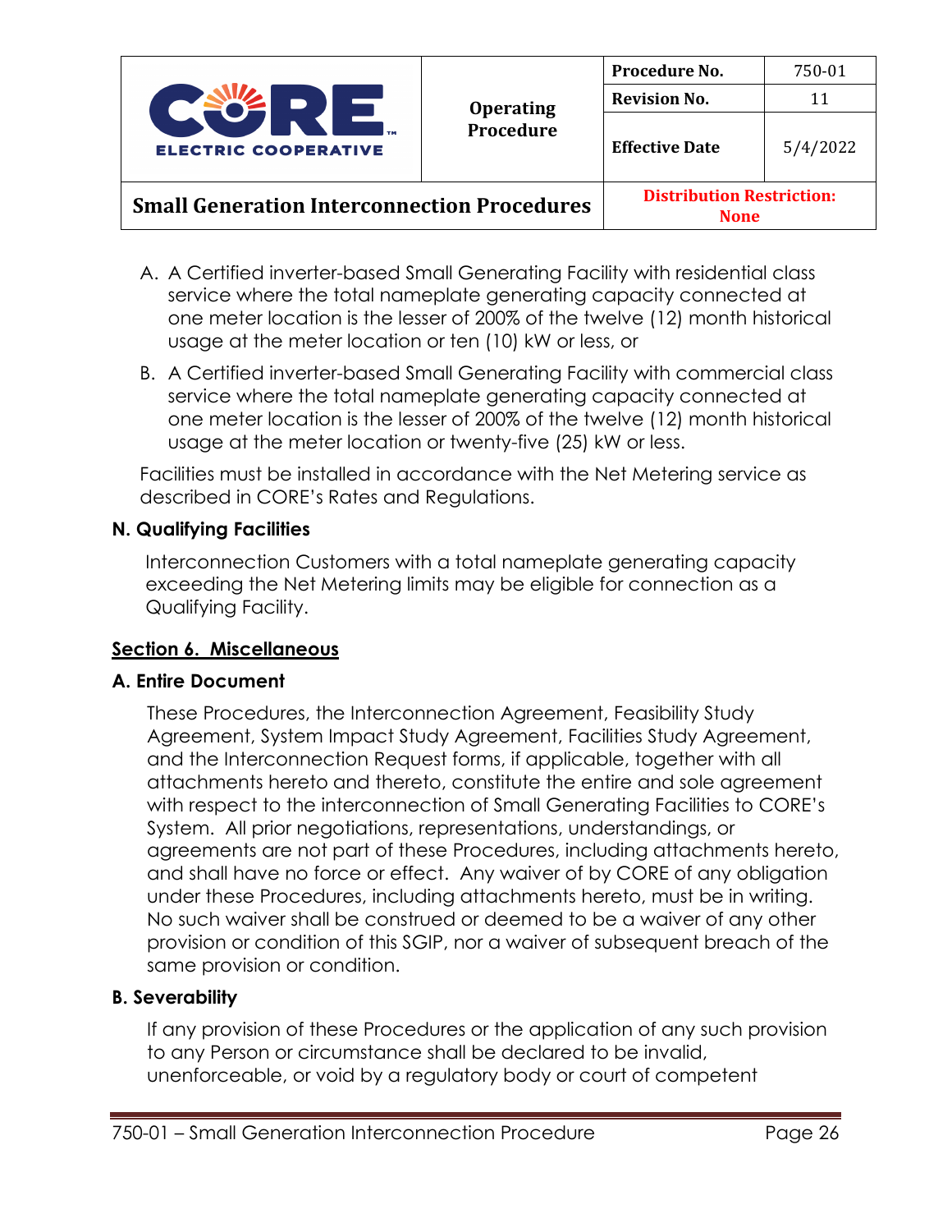A. A Certified inverter-based Small Generating Facility with residential class service where the total nameplate generating capacity connected at one meter location is the lesser of 200% of the twelve (12) month historical usage at the meter location or ten (10) kW or less, or

B. A Certified inverter-based Small Generating Facility with commercial class service where the total nameplate generating capacity connected at one meter location is the lesser of 200% of the twelve (12) month historical usage at the meter location or twenty-five (25) kW or less.

Facilities must be installed in accordance with the Net Metering service as described in CORE's Rates and Regulations.

### N. Qualifying Facilities

Interconnection Customers with a total nameplate generating capacity exceeding the Net Metering limits may be eligible for connection as a Qualifying Facility.

## Section 6. Miscellaneous

### A. Entire Document

These Procedures, the Interconnection Agreement, Feasibility Study Agreement, System Impact Study Agreement, Facilities Study Agreement, and the Interconnection Request forms, if applicable, together with all attachments hereto and thereto, constitute the entire and sole agreement with respect to the interconnection of Small Generating Facilities to CORE's System. All prior negotiations, representations, understandings, or agreements are not part of these Procedures, including attachments hereto, and shall have no force or effect. Any waiver of by CORE of any obligation under these Procedures, including attachments hereto, must be in writing. No such waiver shall be construed or deemed to be a waiver of any other provision or condition of this SGIP, nor a waiver of subsequent breach of the same provision or condition.

### B. Severability

If any provision of these Procedures or the application of any such provision to any Person or circumstance shall be declared to be invalid, unenforceable, or void by a regulatory body or court of competent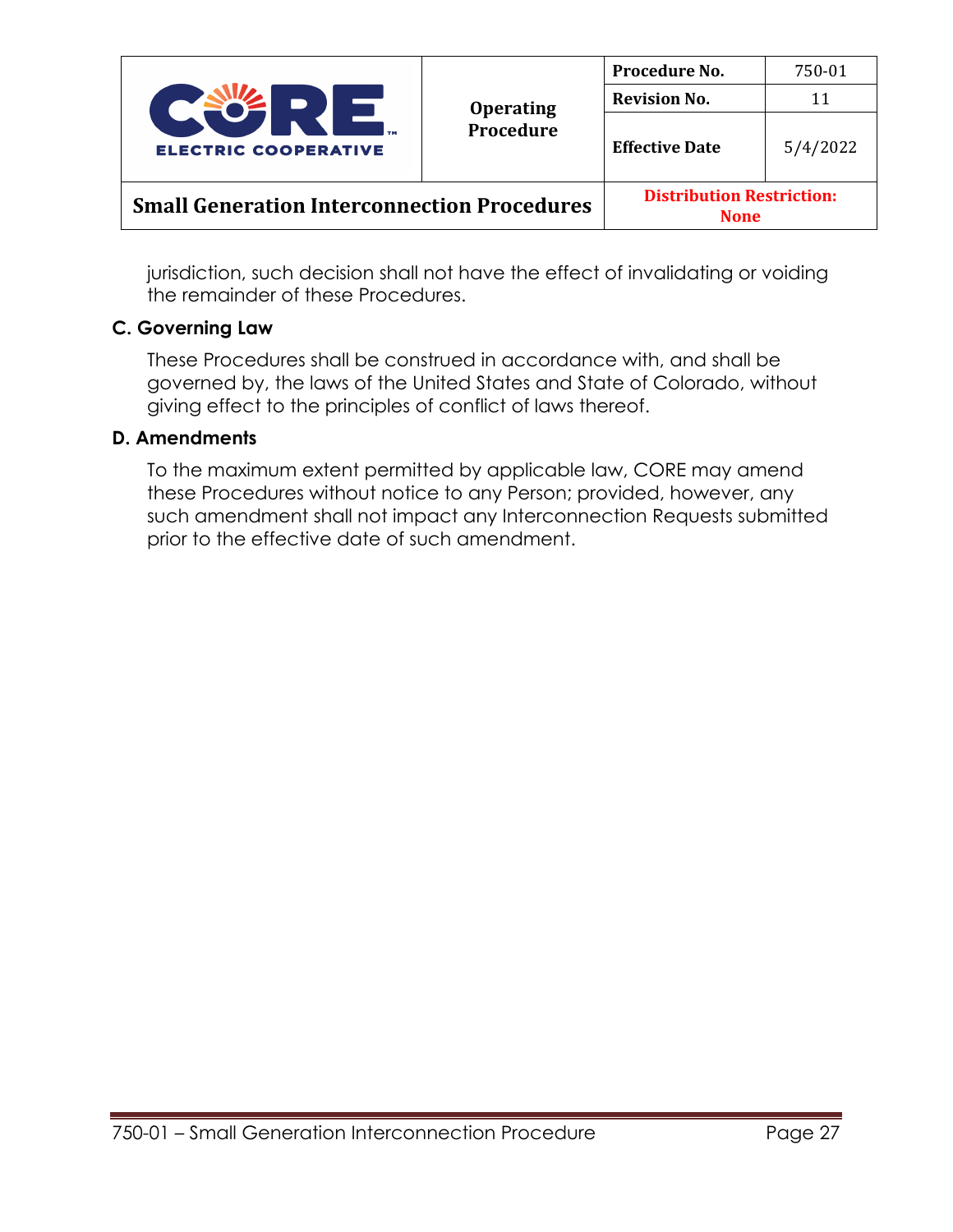jurisdiction, such decision shall not have the effect of invalidating or voiding the remainder of these Procedures.

### C. Governing Law

These Procedures shall be construed in accordance with, and shall be governed by, the laws of the United States and State of Colorado, without giving effect to the principles of conflict of laws thereof.

### D. Amendments

To the maximum extent permitted by applicable law, CORE may amend these Procedures without notice to any Person; provided, however, any such amendment shall not impact any Interconnection Requests submitted prior to the effective date of such amendment.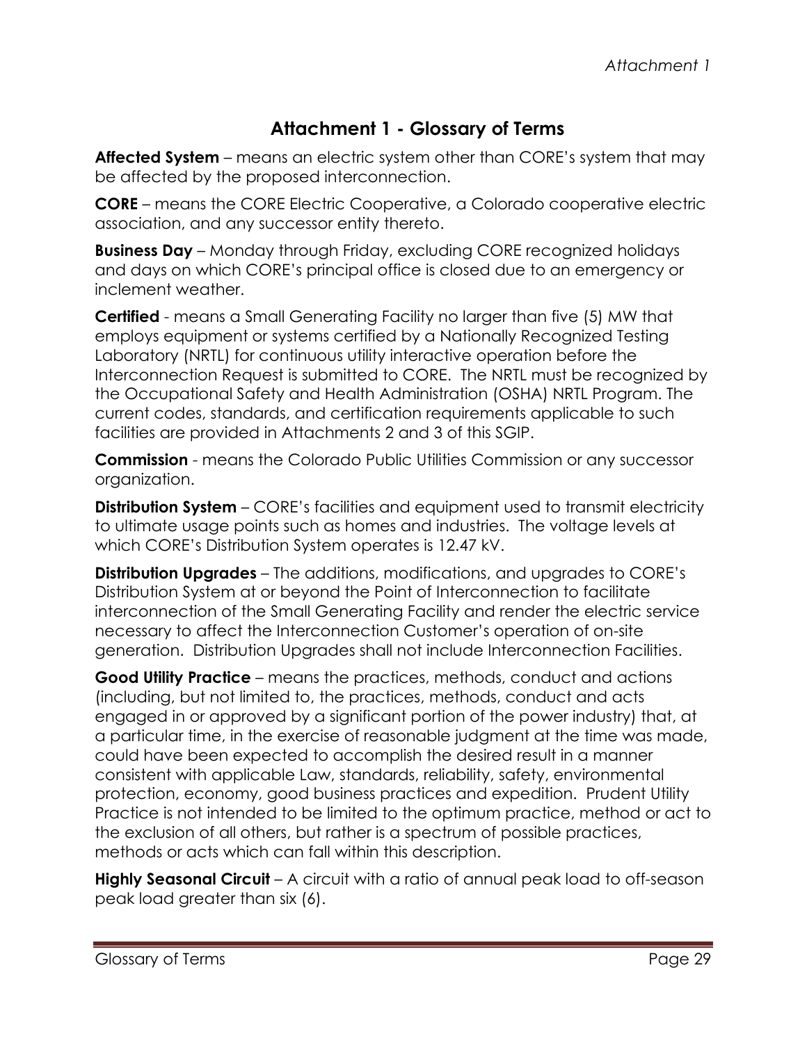## Attachment 1 - Glossary of Terms

**Affected System** – means an electric system other than CORE's system that may be affected by the proposed interconnection.

**CORE** – means the CORE Electric Cooperative, a Colorado cooperative electric association, and any successor entity thereto.

**Business Day** – Monday through Friday, excluding CORE recognized holidays and days on which CORE's principal office is closed due to an emergency or inclement weather.

**Certified** - means a Small Generating Facility no larger than five (5) MW that employs equipment or systems certified by a Nationally Recognized Testing Laboratory (NRTL) for continuous utility interactive operation before the Interconnection Request is submitted to CORE. The NRTL must be recognized by the Occupational Safety and Health Administration (OSHA) NRTL Program. The current codes, standards, and certification requirements applicable to such facilities are provided in Attachments 2 and 3 of this SGIP.

**Commission** - means the Colorado Public Utilities Commission or any successor organization.

**Distribution System** – CORE's facilities and equipment used to transmit electricity to ultimate usage points such as homes and industries. The voltage levels at which CORE's Distribution System operates is 12.47 kV.

**Distribution Upgrades** – The additions, modifications, and upgrades to CORE's Distribution System at or beyond the Point of Interconnection to facilitate interconnection of the Small Generating Facility and render the electric service necessary to affect the Interconnection Customer's operation of on-site generation. Distribution Upgrades shall not include Interconnection Facilities.

**Good Utility Practice** – means the practices, methods, conduct and actions (including, but not limited to, the practices, methods, conduct and acts engaged in or approved by a significant portion of the power industry) that, at a particular time, in the exercise of reasonable judgment at the time was made, could have been expected to accomplish the desired result in a manner consistent with applicable Law, standards, reliability, safety, environmental protection, economy, good business practices and expedition. Prudent Utility Practice is not intended to be limited to the optimum practice, method or act to the exclusion of all others, but rather is a spectrum of possible practices, methods or acts which can fall within this description.

**Highly Seasonal Circuit** – A circuit with a ratio of annual peak load to off-season peak load greater than six (6).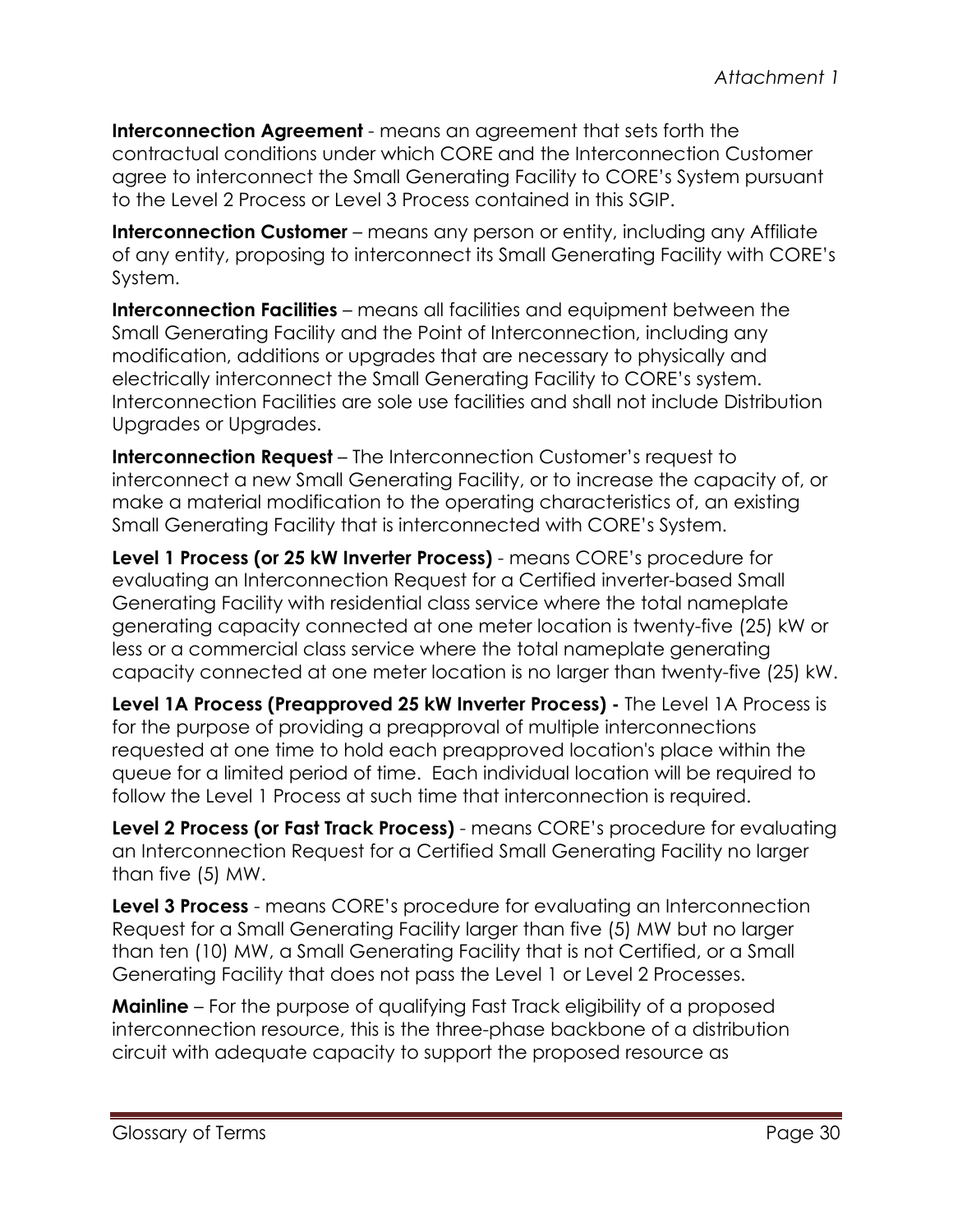**Interconnection Agreement** - means an agreement that sets forth the contractual conditions under which CORE and the Interconnection Customer agree to interconnect the Small Generating Facility to CORE's System pursuant to the Level 2 Process or Level 3 Process contained in this SGIP.

**Interconnection Customer** – means any person or entity, including any Affiliate of any entity, proposing to interconnect its Small Generating Facility with CORE's System.

**Interconnection Facilities** – means all facilities and equipment between the Small Generating Facility and the Point of Interconnection, including any modification, additions or upgrades that are necessary to physically and electrically interconnect the Small Generating Facility to CORE's system. Interconnection Facilities are sole use facilities and shall not include Distribution Upgrades or Upgrades.

**Interconnection Request** – The Interconnection Customer's request to interconnect a new Small Generating Facility, or to increase the capacity of, or make a material modification to the operating characteristics of, an existing Small Generating Facility that is interconnected with CORE's System.

**Level 1 Process (or 25 kW Inverter Process)** - means CORE's procedure for evaluating an Interconnection Request for a Certified inverter-based Small Generating Facility with residential class service where the total nameplate generating capacity connected at one meter location is twenty-five (25) kW or less or a commercial class service where the total nameplate generating capacity connected at one meter location is no larger than twenty-five (25) kW.

**Level 1A Process (Preapproved 25 kW Inverter Process) -** The Level 1A Process is for the purpose of providing a preapproval of multiple interconnections requested at one time to hold each preapproved location's place within the queue for a limited period of time. Each individual location will be required to follow the Level 1 Process at such time that interconnection is required.

**Level 2 Process (or Fast Track Process)** - means CORE's procedure for evaluating an Interconnection Request for a Certified Small Generating Facility no larger than five (5) MW.

**Level 3 Process** - means CORE's procedure for evaluating an Interconnection Request for a Small Generating Facility larger than five (5) MW but no larger than ten (10) MW, a Small Generating Facility that is not Certified, or a Small Generating Facility that does not pass the Level 1 or Level 2 Processes.

**Mainline** – For the purpose of qualifying Fast Track eligibility of a proposed interconnection resource, this is the three-phase backbone of a distribution circuit with adequate capacity to support the proposed resource as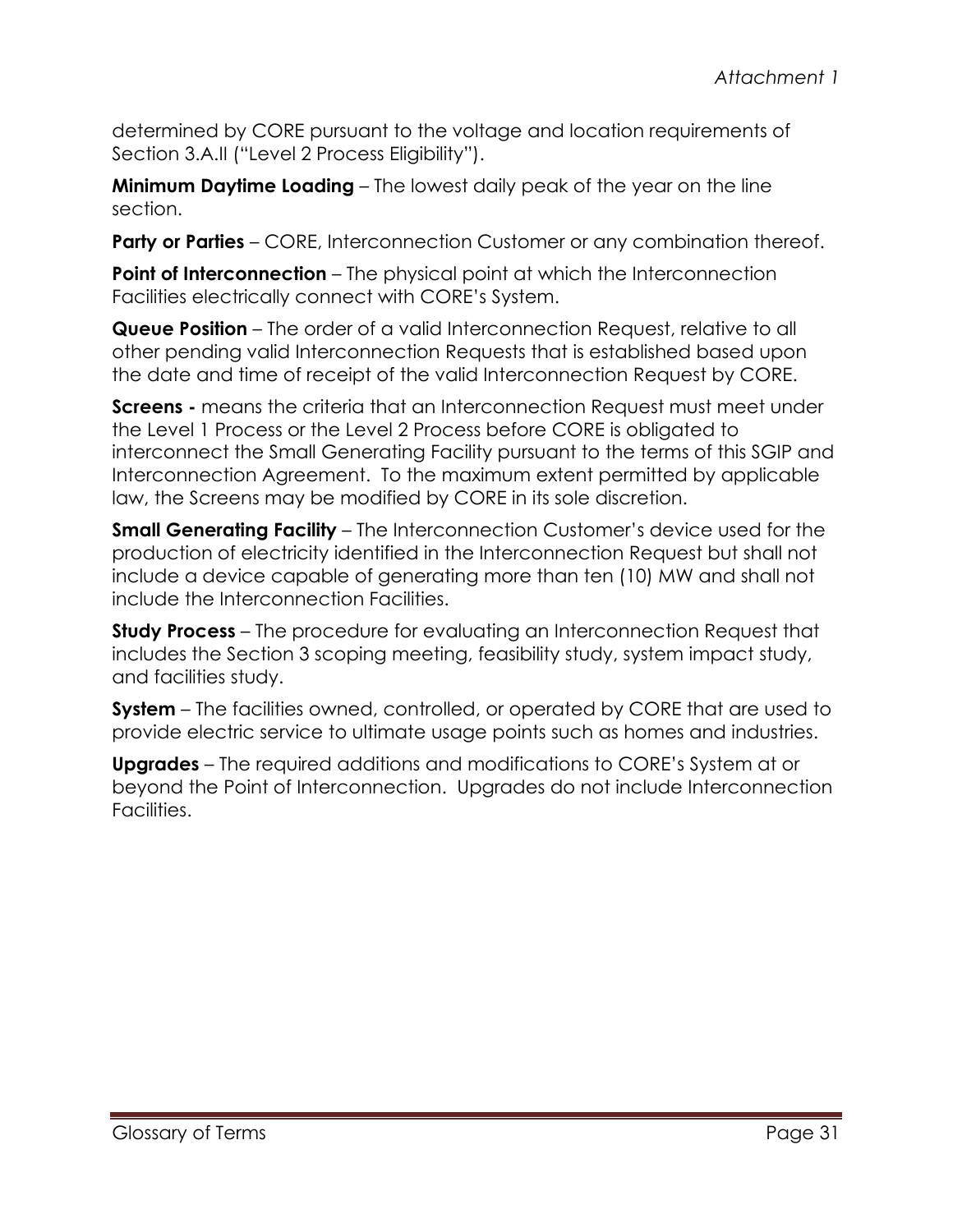determined by CORE pursuant to the voltage and location requirements of Section 3.A.II ("Level 2 Process Eligibility").

**Minimum Daytime Loading** – The lowest daily peak of the year on the line section.

**Party or Parties** – CORE, Interconnection Customer or any combination thereof.

**Point of Interconnection** – The physical point at which the Interconnection Facilities electrically connect with CORE's System.

**Queue Position** – The order of a valid Interconnection Request, relative to all other pending valid Interconnection Requests that is established based upon the date and time of receipt of the valid Interconnection Request by CORE.

**Screens -** means the criteria that an Interconnection Request must meet under the Level 1 Process or the Level 2 Process before CORE is obligated to interconnect the Small Generating Facility pursuant to the terms of this SGIP and Interconnection Agreement. To the maximum extent permitted by applicable law, the Screens may be modified by CORE in its sole discretion.

**Small Generating Facility** – The Interconnection Customer's device used for the production of electricity identified in the Interconnection Request but shall not include a device capable of generating more than ten (10) MW and shall not include the Interconnection Facilities.

**Study Process** – The procedure for evaluating an Interconnection Request that includes the Section 3 scoping meeting, feasibility study, system impact study, and facilities study.

**System** – The facilities owned, controlled, or operated by CORE that are used to provide electric service to ultimate usage points such as homes and industries.

**Upgrades** – The required additions and modifications to CORE's System at or beyond the Point of Interconnection. Upgrades do not include Interconnection Facilities.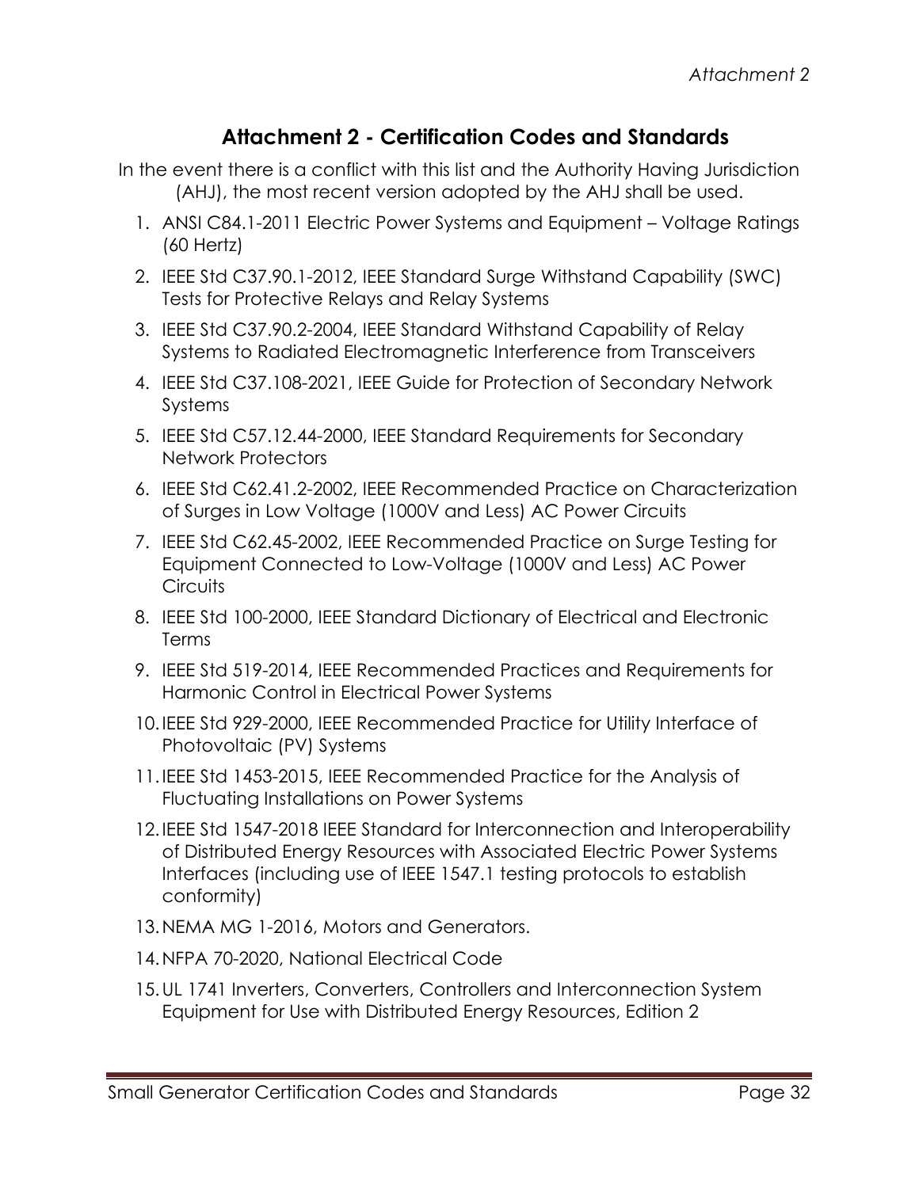# Attachment 2 - Certification Codes and Standards

In the event there is a conflict with this list and the Authority Having Jurisdiction (AHJ), the most recent version adopted by the AHJ shall be used.

1. ANSI C84.1-2011 Electric Power Systems and Equipment – Voltage Ratings (60 Hertz)
2. IEEE Std C37.90.1-2012, IEEE Standard Surge Withstand Capability (SWC) Tests for Protective Relays and Relay Systems
3. IEEE Std C37.90.2-2004, IEEE Standard Withstand Capability of Relay Systems to Radiated Electromagnetic Interference from Transceivers
4. IEEE Std C37.108-2021, IEEE Guide for Protection of Secondary Network Systems
5. IEEE Std C57.12.44-2000, IEEE Standard Requirements for Secondary Network Protectors
6. IEEE Std C62.41.2-2002, IEEE Recommended Practice on Characterization of Surges in Low Voltage (1000V and Less) AC Power Circuits
7. IEEE Std C62.45-2002, IEEE Recommended Practice on Surge Testing for Equipment Connected to Low-Voltage (1000V and Less) AC Power Circuits
8. IEEE Std 100-2000, IEEE Standard Dictionary of Electrical and Electronic Terms
9. IEEE Std 519-2014, IEEE Recommended Practices and Requirements for Harmonic Control in Electrical Power Systems
10. IEEE Std 929-2000, IEEE Recommended Practice for Utility Interface of Photovoltaic (PV) Systems
11. IEEE Std 1453-2015, IEEE Recommended Practice for the Analysis of Fluctuating Installations on Power Systems
12. IEEE Std 1547-2018 IEEE Standard for Interconnection and Interoperability of Distributed Energy Resources with Associated Electric Power Systems Interfaces (including use of IEEE 1547.1 testing protocols to establish conformity)
13. NEMA MG 1-2016, Motors and Generators.
14. NFPA 70-2020, National Electrical Code
15. UL 1741 Inverters, Converters, Controllers and Interconnection System Equipment for Use with Distributed Energy Resources, Edition 2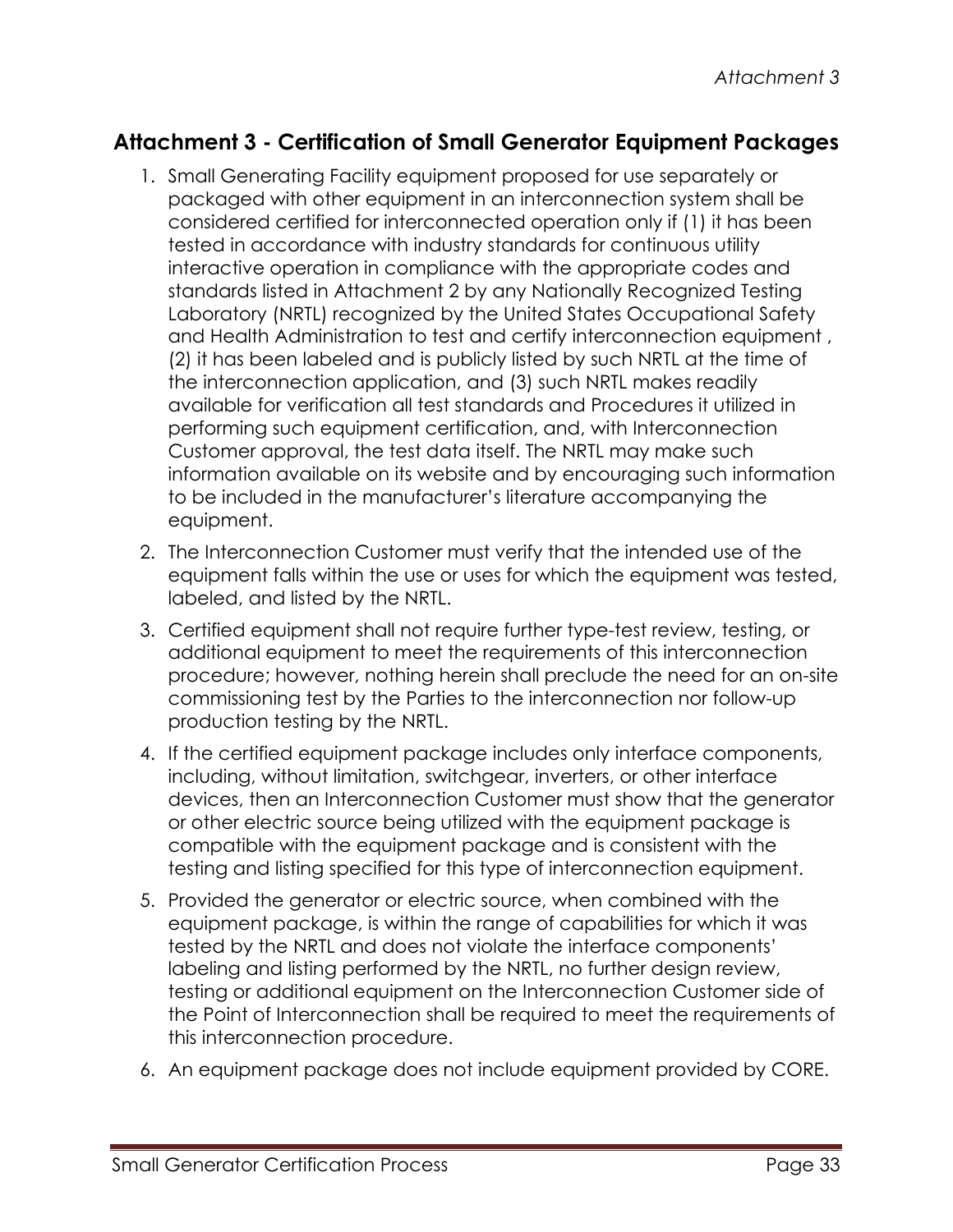## Attachment 3 - Certification of Small Generator Equipment Packages

1. Small Generating Facility equipment proposed for use separately or packaged with other equipment in an interconnection system shall be considered certified for interconnected operation only if (1) it has been tested in accordance with industry standards for continuous utility interactive operation in compliance with the appropriate codes and standards listed in Attachment 2 by any Nationally Recognized Testing Laboratory (NRTL) recognized by the United States Occupational Safety and Health Administration to test and certify interconnection equipment , (2) it has been labeled and is publicly listed by such NRTL at the time of the interconnection application, and (3) such NRTL makes readily available for verification all test standards and Procedures it utilized in performing such equipment certification, and, with Interconnection Customer approval, the test data itself. The NRTL may make such information available on its website and by encouraging such information to be included in the manufacturer's literature accompanying the equipment.
2. The Interconnection Customer must verify that the intended use of the equipment falls within the use or uses for which the equipment was tested, labeled, and listed by the NRTL.
3. Certified equipment shall not require further type-test review, testing, or additional equipment to meet the requirements of this interconnection procedure; however, nothing herein shall preclude the need for an on-site commissioning test by the Parties to the interconnection nor follow-up production testing by the NRTL.
4. If the certified equipment package includes only interface components, including, without limitation, switchgear, inverters, or other interface devices, then an Interconnection Customer must show that the generator or other electric source being utilized with the equipment package is compatible with the equipment package and is consistent with the testing and listing specified for this type of interconnection equipment.
5. Provided the generator or electric source, when combined with the equipment package, is within the range of capabilities for which it was tested by the NRTL and does not violate the interface components' labeling and listing performed by the NRTL, no further design review, testing or additional equipment on the Interconnection Customer side of the Point of Interconnection shall be required to meet the requirements of this interconnection procedure.
6. An equipment package does not include equipment provided by CORE.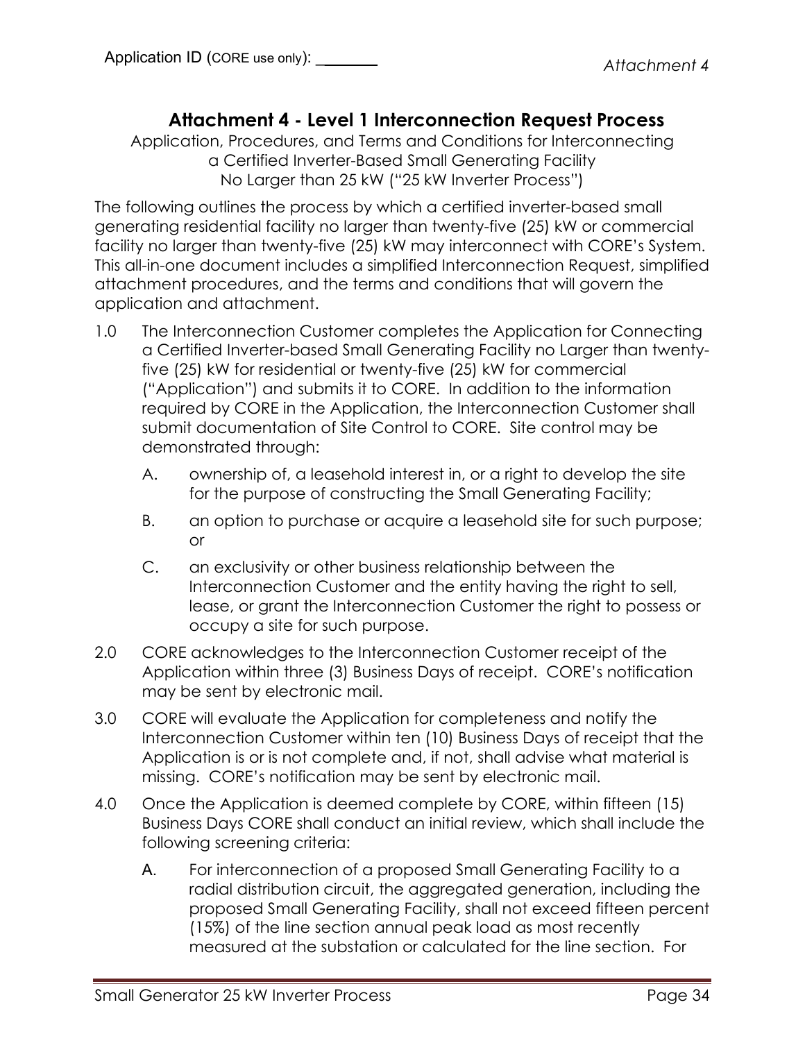Application ID (CORE use only): \_\_\_\_\_\_\_

# Attachment 4 - Level 1 Interconnection Request Process

Application, Procedures, and Terms and Conditions for Interconnecting a Certified Inverter-Based Small Generating Facility No Larger than 25 kW ("25 kW Inverter Process")

The following outlines the process by which a certified inverter-based small generating residential facility no larger than twenty-five (25) kW or commercial facility no larger than twenty-five (25) kW may interconnect with CORE's System. This all-in-one document includes a simplified Interconnection Request, simplified attachment procedures, and the terms and conditions that will govern the application and attachment.

1.0 The Interconnection Customer completes the Application for Connecting a Certified Inverter-based Small Generating Facility no Larger than twenty-five (25) kW for residential or twenty-five (25) kW for commercial ("Application") and submits it to CORE. In addition to the information required by CORE in the Application, the Interconnection Customer shall submit documentation of Site Control to CORE. Site control may be demonstrated through:

   A. ownership of, a leasehold interest in, or a right to develop the site for the purpose of constructing the Small Generating Facility;

   B. an option to purchase or acquire a leasehold site for such purpose; or

   C. an exclusivity or other business relationship between the Interconnection Customer and the entity having the right to sell, lease, or grant the Interconnection Customer the right to possess or occupy a site for such purpose.

2.0 CORE acknowledges to the Interconnection Customer receipt of the Application within three (3) Business Days of receipt. CORE's notification may be sent by electronic mail.

3.0 CORE will evaluate the Application for completeness and notify the Interconnection Customer within ten (10) Business Days of receipt that the Application is or is not complete and, if not, shall advise what material is missing. CORE's notification may be sent by electronic mail.

4.0 Once the Application is deemed complete by CORE, within fifteen (15) Business Days CORE shall conduct an initial review, which shall include the following screening criteria:

   A. For interconnection of a proposed Small Generating Facility to a radial distribution circuit, the aggregated generation, including the proposed Small Generating Facility, shall not exceed fifteen percent (15%) of the line section annual peak load as most recently measured at the substation or calculated for the line section. For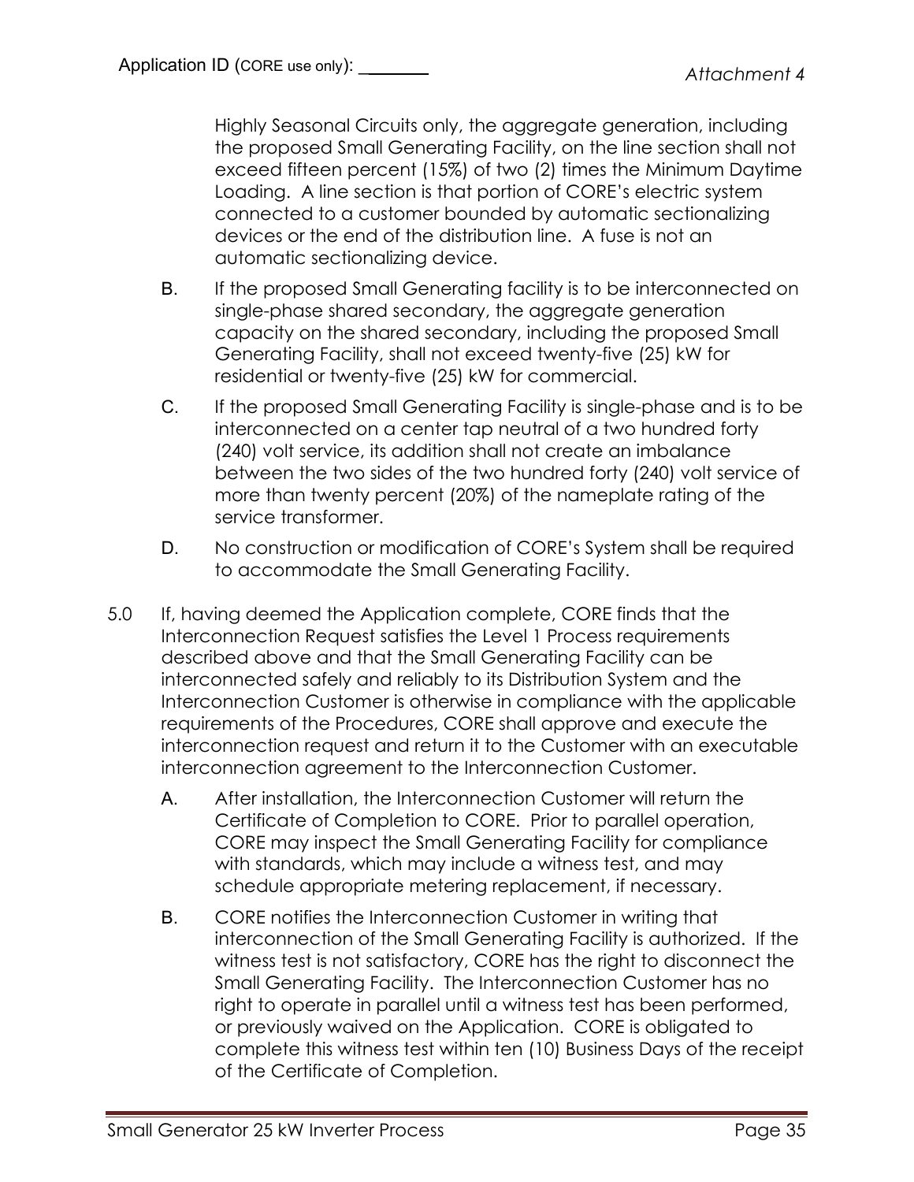Highly Seasonal Circuits only, the aggregate generation, including the proposed Small Generating Facility, on the line section shall not exceed fifteen percent (15%) of two (2) times the Minimum Daytime Loading. A line section is that portion of CORE's electric system connected to a customer bounded by automatic sectionalizing devices or the end of the distribution line. A fuse is not an automatic sectionalizing device.

B. If the proposed Small Generating facility is to be interconnected on single-phase shared secondary, the aggregate generation capacity on the shared secondary, including the proposed Small Generating Facility, shall not exceed twenty-five (25) kW for residential or twenty-five (25) kW for commercial.

C. If the proposed Small Generating Facility is single-phase and is to be interconnected on a center tap neutral of a two hundred forty (240) volt service, its addition shall not create an imbalance between the two sides of the two hundred forty (240) volt service of more than twenty percent (20%) of the nameplate rating of the service transformer.

D. No construction or modification of CORE's System shall be required to accommodate the Small Generating Facility.

5.0 If, having deemed the Application complete, CORE finds that the Interconnection Request satisfies the Level 1 Process requirements described above and that the Small Generating Facility can be interconnected safely and reliably to its Distribution System and the Interconnection Customer is otherwise in compliance with the applicable requirements of the Procedures, CORE shall approve and execute the interconnection request and return it to the Customer with an executable interconnection agreement to the Interconnection Customer.

A. After installation, the Interconnection Customer will return the Certificate of Completion to CORE. Prior to parallel operation, CORE may inspect the Small Generating Facility for compliance with standards, which may include a witness test, and may schedule appropriate metering replacement, if necessary.

B. CORE notifies the Interconnection Customer in writing that interconnection of the Small Generating Facility is authorized. If the witness test is not satisfactory, CORE has the right to disconnect the Small Generating Facility. The Interconnection Customer has no right to operate in parallel until a witness test has been performed, or previously waived on the Application. CORE is obligated to complete this witness test within ten (10) Business Days of the receipt of the Certificate of Completion.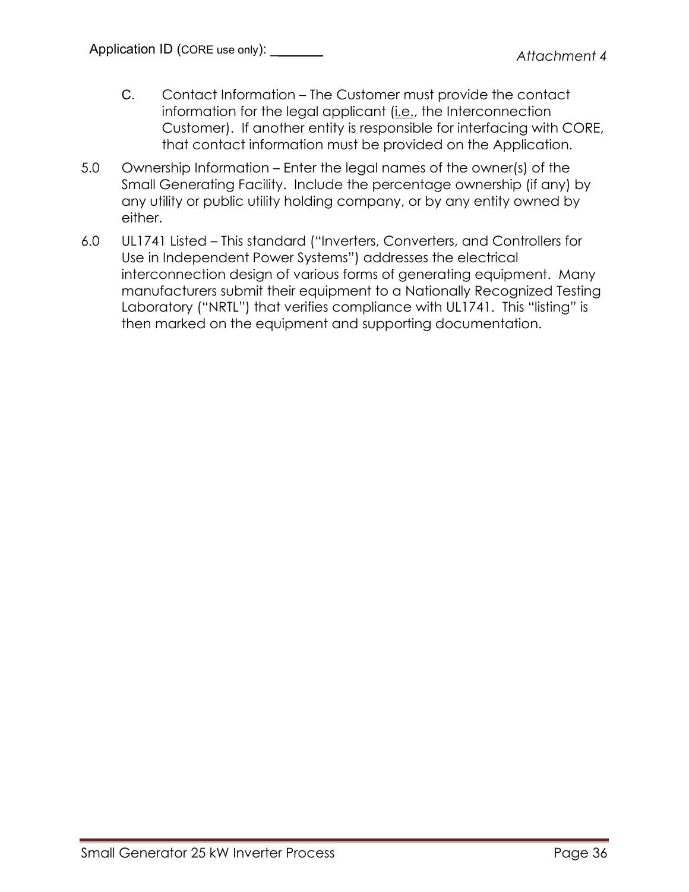C. Contact Information – The Customer must provide the contact information for the legal applicant (i.e., the Interconnection Customer). If another entity is responsible for interfacing with CORE, that contact information must be provided on the Application.

5.0 Ownership Information – Enter the legal names of the owner(s) of the Small Generating Facility. Include the percentage ownership (if any) by any utility or public utility holding company, or by any entity owned by either.

6.0 UL1741 Listed – This standard ("Inverters, Converters, and Controllers for Use in Independent Power Systems") addresses the electrical interconnection design of various forms of generating equipment. Many manufacturers submit their equipment to a Nationally Recognized Testing Laboratory ("NRTL") that verifies compliance with UL1741. This "listing" is then marked on the equipment and supporting documentation.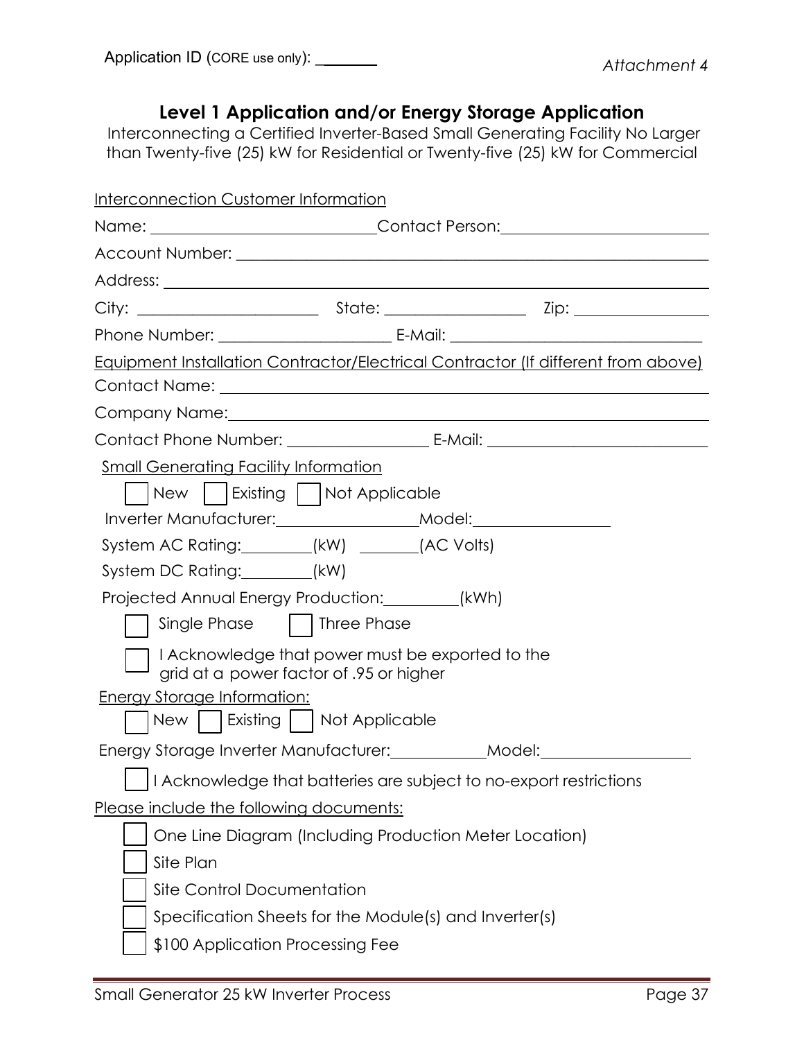Application ID (CORE use only): _______

*Attachment 4*

## Level 1 Application and/or Energy Storage Application

Interconnecting a Certified Inverter-Based Small Generating Facility No Larger than Twenty-five (25) kW for Residential or Twenty-five (25) kW for Commercial

Interconnection Customer Information

Name: ____________________________ Contact Person: ________________________

Account Number: ____________________________________________________________

Address: ____________________________________________________________

City: ______________________ State: _________________ Zip: _________________

Phone Number: _____________________ E-Mail: _______________________________

Equipment Installation Contractor/Electrical Contractor (If different from above)

Contact Name: ____________________________________________________________

Company Name: ____________________________________________________________

Contact Phone Number: _________________ E-Mail: ___________________________

Small Generating Facility Information

☐ New ☐ Existing ☐ Not Applicable

Inverter Manufacturer: _________________ Model: _________________

System AC Rating: _________ (kW) _______ (AC Volts)

System DC Rating: _________ (kW)

Projected Annual Energy Production: _________ (kWh)

☐ Single Phase ☐ Three Phase

☐ I Acknowledge that power must be exported to the grid at a power factor of .95 or higher

Energy Storage Information:

☐ New ☐ Existing ☐ Not Applicable

Energy Storage Inverter Manufacturer: ___________ Model: __________________

☐ I Acknowledge that batteries are subject to no-export restrictions

Please include the following documents:

☐ One Line Diagram (Including Production Meter Location)

☐ Site Plan

☐ Site Control Documentation

☐ Specification Sheets for the Module(s) and Inverter(s)

☐ $100 Application Processing Fee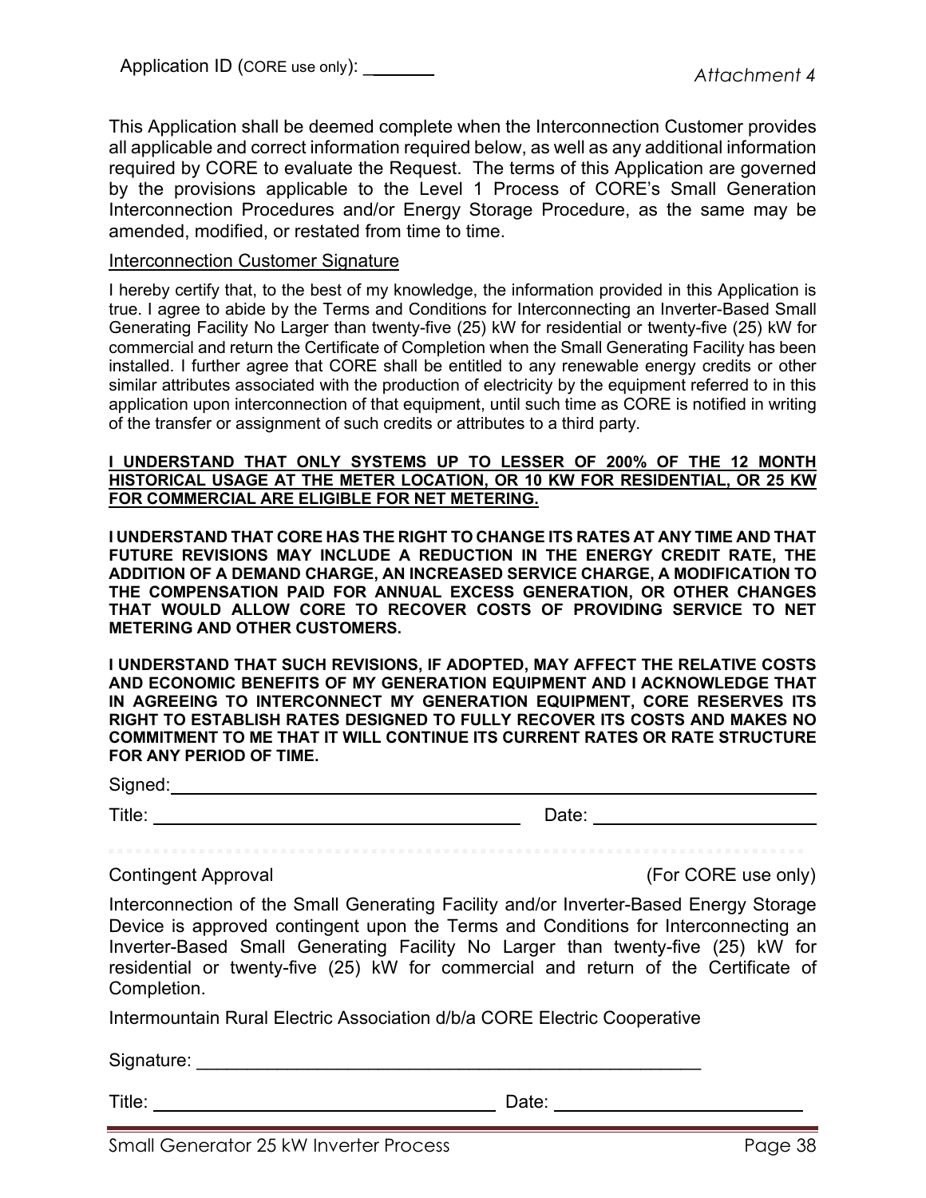Application ID (CORE use only): _______

*Attachment 4*

This Application shall be deemed complete when the Interconnection Customer provides all applicable and correct information required below, as well as any additional information required by CORE to evaluate the Request. The terms of this Application are governed by the provisions applicable to the Level 1 Process of CORE's Small Generation Interconnection Procedures and/or Energy Storage Procedure, as the same may be amended, modified, or restated from time to time.

Interconnection Customer Signature

I hereby certify that, to the best of my knowledge, the information provided in this Application is true. I agree to abide by the Terms and Conditions for Interconnecting an Inverter-Based Small Generating Facility No Larger than twenty-five (25) kW for residential or twenty-five (25) kW for commercial and return the Certificate of Completion when the Small Generating Facility has been installed. I further agree that CORE shall be entitled to any renewable energy credits or other similar attributes associated with the production of electricity by the equipment referred to in this application upon interconnection of that equipment, until such time as CORE is notified in writing of the transfer or assignment of such credits or attributes to a third party.

**I UNDERSTAND THAT ONLY SYSTEMS UP TO LESSER OF 200% OF THE 12 MONTH HISTORICAL USAGE AT THE METER LOCATION, OR 10 KW FOR RESIDENTIAL, OR 25 KW FOR COMMERCIAL ARE ELIGIBLE FOR NET METERING.**

**I UNDERSTAND THAT CORE HAS THE RIGHT TO CHANGE ITS RATES AT ANY TIME AND THAT FUTURE REVISIONS MAY INCLUDE A REDUCTION IN THE ENERGY CREDIT RATE, THE ADDITION OF A DEMAND CHARGE, AN INCREASED SERVICE CHARGE, A MODIFICATION TO THE COMPENSATION PAID FOR ANNUAL EXCESS GENERATION, OR OTHER CHANGES THAT WOULD ALLOW CORE TO RECOVER COSTS OF PROVIDING SERVICE TO NET METERING AND OTHER CUSTOMERS.**

**I UNDERSTAND THAT SUCH REVISIONS, IF ADOPTED, MAY AFFECT THE RELATIVE COSTS AND ECONOMIC BENEFITS OF MY GENERATION EQUIPMENT AND I ACKNOWLEDGE THAT IN AGREEING TO INTERCONNECT MY GENERATION EQUIPMENT, CORE RESERVES ITS RIGHT TO ESTABLISH RATES DESIGNED TO FULLY RECOVER ITS COSTS AND MAKES NO COMMITMENT TO ME THAT IT WILL CONTINUE ITS CURRENT RATES OR RATE STRUCTURE FOR ANY PERIOD OF TIME.**

Signed: ______________________________________________

Title: ______________________________ Date: ____________________

Contingent Approval (For CORE use only)

Interconnection of the Small Generating Facility and/or Inverter-Based Energy Storage Device is approved contingent upon the Terms and Conditions for Interconnecting an Inverter-Based Small Generating Facility No Larger than twenty-five (25) kW for residential or twenty-five (25) kW for commercial and return of the Certificate of Completion.

Intermountain Rural Electric Association d/b/a CORE Electric Cooperative

Signature: ______________________________________________

Title: ______________________________ Date: ____________________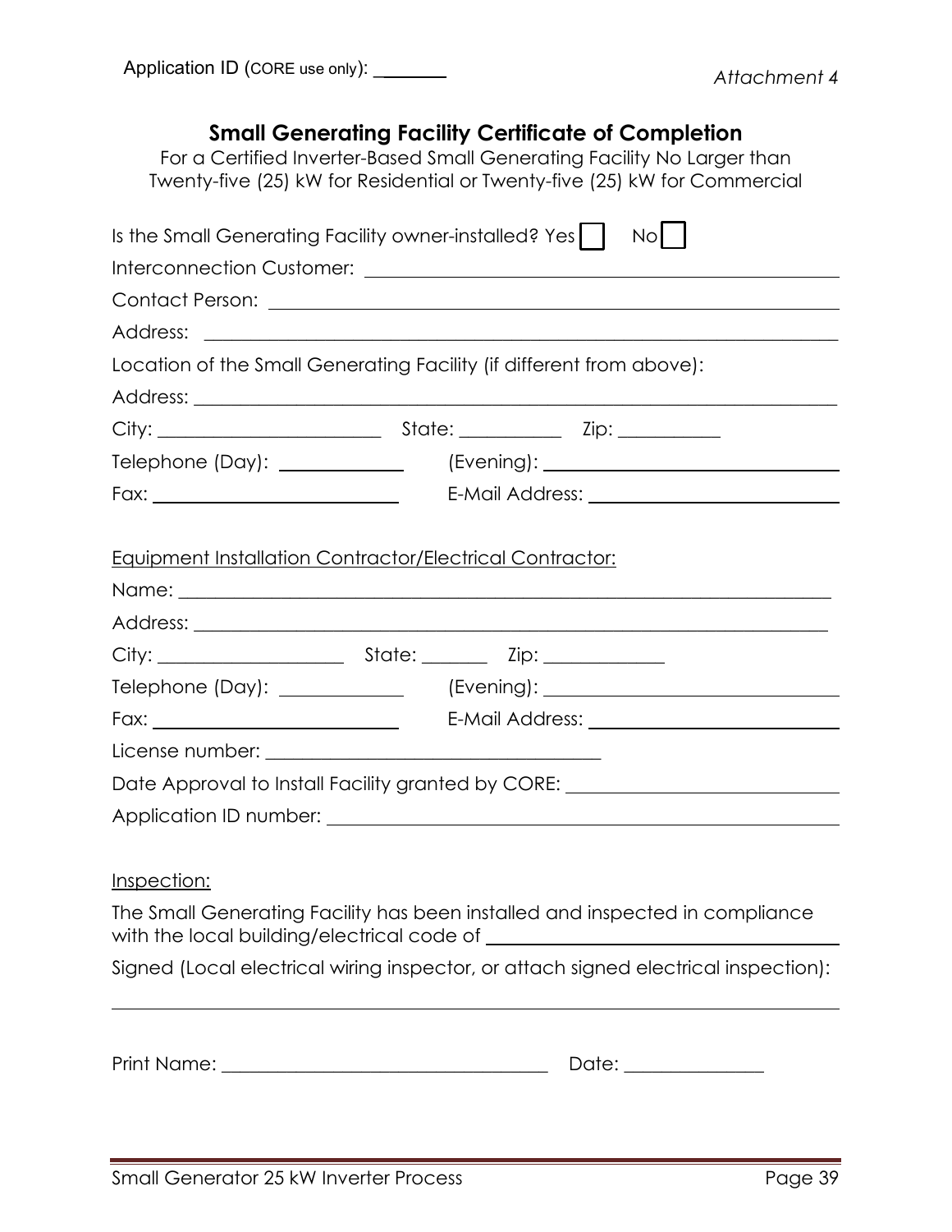Application ID (CORE use only): _______

*Attachment 4*

## Small Generating Facility Certificate of Completion

For a Certified Inverter-Based Small Generating Facility No Larger than Twenty-five (25) kW for Residential or Twenty-five (25) kW for Commercial

Is the Small Generating Facility owner-installed? Yes ☐ No ☐

Interconnection Customer: ______________________________

Contact Person: ______________________________

Address: ______________________________

Location of the Small Generating Facility (if different from above):

Address: ______________________________

City: ____________ State: ________ Zip: ________

Telephone (Day): __________ (Evening): ______________

Fax: ______________ E-Mail Address: ______________

Equipment Installation Contractor/Electrical Contractor:

Name: ______________________________

Address: ______________________________

City: ____________ State: ______ Zip: __________

Telephone (Day): __________ (Evening): ______________

Fax: ______________ E-Mail Address: ______________

License number: ______________________

Date Approval to Install Facility granted by CORE: ______________

Application ID number: ______________________________

Inspection:

The Small Generating Facility has been installed and inspected in compliance with the local building/electrical code of ______________________

Signed (Local electrical wiring inspector, or attach signed electrical inspection):

______________________________

Print Name: ______________________ Date: __________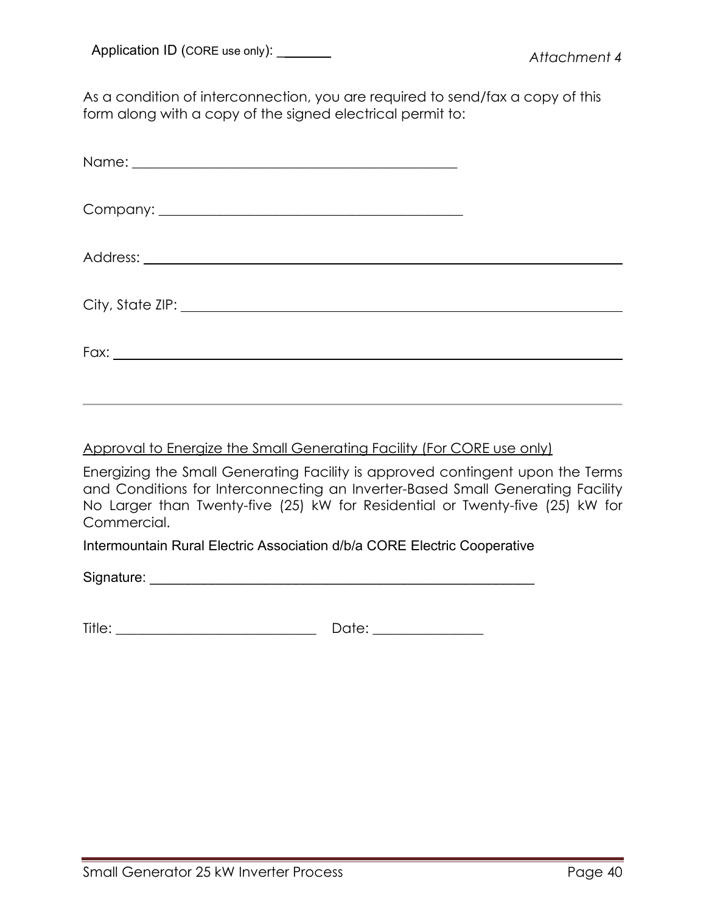Application ID (CORE use only): _______

*Attachment 4*

As a condition of interconnection, you are required to send/fax a copy of this form along with a copy of the signed electrical permit to:

Name: ______________________________________________

Company: ___________________________________________

Address: ___________________________________________

City, State ZIP: ____________________________________

Fax: _______________________________________________

---

<u>Approval to Energize the Small Generating Facility (For CORE use only)</u>

Energizing the Small Generating Facility is approved contingent upon the Terms and Conditions for Interconnecting an Inverter-Based Small Generating Facility No Larger than Twenty-five (25) kW for Residential or Twenty-five (25) kW for Commercial.

Intermountain Rural Electric Association d/b/a CORE Electric Cooperative

Signature: _________________________________________________

Title: ____________________________ Date: _______________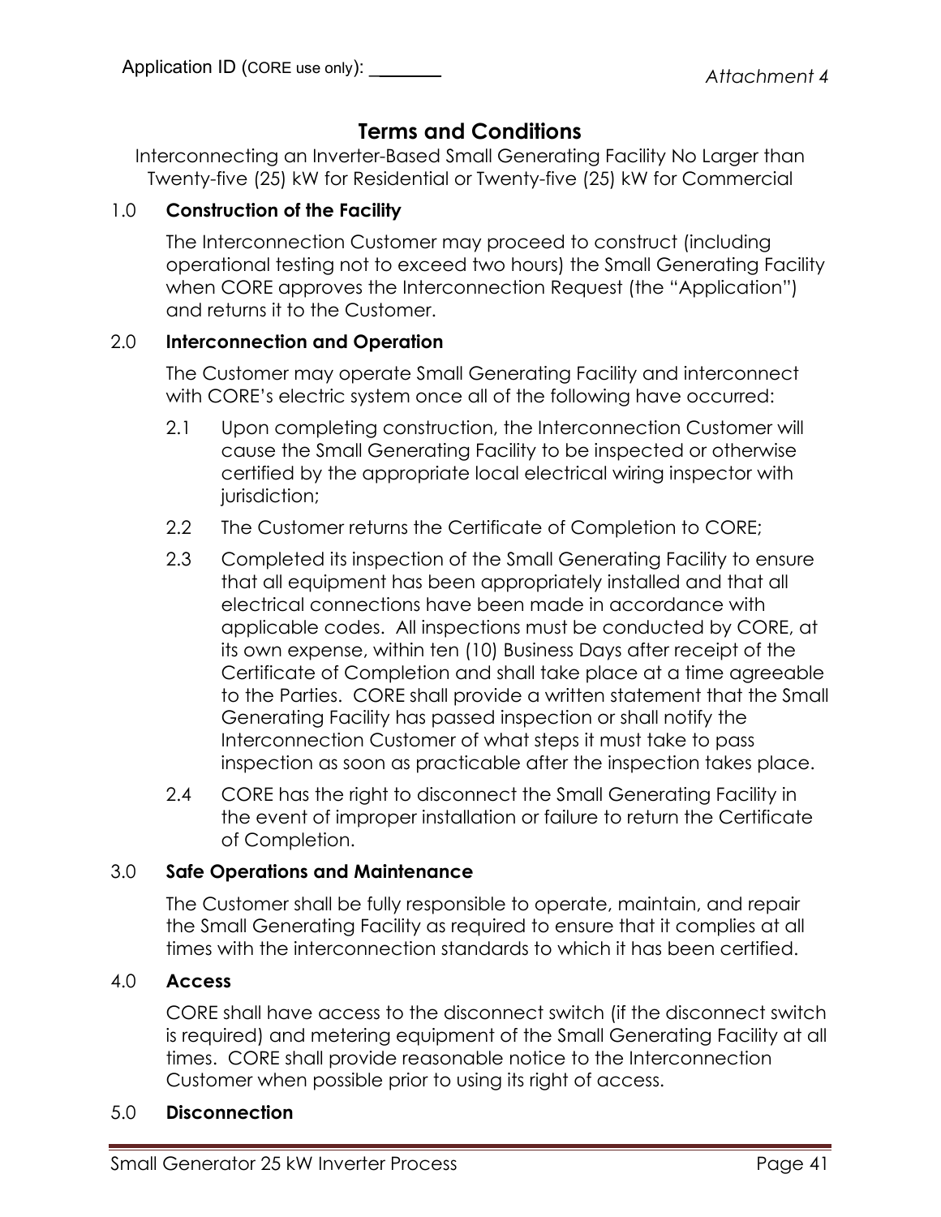Application ID (CORE use only): _______

*Attachment 4*

# Terms and Conditions

Interconnecting an Inverter-Based Small Generating Facility No Larger than Twenty-five (25) kW for Residential or Twenty-five (25) kW for Commercial

## 1.0 Construction of the Facility

The Interconnection Customer may proceed to construct (including operational testing not to exceed two hours) the Small Generating Facility when CORE approves the Interconnection Request (the "Application") and returns it to the Customer.

## 2.0 Interconnection and Operation

The Customer may operate Small Generating Facility and interconnect with CORE's electric system once all of the following have occurred:

2.1 Upon completing construction, the Interconnection Customer will cause the Small Generating Facility to be inspected or otherwise certified by the appropriate local electrical wiring inspector with jurisdiction;

2.2 The Customer returns the Certificate of Completion to CORE;

2.3 Completed its inspection of the Small Generating Facility to ensure that all equipment has been appropriately installed and that all electrical connections have been made in accordance with applicable codes. All inspections must be conducted by CORE, at its own expense, within ten (10) Business Days after receipt of the Certificate of Completion and shall take place at a time agreeable to the Parties. CORE shall provide a written statement that the Small Generating Facility has passed inspection or shall notify the Interconnection Customer of what steps it must take to pass inspection as soon as practicable after the inspection takes place.

2.4 CORE has the right to disconnect the Small Generating Facility in the event of improper installation or failure to return the Certificate of Completion.

## 3.0 Safe Operations and Maintenance

The Customer shall be fully responsible to operate, maintain, and repair the Small Generating Facility as required to ensure that it complies at all times with the interconnection standards to which it has been certified.

## 4.0 Access

CORE shall have access to the disconnect switch (if the disconnect switch is required) and metering equipment of the Small Generating Facility at all times. CORE shall provide reasonable notice to the Interconnection Customer when possible prior to using its right of access.

## 5.0 Disconnection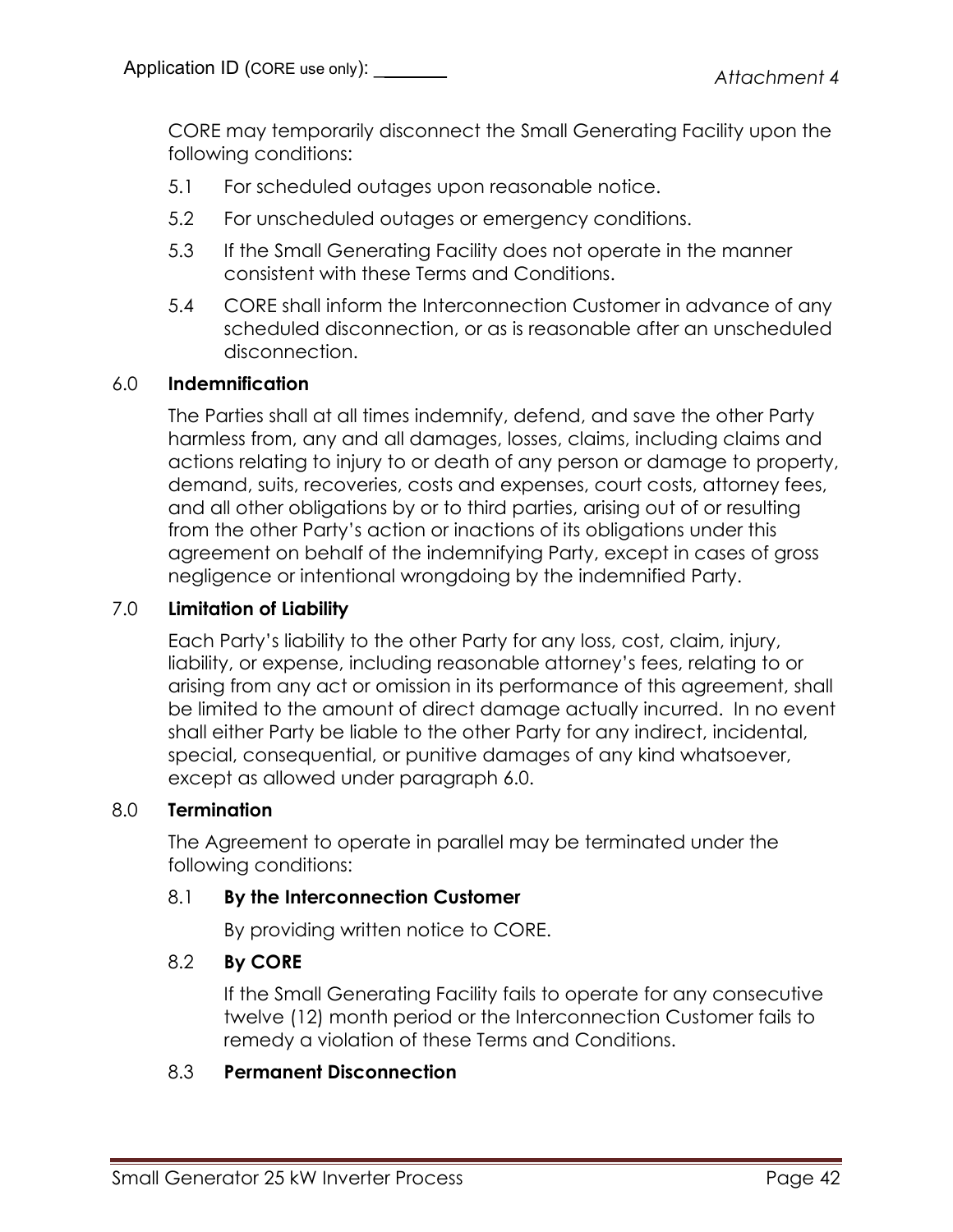CORE may temporarily disconnect the Small Generating Facility upon the following conditions:

5.1 For scheduled outages upon reasonable notice.

5.2 For unscheduled outages or emergency conditions.

5.3 If the Small Generating Facility does not operate in the manner consistent with these Terms and Conditions.

5.4 CORE shall inform the Interconnection Customer in advance of any scheduled disconnection, or as is reasonable after an unscheduled disconnection.

6.0 **Indemnification**

The Parties shall at all times indemnify, defend, and save the other Party harmless from, any and all damages, losses, claims, including claims and actions relating to injury to or death of any person or damage to property, demand, suits, recoveries, costs and expenses, court costs, attorney fees, and all other obligations by or to third parties, arising out of or resulting from the other Party's action or inactions of its obligations under this agreement on behalf of the indemnifying Party, except in cases of gross negligence or intentional wrongdoing by the indemnified Party.

7.0 **Limitation of Liability**

Each Party's liability to the other Party for any loss, cost, claim, injury, liability, or expense, including reasonable attorney's fees, relating to or arising from any act or omission in its performance of this agreement, shall be limited to the amount of direct damage actually incurred. In no event shall either Party be liable to the other Party for any indirect, incidental, special, consequential, or punitive damages of any kind whatsoever, except as allowed under paragraph 6.0.

8.0 **Termination**

The Agreement to operate in parallel may be terminated under the following conditions:

8.1 **By the Interconnection Customer**

By providing written notice to CORE.

8.2 **By CORE**

If the Small Generating Facility fails to operate for any consecutive twelve (12) month period or the Interconnection Customer fails to remedy a violation of these Terms and Conditions.

8.3 **Permanent Disconnection**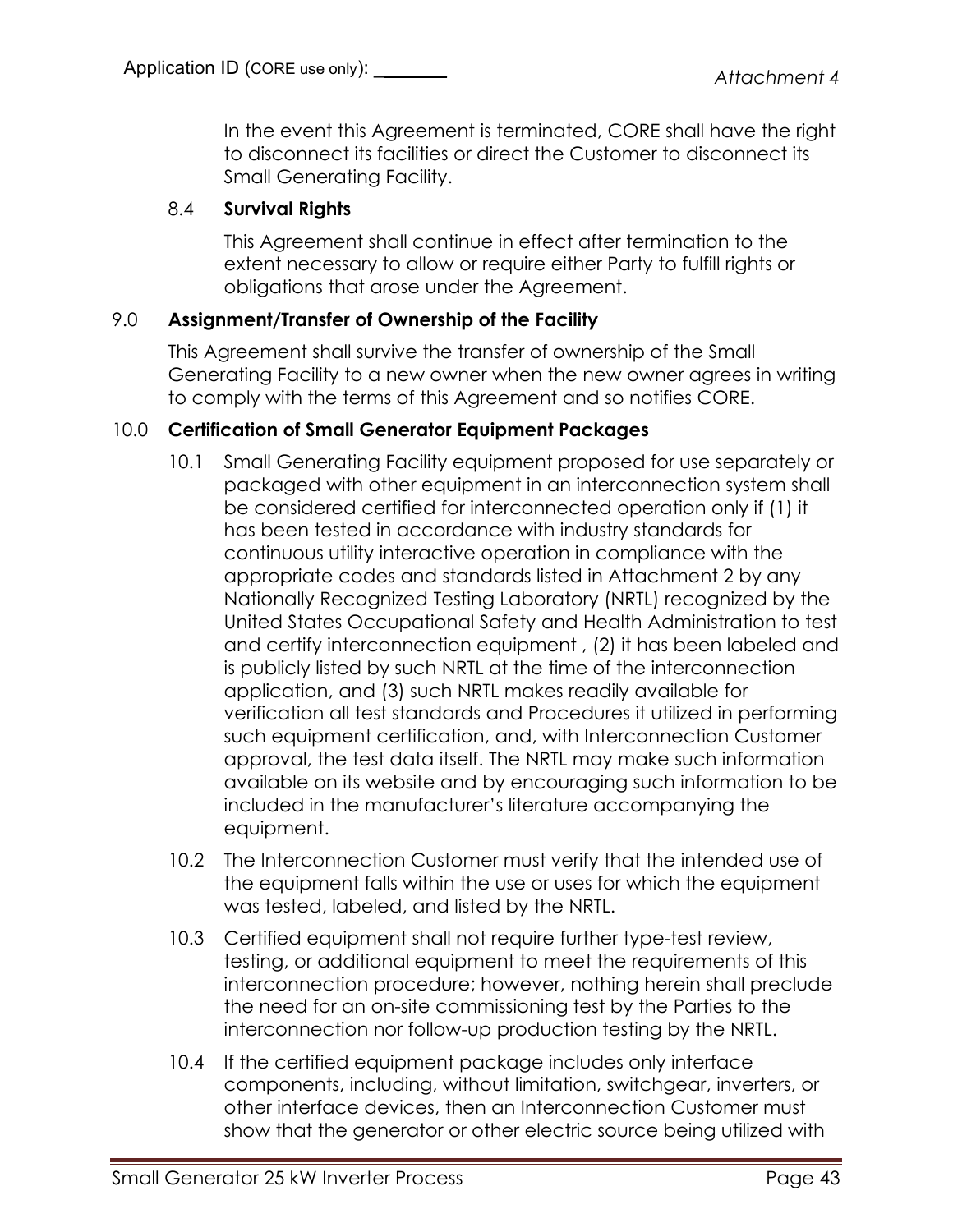In the event this Agreement is terminated, CORE shall have the right to disconnect its facilities or direct the Customer to disconnect its Small Generating Facility.

### 8.4 **Survival Rights**

This Agreement shall continue in effect after termination to the extent necessary to allow or require either Party to fulfill rights or obligations that arose under the Agreement.

## 9.0 **Assignment/Transfer of Ownership of the Facility**

This Agreement shall survive the transfer of ownership of the Small Generating Facility to a new owner when the new owner agrees in writing to comply with the terms of this Agreement and so notifies CORE.

## 10.0 **Certification of Small Generator Equipment Packages**

10.1 Small Generating Facility equipment proposed for use separately or packaged with other equipment in an interconnection system shall be considered certified for interconnected operation only if (1) it has been tested in accordance with industry standards for continuous utility interactive operation in compliance with the appropriate codes and standards listed in Attachment 2 by any Nationally Recognized Testing Laboratory (NRTL) recognized by the United States Occupational Safety and Health Administration to test and certify interconnection equipment , (2) it has been labeled and is publicly listed by such NRTL at the time of the interconnection application, and (3) such NRTL makes readily available for verification all test standards and Procedures it utilized in performing such equipment certification, and, with Interconnection Customer approval, the test data itself. The NRTL may make such information available on its website and by encouraging such information to be included in the manufacturer's literature accompanying the equipment.

10.2 The Interconnection Customer must verify that the intended use of the equipment falls within the use or uses for which the equipment was tested, labeled, and listed by the NRTL.

10.3 Certified equipment shall not require further type-test review, testing, or additional equipment to meet the requirements of this interconnection procedure; however, nothing herein shall preclude the need for an on-site commissioning test by the Parties to the interconnection nor follow-up production testing by the NRTL.

10.4 If the certified equipment package includes only interface components, including, without limitation, switchgear, inverters, or other interface devices, then an Interconnection Customer must show that the generator or other electric source being utilized with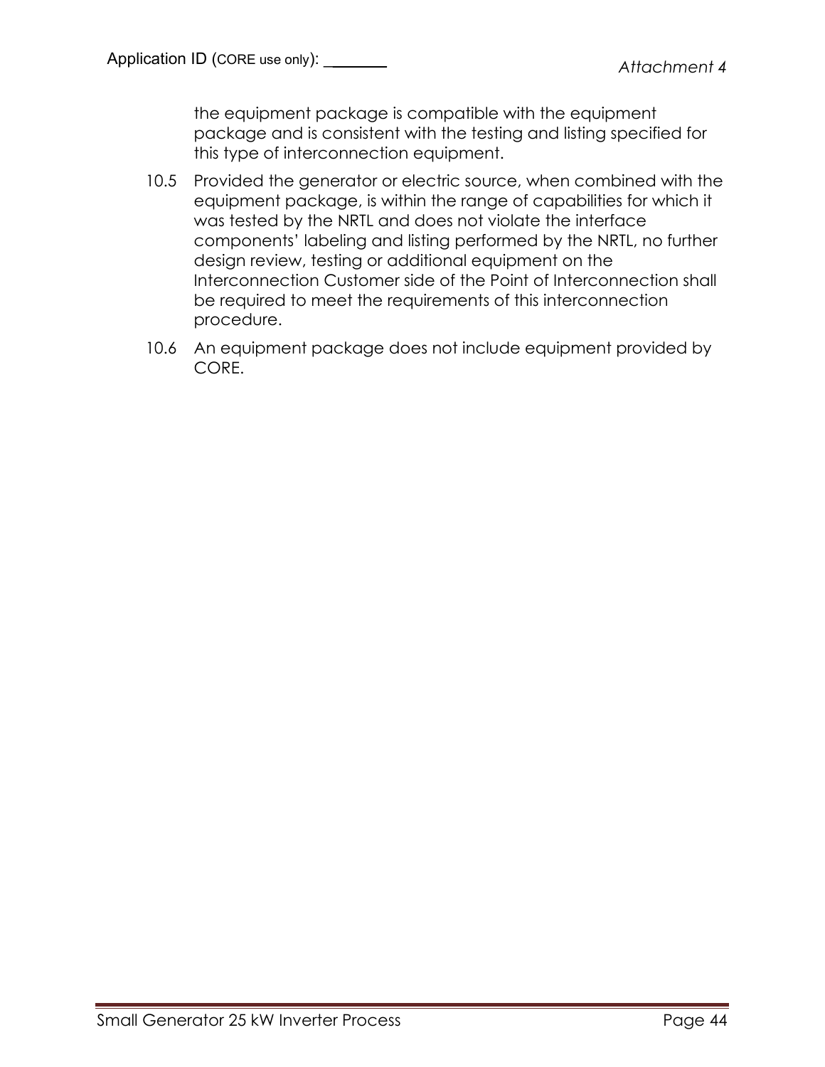the equipment package is compatible with the equipment package and is consistent with the testing and listing specified for this type of interconnection equipment.

10.5 Provided the generator or electric source, when combined with the equipment package, is within the range of capabilities for which it was tested by the NRTL and does not violate the interface components' labeling and listing performed by the NRTL, no further design review, testing or additional equipment on the Interconnection Customer side of the Point of Interconnection shall be required to meet the requirements of this interconnection procedure.

10.6 An equipment package does not include equipment provided by CORE.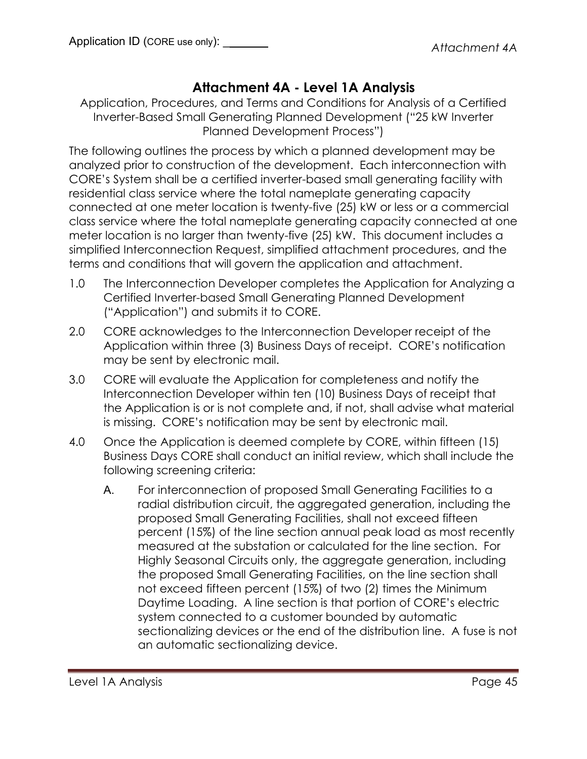Application ID (CORE use only): _______

# Attachment 4A - Level 1A Analysis

Application, Procedures, and Terms and Conditions for Analysis of a Certified Inverter-Based Small Generating Planned Development ("25 kW Inverter Planned Development Process")

The following outlines the process by which a planned development may be analyzed prior to construction of the development. Each interconnection with CORE's System shall be a certified inverter-based small generating facility with residential class service where the total nameplate generating capacity connected at one meter location is twenty-five (25) kW or less or a commercial class service where the total nameplate generating capacity connected at one meter location is no larger than twenty-five (25) kW. This document includes a simplified Interconnection Request, simplified attachment procedures, and the terms and conditions that will govern the application and attachment.

1.0 The Interconnection Developer completes the Application for Analyzing a Certified Inverter-based Small Generating Planned Development ("Application") and submits it to CORE.

2.0 CORE acknowledges to the Interconnection Developer receipt of the Application within three (3) Business Days of receipt. CORE's notification may be sent by electronic mail.

3.0 CORE will evaluate the Application for completeness and notify the Interconnection Developer within ten (10) Business Days of receipt that the Application is or is not complete and, if not, shall advise what material is missing. CORE's notification may be sent by electronic mail.

4.0 Once the Application is deemed complete by CORE, within fifteen (15) Business Days CORE shall conduct an initial review, which shall include the following screening criteria:

A. For interconnection of proposed Small Generating Facilities to a radial distribution circuit, the aggregated generation, including the proposed Small Generating Facilities, shall not exceed fifteen percent (15%) of the line section annual peak load as most recently measured at the substation or calculated for the line section. For Highly Seasonal Circuits only, the aggregate generation, including the proposed Small Generating Facilities, on the line section shall not exceed fifteen percent (15%) of two (2) times the Minimum Daytime Loading. A line section is that portion of CORE's electric system connected to a customer bounded by automatic sectionalizing devices or the end of the distribution line. A fuse is not an automatic sectionalizing device.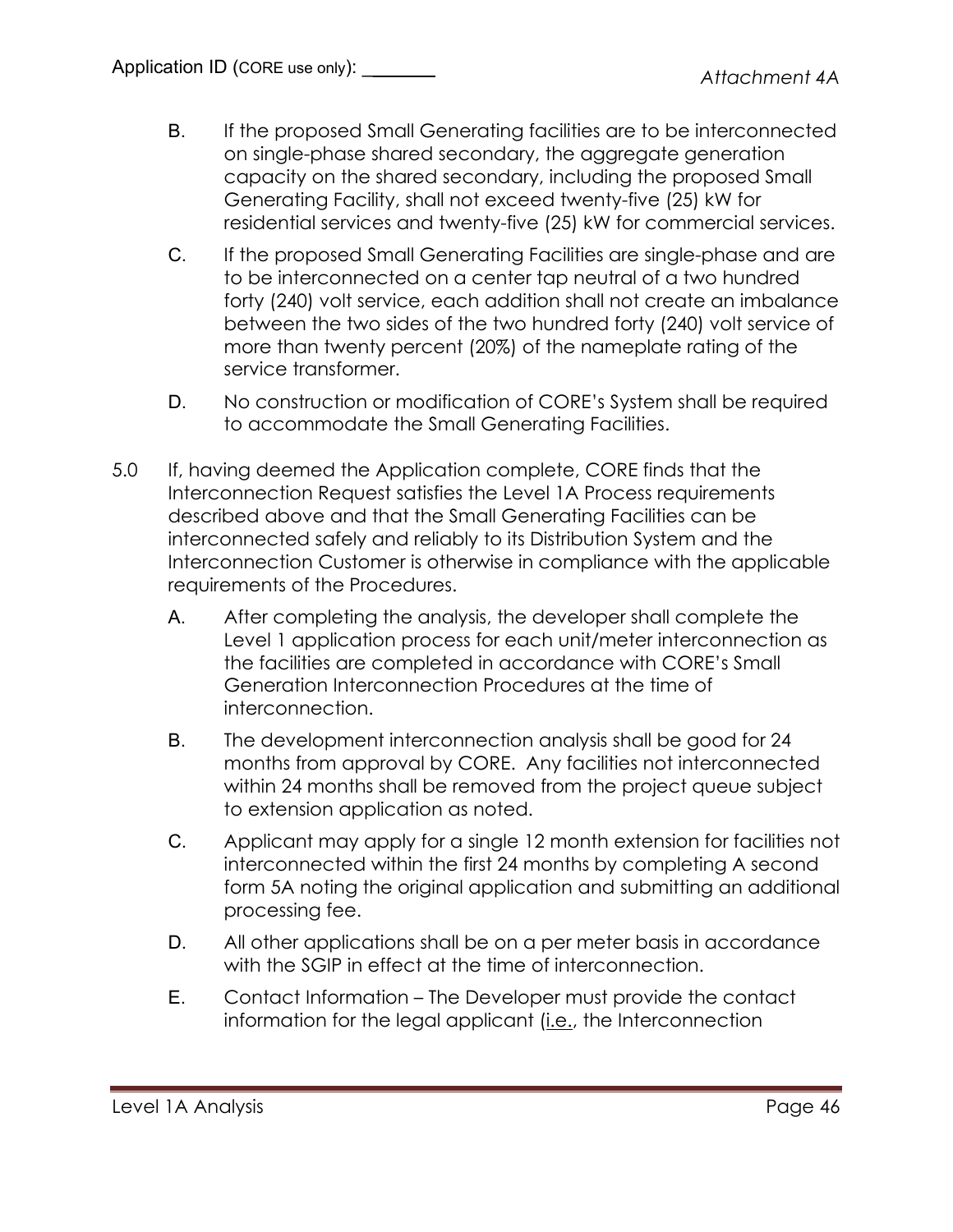B. If the proposed Small Generating facilities are to be interconnected on single-phase shared secondary, the aggregate generation capacity on the shared secondary, including the proposed Small Generating Facility, shall not exceed twenty-five (25) kW for residential services and twenty-five (25) kW for commercial services.

C. If the proposed Small Generating Facilities are single-phase and are to be interconnected on a center tap neutral of a two hundred forty (240) volt service, each addition shall not create an imbalance between the two sides of the two hundred forty (240) volt service of more than twenty percent (20%) of the nameplate rating of the service transformer.

D. No construction or modification of CORE's System shall be required to accommodate the Small Generating Facilities.

5.0 If, having deemed the Application complete, CORE finds that the Interconnection Request satisfies the Level 1A Process requirements described above and that the Small Generating Facilities can be interconnected safely and reliably to its Distribution System and the Interconnection Customer is otherwise in compliance with the applicable requirements of the Procedures.

A. After completing the analysis, the developer shall complete the Level 1 application process for each unit/meter interconnection as the facilities are completed in accordance with CORE's Small Generation Interconnection Procedures at the time of interconnection.

B. The development interconnection analysis shall be good for 24 months from approval by CORE. Any facilities not interconnected within 24 months shall be removed from the project queue subject to extension application as noted.

C. Applicant may apply for a single 12 month extension for facilities not interconnected within the first 24 months by completing A second form 5A noting the original application and submitting an additional processing fee.

D. All other applications shall be on a per meter basis in accordance with the SGIP in effect at the time of interconnection.

E. Contact Information – The Developer must provide the contact information for the legal applicant (i.e., the Interconnection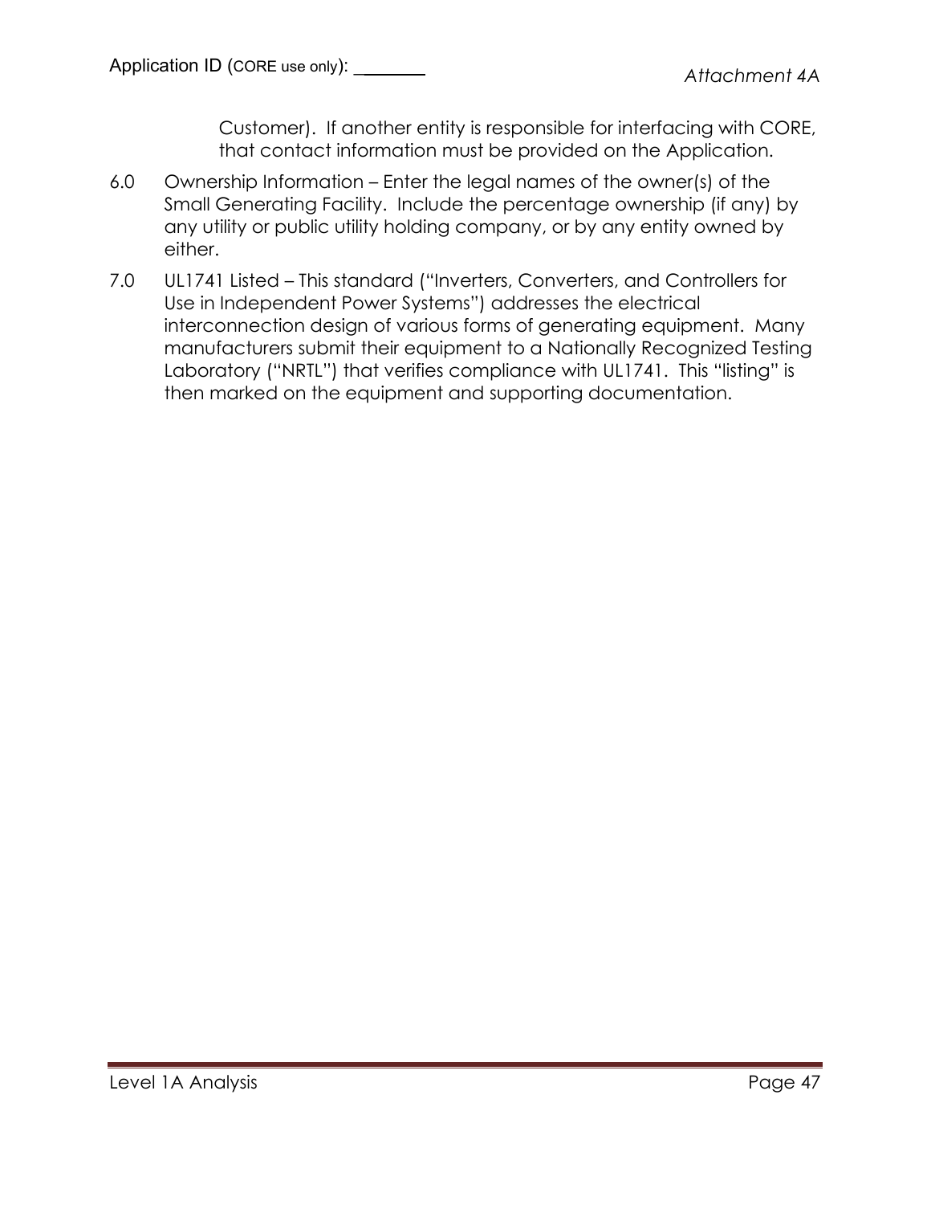Customer). If another entity is responsible for interfacing with CORE, that contact information must be provided on the Application.

6.0 Ownership Information – Enter the legal names of the owner(s) of the Small Generating Facility. Include the percentage ownership (if any) by any utility or public utility holding company, or by any entity owned by either.

7.0 UL1741 Listed – This standard ("Inverters, Converters, and Controllers for Use in Independent Power Systems") addresses the electrical interconnection design of various forms of generating equipment. Many manufacturers submit their equipment to a Nationally Recognized Testing Laboratory ("NRTL") that verifies compliance with UL1741. This "listing" is then marked on the equipment and supporting documentation.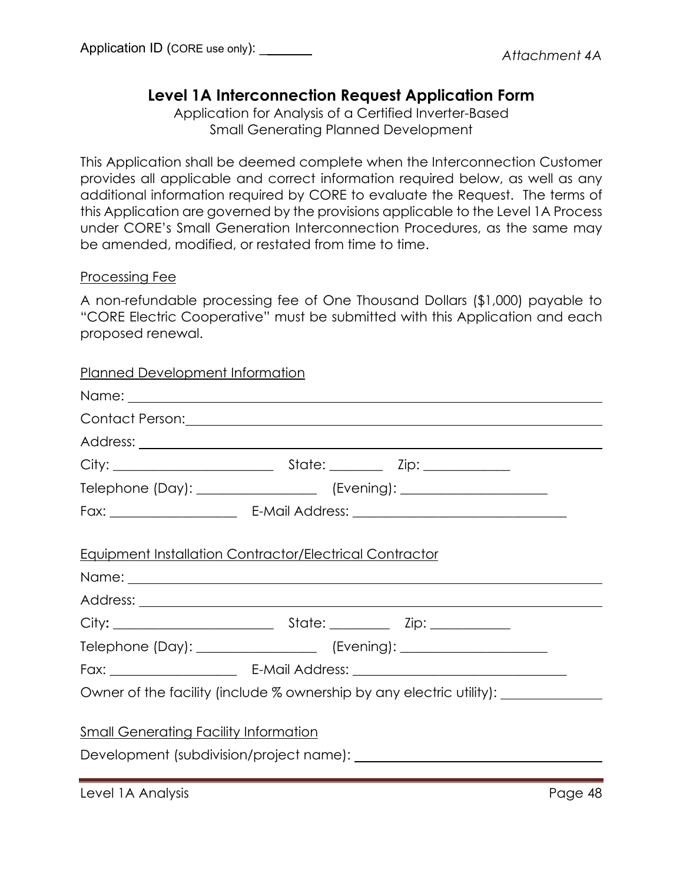Application ID (CORE use only): _______

*Attachment 4A*

# Level 1A Interconnection Request Application Form

Application for Analysis of a Certified Inverter-Based
Small Generating Planned Development

This Application shall be deemed complete when the Interconnection Customer provides all applicable and correct information required below, as well as any additional information required by CORE to evaluate the Request. The terms of this Application are governed by the provisions applicable to the Level 1A Process under CORE's Small Generation Interconnection Procedures, as the same may be amended, modified, or restated from time to time.

## Processing Fee

A non-refundable processing fee of One Thousand Dollars ($1,000) payable to "CORE Electric Cooperative" must be submitted with this Application and each proposed renewal.

## Planned Development Information

Name: ______________________________________________

Contact Person: ______________________________________________

Address: ______________________________________________

City: ____________________ State: ________ Zip: ____________

Telephone (Day): ________________ (Evening): ____________________

Fax: __________________ E-Mail Address: ____________________________

## Equipment Installation Contractor/Electrical Contractor

Name: ______________________________________________

Address: ______________________________________________

City: ____________________ State: ________ Zip: ____________

Telephone (Day): ________________ (Evening): ____________________

Fax: __________________ E-Mail Address: ____________________________

Owner of the facility (include % ownership by any electric utility): ______________

## Small Generating Facility Information

Development (subdivision/project name): ______________________________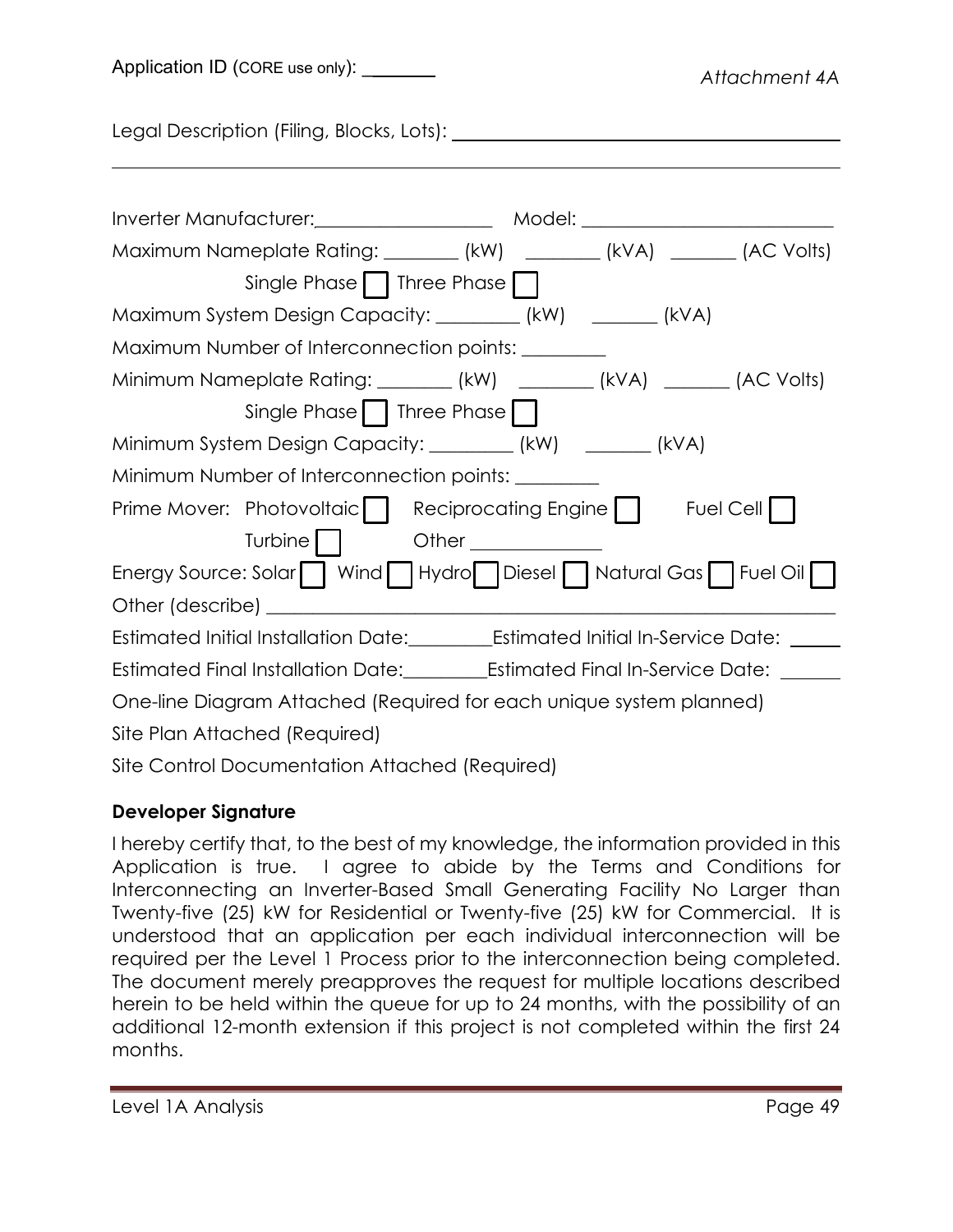Application ID (CORE use only): _______

*Attachment 4A*

Legal Description (Filing, Blocks, Lots): ________________________________________

________________________________________________________________________

Inverter Manufacturer:__________________ Model: __________________________

Maximum Nameplate Rating: ________ (kW) ________ (kVA) _______ (AC Volts)

Single Phase ☐ Three Phase ☐

Maximum System Design Capacity: _________ (kW) _______ (kVA)

Maximum Number of Interconnection points: _________

Minimum Nameplate Rating: ________ (kW) ________ (kVA) _______ (AC Volts)

Single Phase ☐ Three Phase ☐

Minimum System Design Capacity: _________ (kW) _______ (kVA)

Minimum Number of Interconnection points: _________

Prime Mover: Photovoltaic ☐ Reciprocating Engine ☐ Fuel Cell ☐

Turbine ☐ Other ______________

Energy Source: Solar ☐ Wind ☐ Hydro ☐ Diesel ☐ Natural Gas ☐ Fuel Oil ☐

Other (describe) ____________________________________________________________

Estimated Initial Installation Date:_________Estimated Initial In-Service Date: _____

Estimated Final Installation Date:_________Estimated Final In-Service Date: ______

One-line Diagram Attached (Required for each unique system planned)

Site Plan Attached (Required)

Site Control Documentation Attached (Required)

**Developer Signature**

I hereby certify that, to the best of my knowledge, the information provided in this Application is true. I agree to abide by the Terms and Conditions for Interconnecting an Inverter-Based Small Generating Facility No Larger than Twenty-five (25) kW for Residential or Twenty-five (25) kW for Commercial. It is understood that an application per each individual interconnection will be required per the Level 1 Process prior to the interconnection being completed. The document merely preapproves the request for multiple locations described herein to be held within the queue for up to 24 months, with the possibility of an additional 12-month extension if this project is not completed within the first 24 months.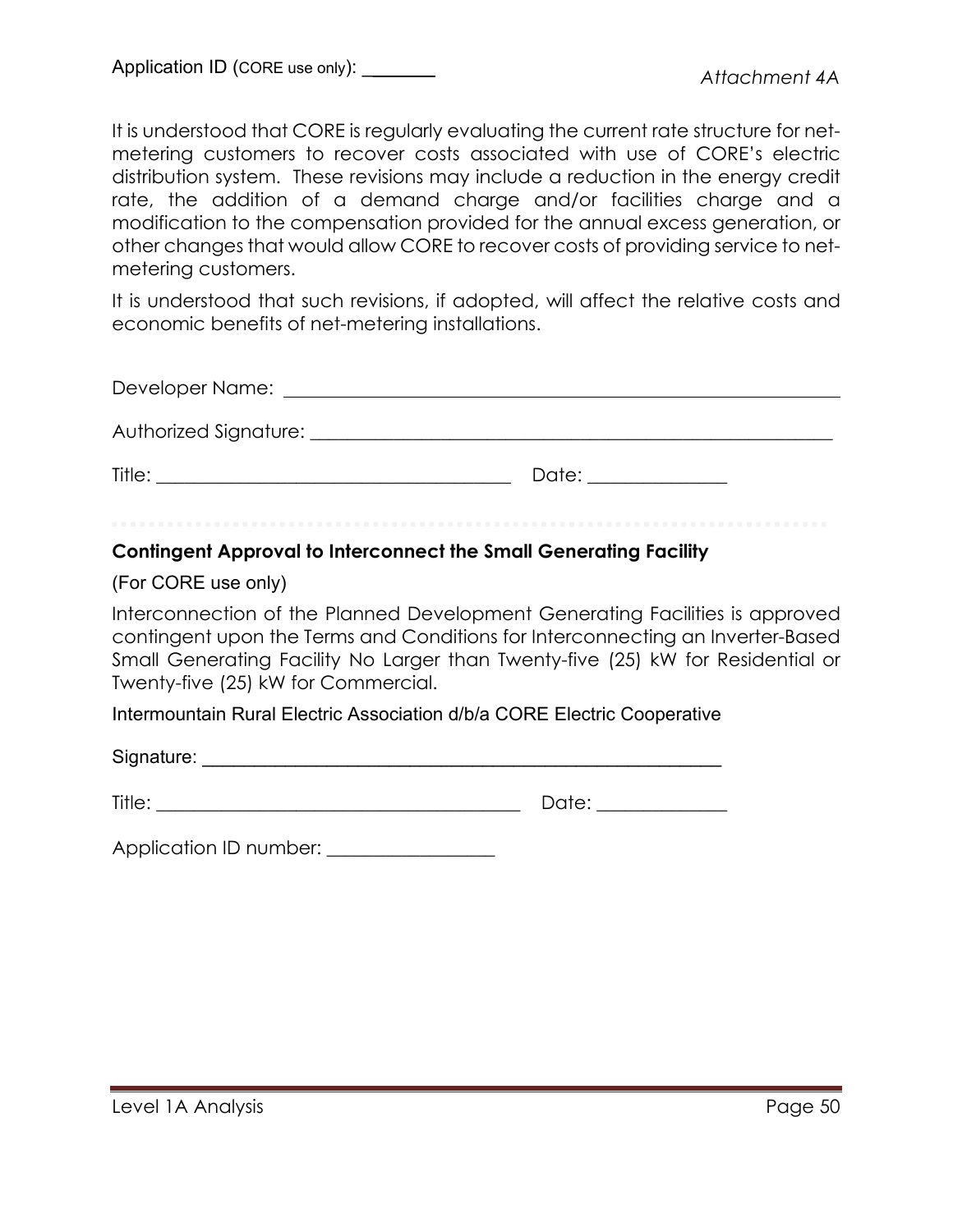Application ID (CORE use only): ________

*Attachment 4A*

It is understood that CORE is regularly evaluating the current rate structure for net-metering customers to recover costs associated with use of CORE's electric distribution system. These revisions may include a reduction in the energy credit rate, the addition of a demand charge and/or facilities charge and a modification to the compensation provided for the annual excess generation, or other changes that would allow CORE to recover costs of providing service to net-metering customers.

It is understood that such revisions, if adopted, will affect the relative costs and economic benefits of net-metering installations.

Developer Name: ____________________________________________________________

Authorized Signature: ________________________________________________________

Title: _____________________________________ Date: ______________

---

**Contingent Approval to Interconnect the Small Generating Facility**

(For CORE use only)

Interconnection of the Planned Development Generating Facilities is approved contingent upon the Terms and Conditions for Interconnecting an Inverter-Based Small Generating Facility No Larger than Twenty-five (25) kW for Residential or Twenty-five (25) kW for Commercial.

Intermountain Rural Electric Association d/b/a CORE Electric Cooperative

Signature: ____________________________________________________

Title: _____________________________________ Date: _____________

Application ID number: ________________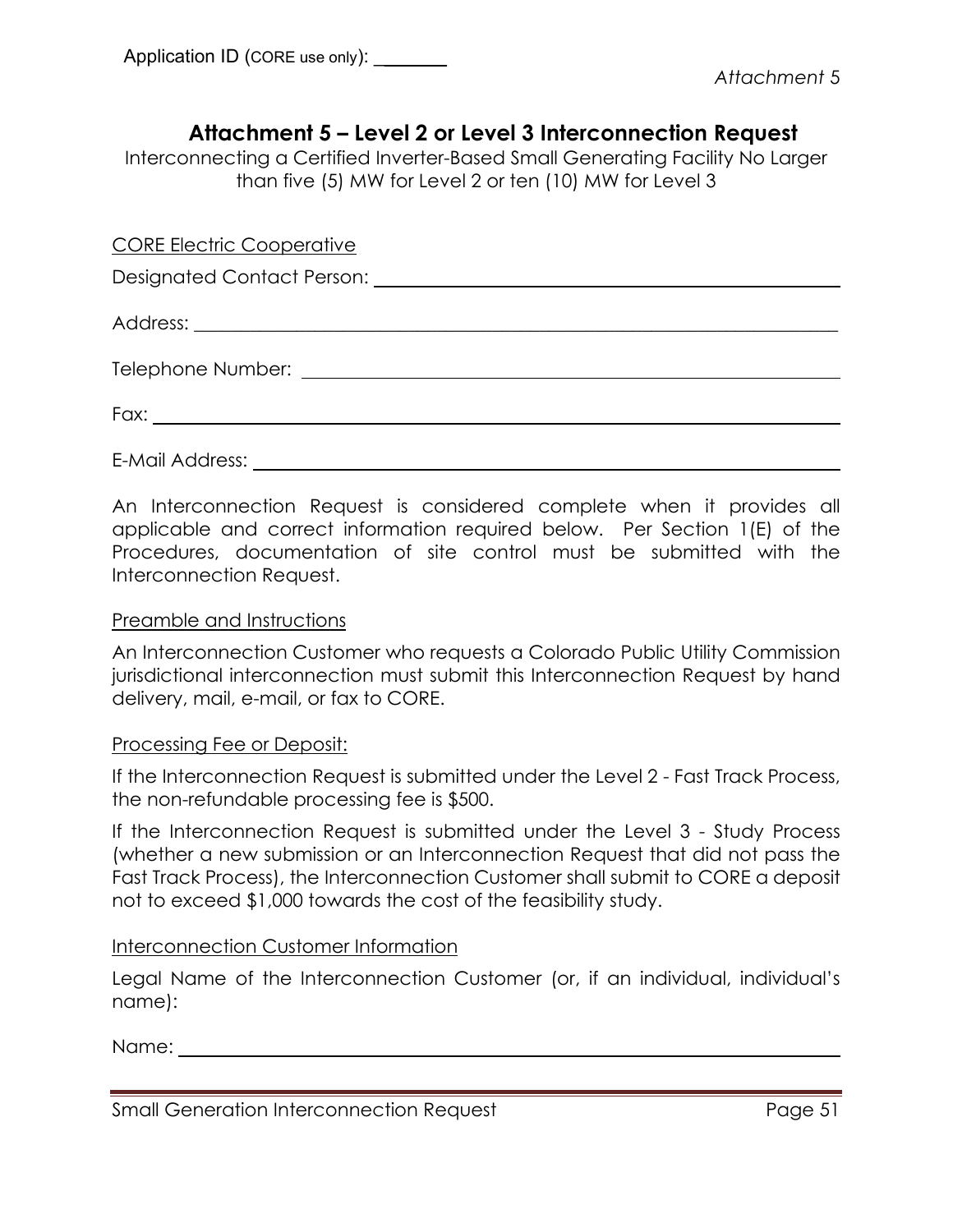Application ID (CORE use only): _______

*Attachment 5*

# Attachment 5 – Level 2 or Level 3 Interconnection Request

Interconnecting a Certified Inverter-Based Small Generating Facility No Larger than five (5) MW for Level 2 or ten (10) MW for Level 3

CORE Electric Cooperative

Designated Contact Person: ______________________________

Address: ______________________________

Telephone Number: ______________________________

Fax: ______________________________

E-Mail Address: ______________________________

An Interconnection Request is considered complete when it provides all applicable and correct information required below. Per Section 1(E) of the Procedures, documentation of site control must be submitted with the Interconnection Request.

Preamble and Instructions

An Interconnection Customer who requests a Colorado Public Utility Commission jurisdictional interconnection must submit this Interconnection Request by hand delivery, mail, e-mail, or fax to CORE.

Processing Fee or Deposit:

If the Interconnection Request is submitted under the Level 2 - Fast Track Process, the non-refundable processing fee is $500.

If the Interconnection Request is submitted under the Level 3 - Study Process (whether a new submission or an Interconnection Request that did not pass the Fast Track Process), the Interconnection Customer shall submit to CORE a deposit not to exceed $1,000 towards the cost of the feasibility study.

Interconnection Customer Information

Legal Name of the Interconnection Customer (or, if an individual, individual's name):

Name: ______________________________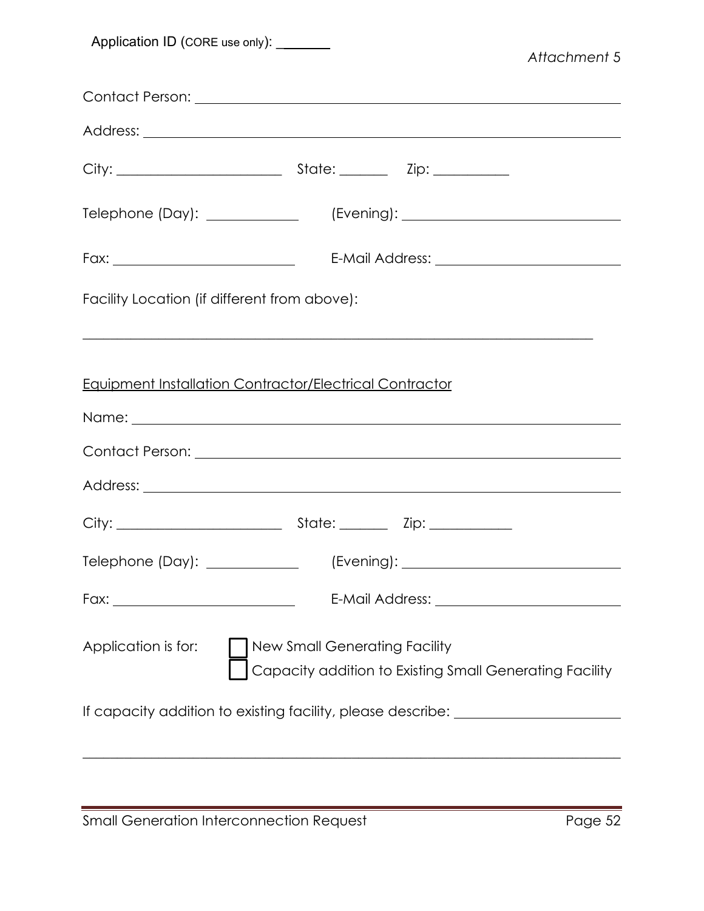Application ID (CORE use only): _______

*Attachment 5*

Contact Person: ____________________________________________

Address: ____________________________________________

City: ______________________ State: _______ Zip: __________

Telephone (Day): ____________ (Evening): ______________________

Fax: ______________________ E-Mail Address: ______________________

Facility Location (if different from above):

____________________________________________

Equipment Installation Contractor/Electrical Contractor

Name: ____________________________________________

Contact Person: ____________________________________________

Address: ____________________________________________

City: ______________________ State: _______ Zip: ___________

Telephone (Day): ____________ (Evening): ______________________

Fax: ______________________ E-Mail Address: ______________________

Application is for: ☐ New Small Generating Facility
☐ Capacity addition to Existing Small Generating Facility

If capacity addition to existing facility, please describe: ______________________

____________________________________________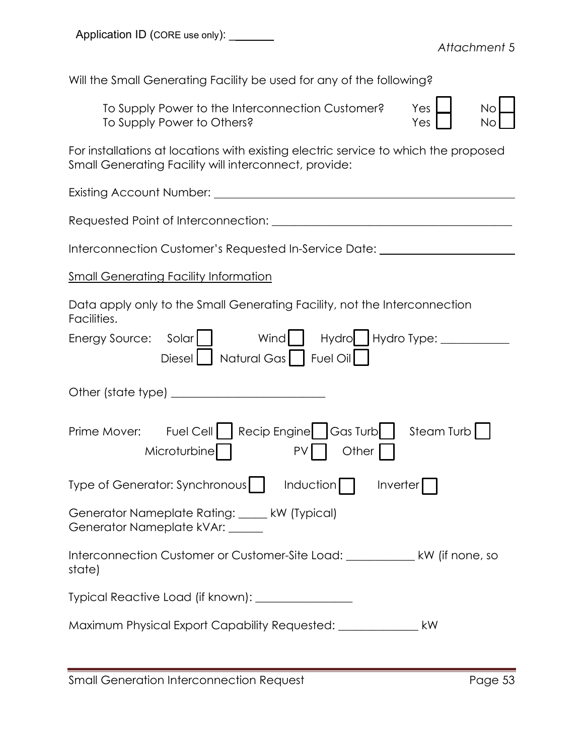Application ID (CORE use only): _______

*Attachment 5*

Will the Small Generating Facility be used for any of the following?

To Supply Power to the Interconnection Customer? Yes ☐ No ☐
To Supply Power to Others? Yes ☐ No ☐

For installations at locations with existing electric service to which the proposed Small Generating Facility will interconnect, provide:

Existing Account Number: ____________________________________________

Requested Point of Interconnection: ____________________________________

Interconnection Customer's Requested In-Service Date: ____________________

Small Generating Facility Information

Data apply only to the Small Generating Facility, not the Interconnection Facilities.

Energy Source: Solar ☐ Wind ☐ Hydro ☐ Hydro Type: ___________
Diesel ☐ Natural Gas ☐ Fuel Oil ☐

Other (state type) _________________________

Prime Mover: Fuel Cell ☐ Recip Engine ☐ Gas Turb ☐ Steam Turb ☐
Microturbine ☐ PV ☐ Other ☐

Type of Generator: Synchronous ☐ Induction ☐ Inverter ☐

Generator Nameplate Rating: _____ kW (Typical)
Generator Nameplate kVAr: ______

Interconnection Customer or Customer-Site Load: ___________ kW (if none, so state)

Typical Reactive Load (if known): ________________

Maximum Physical Export Capability Requested: _____________ kW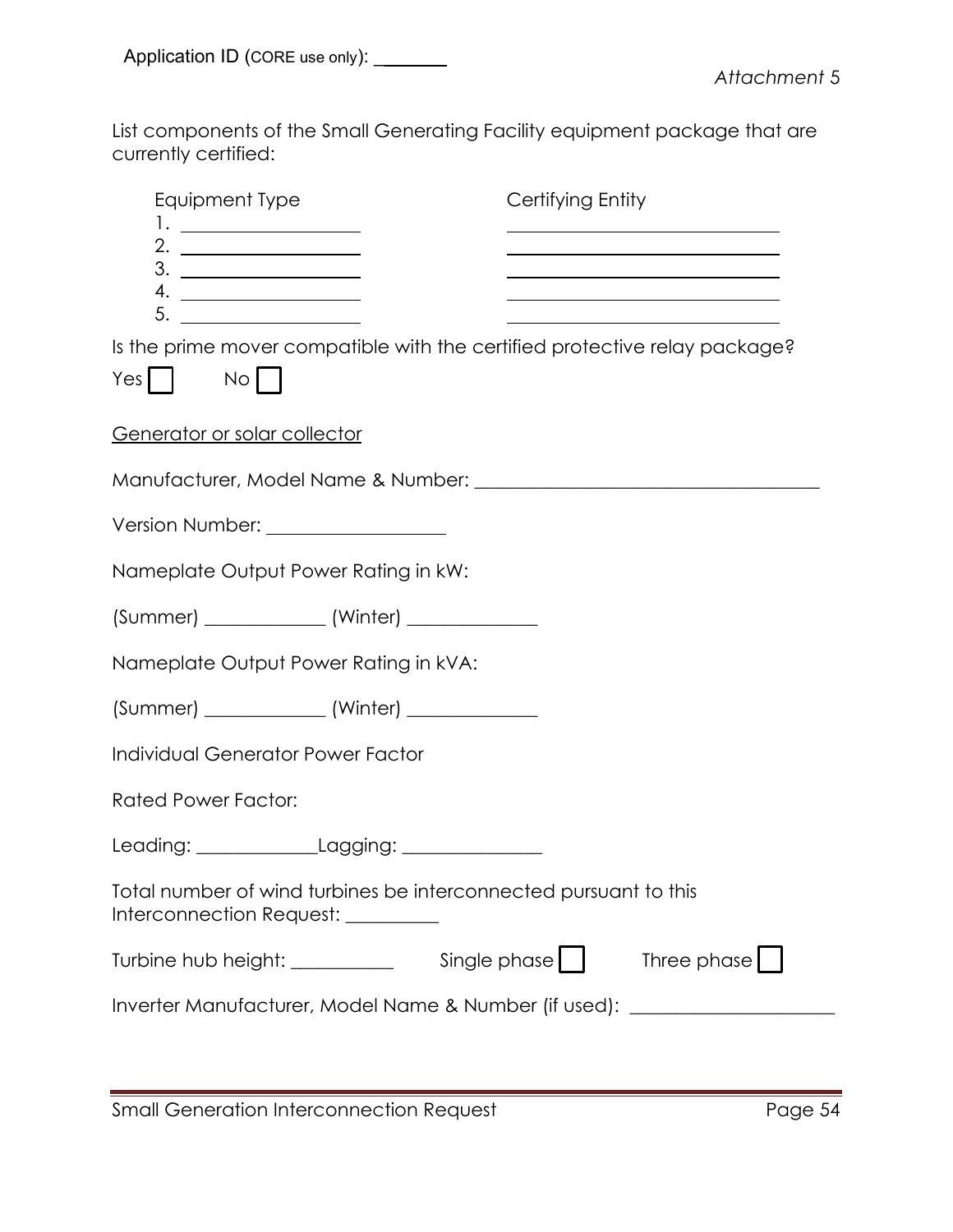Application ID (CORE use only): _______

*Attachment 5*

List components of the Small Generating Facility equipment package that are currently certified:

| Equipment Type | Certifying Entity |
|---|---|
| 1. ____________ | ____________ |
| 2. ____________ | ____________ |
| 3. ____________ | ____________ |
| 4. ____________ | ____________ |
| 5. ____________ | ____________ |

Is the prime mover compatible with the certified protective relay package?

Yes ☐ No ☐

<u>Generator or solar collector</u>

Manufacturer, Model Name & Number: ____________________________________

Version Number: ____________________

Nameplate Output Power Rating in kW:

(Summer) _____________ (Winter) ______________

Nameplate Output Power Rating in kVA:

(Summer) _____________ (Winter) ______________

Individual Generator Power Factor

Rated Power Factor:

Leading: _____________Lagging: _______________

Total number of wind turbines be interconnected pursuant to this Interconnection Request: __________

Turbine hub height: ___________ Single phase ☐ Three phase ☐

Inverter Manufacturer, Model Name & Number (if used): ______________________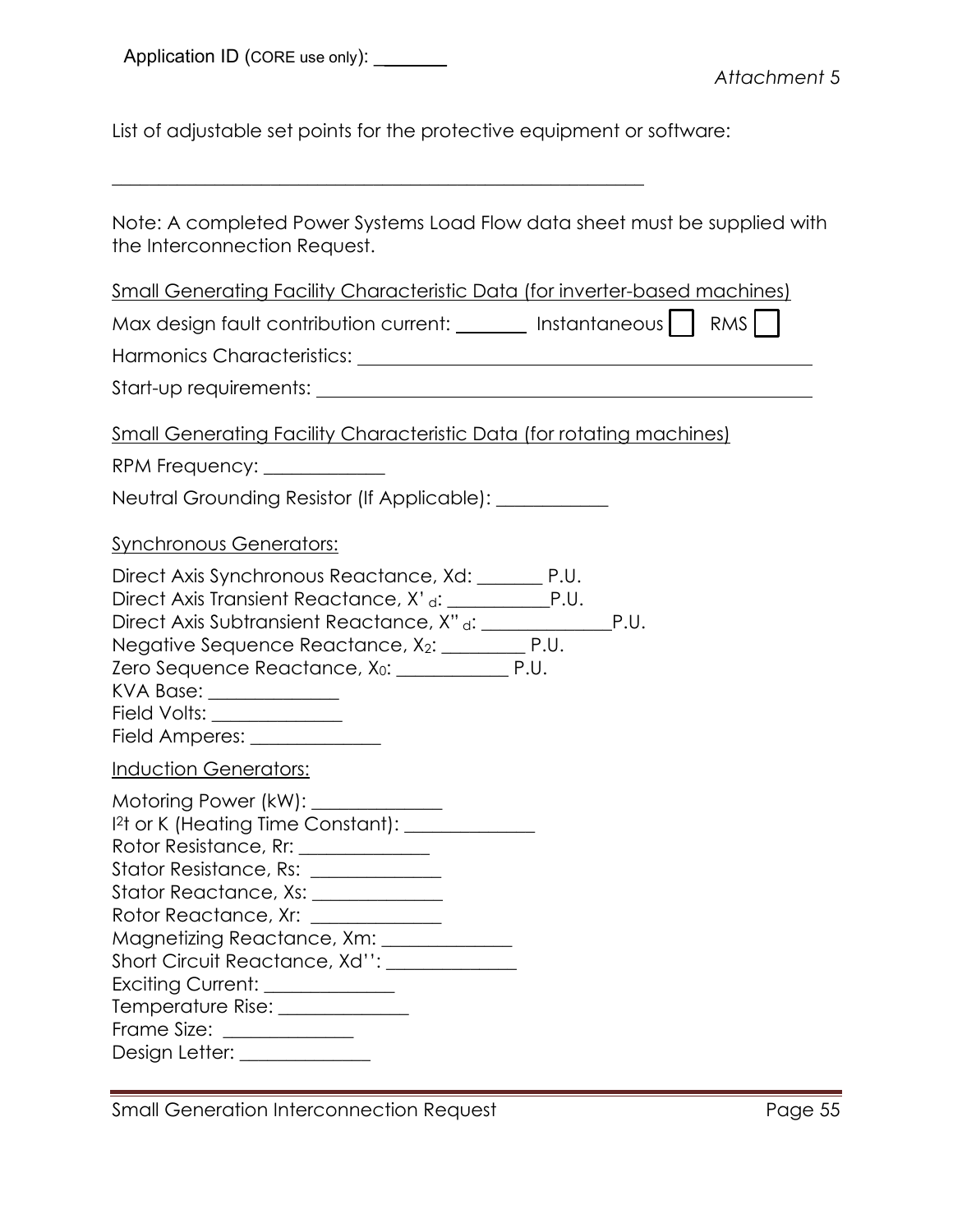Application ID (CORE use only): _______

*Attachment 5*

List of adjustable set points for the protective equipment or software:

_____________________________________________________

Note: A completed Power Systems Load Flow data sheet must be supplied with the Interconnection Request.

Small Generating Facility Characteristic Data (for inverter-based machines)

Max design fault contribution current: _______ Instantaneous ☐ RMS ☐

Harmonics Characteristics: _______________________________________

Start-up requirements: ___________________________________________

Small Generating Facility Characteristic Data (for rotating machines)

RPM Frequency: ____________

Neutral Grounding Resistor (If Applicable): ___________

Synchronous Generators:

Direct Axis Synchronous Reactance, Xd: _______ P.U.
Direct Axis Transient Reactance, $X'_d$: ___________P.U.
Direct Axis Subtransient Reactance, $X''_d$: ______________P.U.
Negative Sequence Reactance, $X_2$: _________ P.U.
Zero Sequence Reactance, $X_0$: ____________ P.U.
KVA Base: ______________
Field Volts: ______________
Field Amperes: ______________

Induction Generators:

Motoring Power (kW): ______________
$I^2t$ or K (Heating Time Constant): ______________
Rotor Resistance, Rr: ______________
Stator Resistance, Rs: ______________
Stator Reactance, Xs: ______________
Rotor Reactance, Xr: ______________
Magnetizing Reactance, Xm: ______________
Short Circuit Reactance, Xd'': ______________
Exciting Current: ______________
Temperature Rise: ______________
Frame Size: ______________
Design Letter: ______________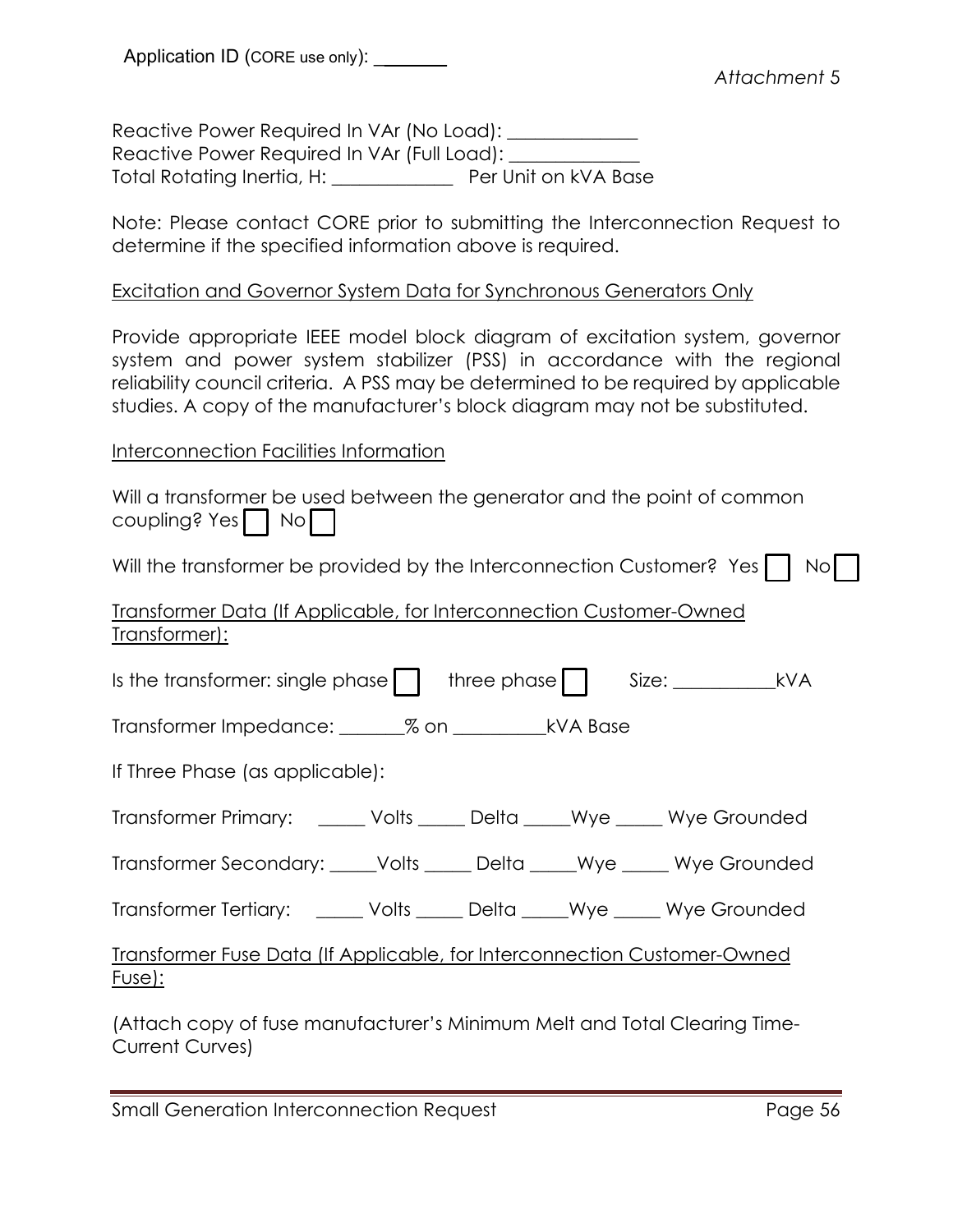Application ID (CORE use only): _______

*Attachment 5*

Reactive Power Required In VAr (No Load): _____________
Reactive Power Required In VAr (Full Load): _____________
Total Rotating Inertia, H: ____________ Per Unit on kVA Base

Note: Please contact CORE prior to submitting the Interconnection Request to determine if the specified information above is required.

<u>Excitation and Governor System Data for Synchronous Generators Only</u>

Provide appropriate IEEE model block diagram of excitation system, governor system and power system stabilizer (PSS) in accordance with the regional reliability council criteria. A PSS may be determined to be required by applicable studies. A copy of the manufacturer's block diagram may not be substituted.

<u>Interconnection Facilities Information</u>

Will a transformer be used between the generator and the point of common coupling? Yes ☐ No ☐

Will the transformer be provided by the Interconnection Customer? Yes ☐ No ☐

<u>Transformer Data (If Applicable, for Interconnection Customer-Owned Transformer):</u>

Is the transformer: single phase ☐ three phase ☐ Size: __________kVA

Transformer Impedance: _______% on _________kVA Base

If Three Phase (as applicable):

Transformer Primary: _____ Volts _____ Delta _____Wye _____ Wye Grounded

Transformer Secondary: _____Volts _____ Delta _____Wye _____ Wye Grounded

Transformer Tertiary: _____ Volts _____ Delta _____Wye _____ Wye Grounded

<u>Transformer Fuse Data (If Applicable, for Interconnection Customer-Owned Fuse):</u>

(Attach copy of fuse manufacturer's Minimum Melt and Total Clearing Time-Current Curves)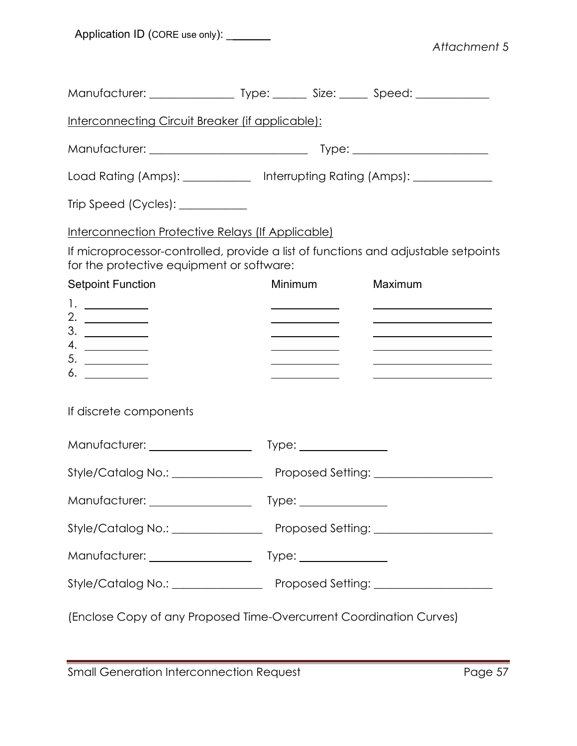Application ID (CORE use only): _______

*Attachment 5*

Manufacturer: _______________ Type: ______ Size: _____ Speed: _____________

Interconnecting Circuit Breaker (if applicable):

Manufacturer: ____________________________ Type: ________________________

Load Rating (Amps): ____________ Interrupting Rating (Amps): ______________

Trip Speed (Cycles): ____________

Interconnection Protective Relays (If Applicable)

If microprocessor-controlled, provide a list of functions and adjustable setpoints for the protective equipment or software:

| Setpoint Function | Minimum | Maximum |
|---|---|---|
| 1. ___________ | ___________ | ___________ |
| 2. ___________ | ___________ | ___________ |
| 3. ___________ | ___________ | ___________ |
| 4. ___________ | ___________ | ___________ |
| 5. ___________ | ___________ | ___________ |
| 6. ___________ | ___________ | ___________ |

If discrete components

Manufacturer: __________________ Type: _______________

Style/Catalog No.: ________________ Proposed Setting: ____________________

Manufacturer: __________________ Type: _______________

Style/Catalog No.: ________________ Proposed Setting: ____________________

Manufacturer: __________________ Type: _______________

Style/Catalog No.: ________________ Proposed Setting: ____________________

(Enclose Copy of any Proposed Time-Overcurrent Coordination Curves)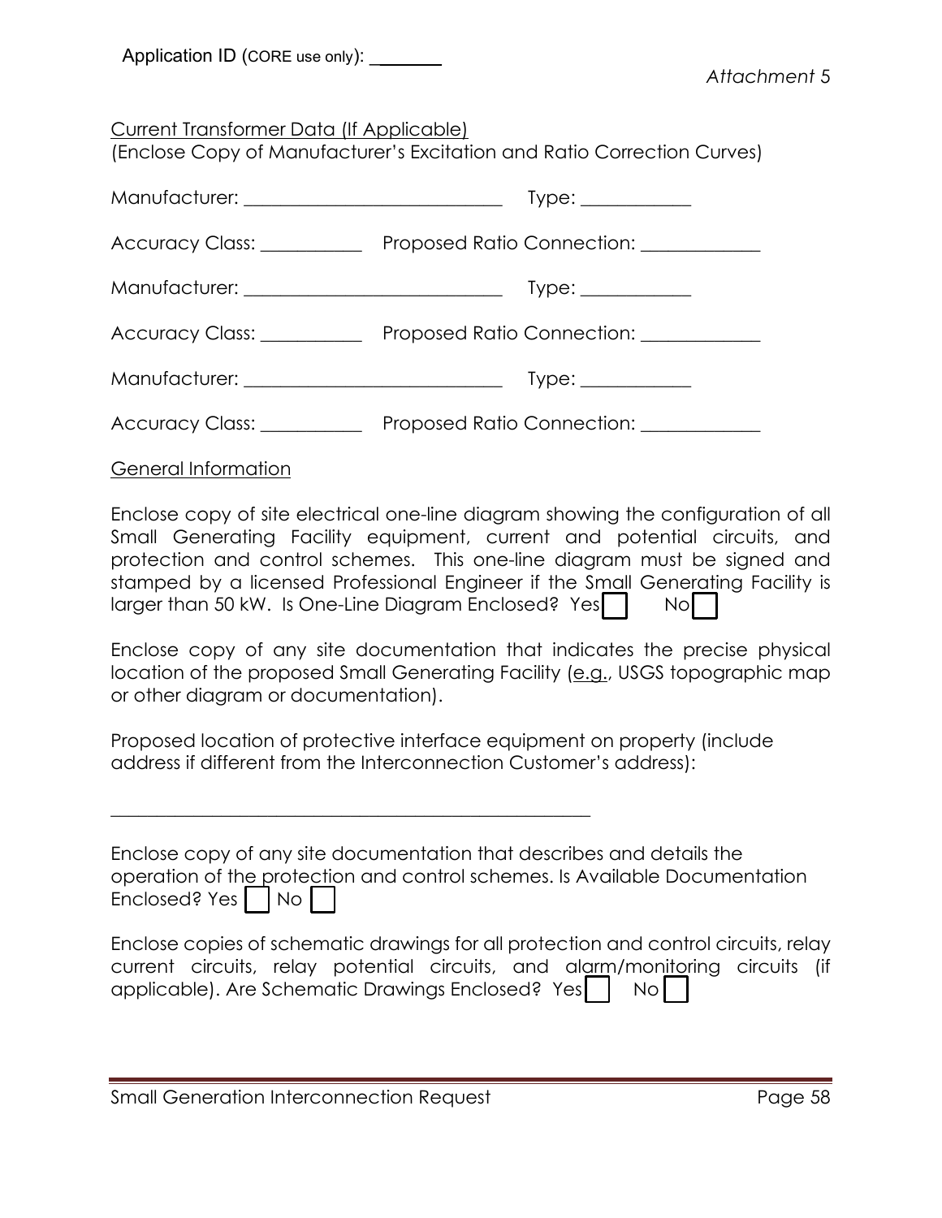Application ID (CORE use only): _______

*Attachment 5*

Current Transformer Data (If Applicable)
(Enclose Copy of Manufacturer's Excitation and Ratio Correction Curves)

Manufacturer: ___________________________ Type: ___________

Accuracy Class: __________ Proposed Ratio Connection: ____________

Manufacturer: ___________________________ Type: ___________

Accuracy Class: __________ Proposed Ratio Connection: ____________

Manufacturer: ___________________________ Type: ___________

Accuracy Class: __________ Proposed Ratio Connection: ____________

General Information

Enclose copy of site electrical one-line diagram showing the configuration of all Small Generating Facility equipment, current and potential circuits, and protection and control schemes. This one-line diagram must be signed and stamped by a licensed Professional Engineer if the Small Generating Facility is larger than 50 kW. Is One-Line Diagram Enclosed? Yes ☐ No ☐

Enclose copy of any site documentation that indicates the precise physical location of the proposed Small Generating Facility (e.g., USGS topographic map or other diagram or documentation).

Proposed location of protective interface equipment on property (include address if different from the Interconnection Customer's address):

_____________________________________________________

Enclose copy of any site documentation that describes and details the operation of the protection and control schemes. Is Available Documentation Enclosed? Yes ☐ No ☐

Enclose copies of schematic drawings for all protection and control circuits, relay current circuits, relay potential circuits, and alarm/monitoring circuits (if applicable). Are Schematic Drawings Enclosed? Yes ☐ No ☐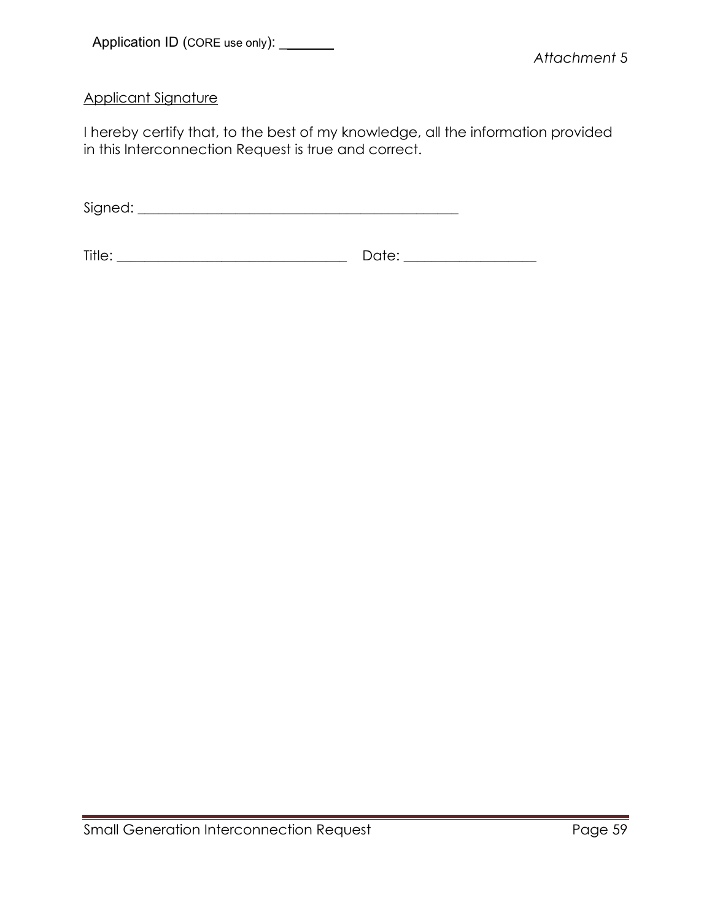Application ID (CORE use only): _______

*Attachment 5*

<u>Applicant Signature</u>

I hereby certify that, to the best of my knowledge, all the information provided in this Interconnection Request is true and correct.

Signed: ______________________________________________

Title: _________________________________ Date: __________________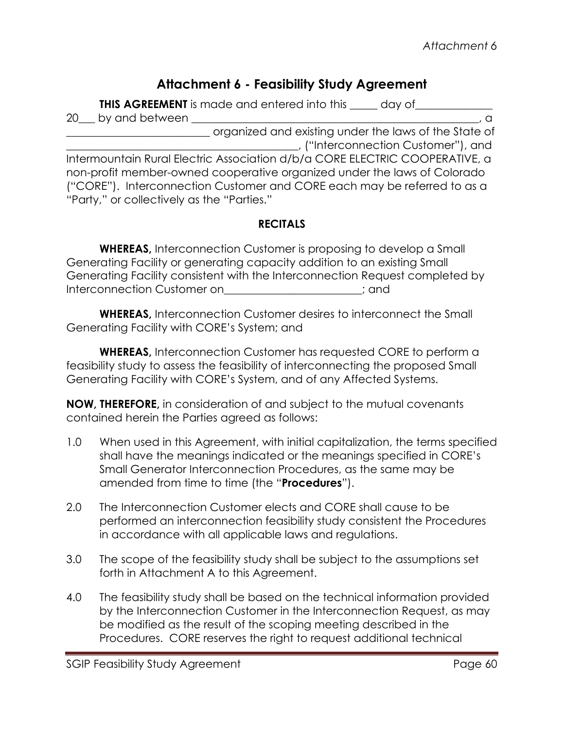# Attachment 6 - Feasibility Study Agreement

**THIS AGREEMENT** is made and entered into this _____ day of_____________ 20___ by and between _____________________________________________________, a _________________________ organized and existing under the laws of the State of _________________________________________, ("Interconnection Customer"), and Intermountain Rural Electric Association d/b/a CORE ELECTRIC COOPERATIVE, a non-profit member-owned cooperative organized under the laws of Colorado ("CORE"). Interconnection Customer and CORE each may be referred to as a "Party," or collectively as the "Parties."

**RECITALS**

**WHEREAS,** Interconnection Customer is proposing to develop a Small Generating Facility or generating capacity addition to an existing Small Generating Facility consistent with the Interconnection Request completed by Interconnection Customer on________________________; and

**WHEREAS,** Interconnection Customer desires to interconnect the Small Generating Facility with CORE's System; and

**WHEREAS,** Interconnection Customer has requested CORE to perform a feasibility study to assess the feasibility of interconnecting the proposed Small Generating Facility with CORE's System, and of any Affected Systems.

**NOW, THEREFORE,** in consideration of and subject to the mutual covenants contained herein the Parties agreed as follows:

1.0 When used in this Agreement, with initial capitalization, the terms specified shall have the meanings indicated or the meanings specified in CORE's Small Generator Interconnection Procedures, as the same may be amended from time to time (the "**Procedures**").

2.0 The Interconnection Customer elects and CORE shall cause to be performed an interconnection feasibility study consistent the Procedures in accordance with all applicable laws and regulations.

3.0 The scope of the feasibility study shall be subject to the assumptions set forth in Attachment A to this Agreement.

4.0 The feasibility study shall be based on the technical information provided by the Interconnection Customer in the Interconnection Request, as may be modified as the result of the scoping meeting described in the Procedures. CORE reserves the right to request additional technical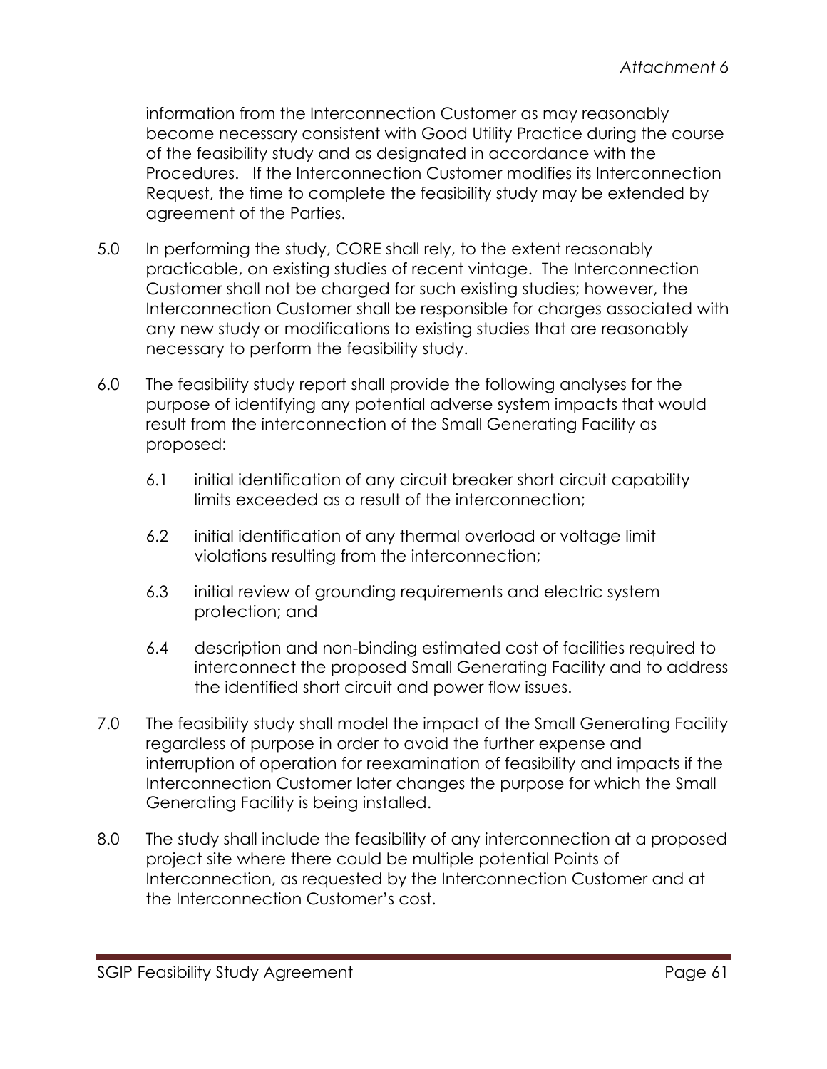information from the Interconnection Customer as may reasonably become necessary consistent with Good Utility Practice during the course of the feasibility study and as designated in accordance with the Procedures. If the Interconnection Customer modifies its Interconnection Request, the time to complete the feasibility study may be extended by agreement of the Parties.

5.0 In performing the study, CORE shall rely, to the extent reasonably practicable, on existing studies of recent vintage. The Interconnection Customer shall not be charged for such existing studies; however, the Interconnection Customer shall be responsible for charges associated with any new study or modifications to existing studies that are reasonably necessary to perform the feasibility study.

6.0 The feasibility study report shall provide the following analyses for the purpose of identifying any potential adverse system impacts that would result from the interconnection of the Small Generating Facility as proposed:

6.1 initial identification of any circuit breaker short circuit capability limits exceeded as a result of the interconnection;

6.2 initial identification of any thermal overload or voltage limit violations resulting from the interconnection;

6.3 initial review of grounding requirements and electric system protection; and

6.4 description and non-binding estimated cost of facilities required to interconnect the proposed Small Generating Facility and to address the identified short circuit and power flow issues.

7.0 The feasibility study shall model the impact of the Small Generating Facility regardless of purpose in order to avoid the further expense and interruption of operation for reexamination of feasibility and impacts if the Interconnection Customer later changes the purpose for which the Small Generating Facility is being installed.

8.0 The study shall include the feasibility of any interconnection at a proposed project site where there could be multiple potential Points of Interconnection, as requested by the Interconnection Customer and at the Interconnection Customer's cost.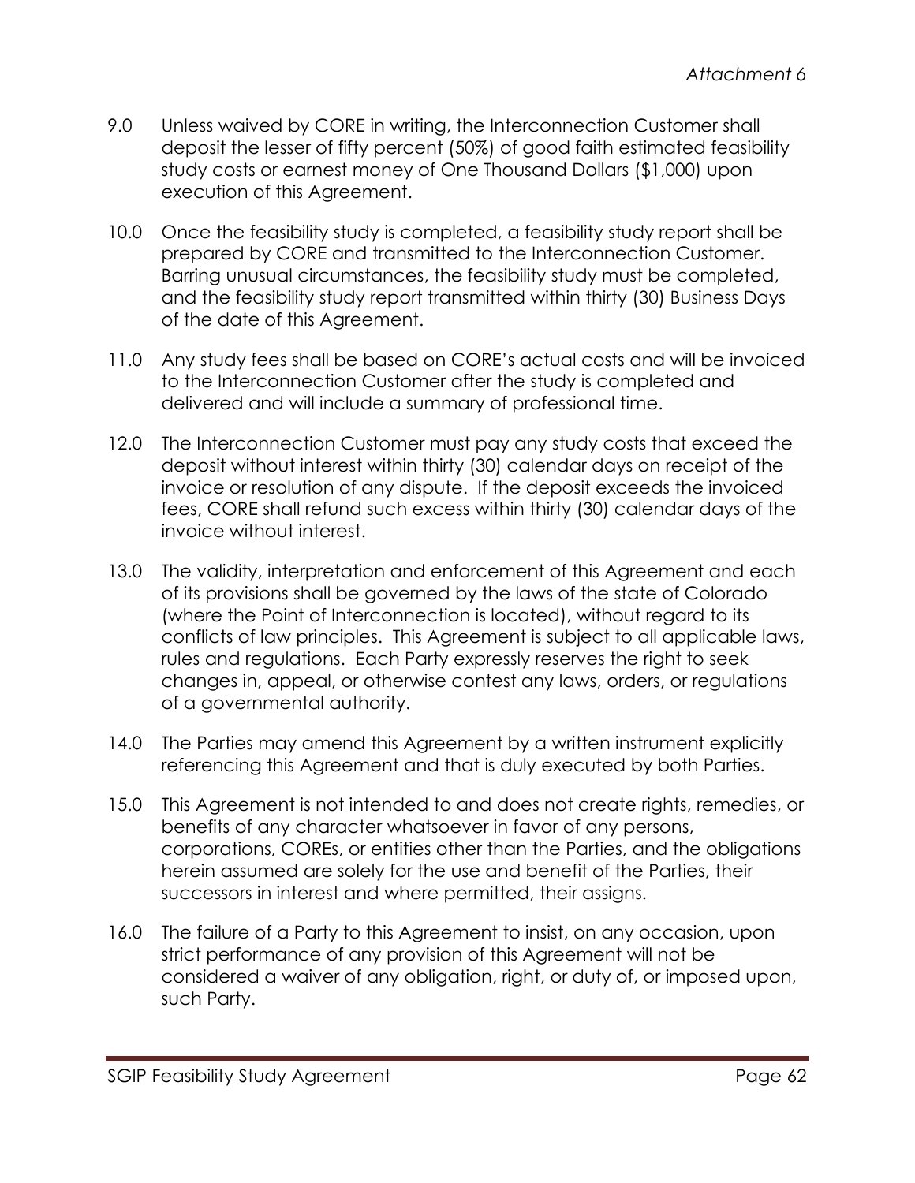9.0 Unless waived by CORE in writing, the Interconnection Customer shall deposit the lesser of fifty percent (50%) of good faith estimated feasibility study costs or earnest money of One Thousand Dollars ($1,000) upon execution of this Agreement.

10.0 Once the feasibility study is completed, a feasibility study report shall be prepared by CORE and transmitted to the Interconnection Customer. Barring unusual circumstances, the feasibility study must be completed, and the feasibility study report transmitted within thirty (30) Business Days of the date of this Agreement.

11.0 Any study fees shall be based on CORE's actual costs and will be invoiced to the Interconnection Customer after the study is completed and delivered and will include a summary of professional time.

12.0 The Interconnection Customer must pay any study costs that exceed the deposit without interest within thirty (30) calendar days on receipt of the invoice or resolution of any dispute. If the deposit exceeds the invoiced fees, CORE shall refund such excess within thirty (30) calendar days of the invoice without interest.

13.0 The validity, interpretation and enforcement of this Agreement and each of its provisions shall be governed by the laws of the state of Colorado (where the Point of Interconnection is located), without regard to its conflicts of law principles. This Agreement is subject to all applicable laws, rules and regulations. Each Party expressly reserves the right to seek changes in, appeal, or otherwise contest any laws, orders, or regulations of a governmental authority.

14.0 The Parties may amend this Agreement by a written instrument explicitly referencing this Agreement and that is duly executed by both Parties.

15.0 This Agreement is not intended to and does not create rights, remedies, or benefits of any character whatsoever in favor of any persons, corporations, COREs, or entities other than the Parties, and the obligations herein assumed are solely for the use and benefit of the Parties, their successors in interest and where permitted, their assigns.

16.0 The failure of a Party to this Agreement to insist, on any occasion, upon strict performance of any provision of this Agreement will not be considered a waiver of any obligation, right, or duty of, or imposed upon, such Party.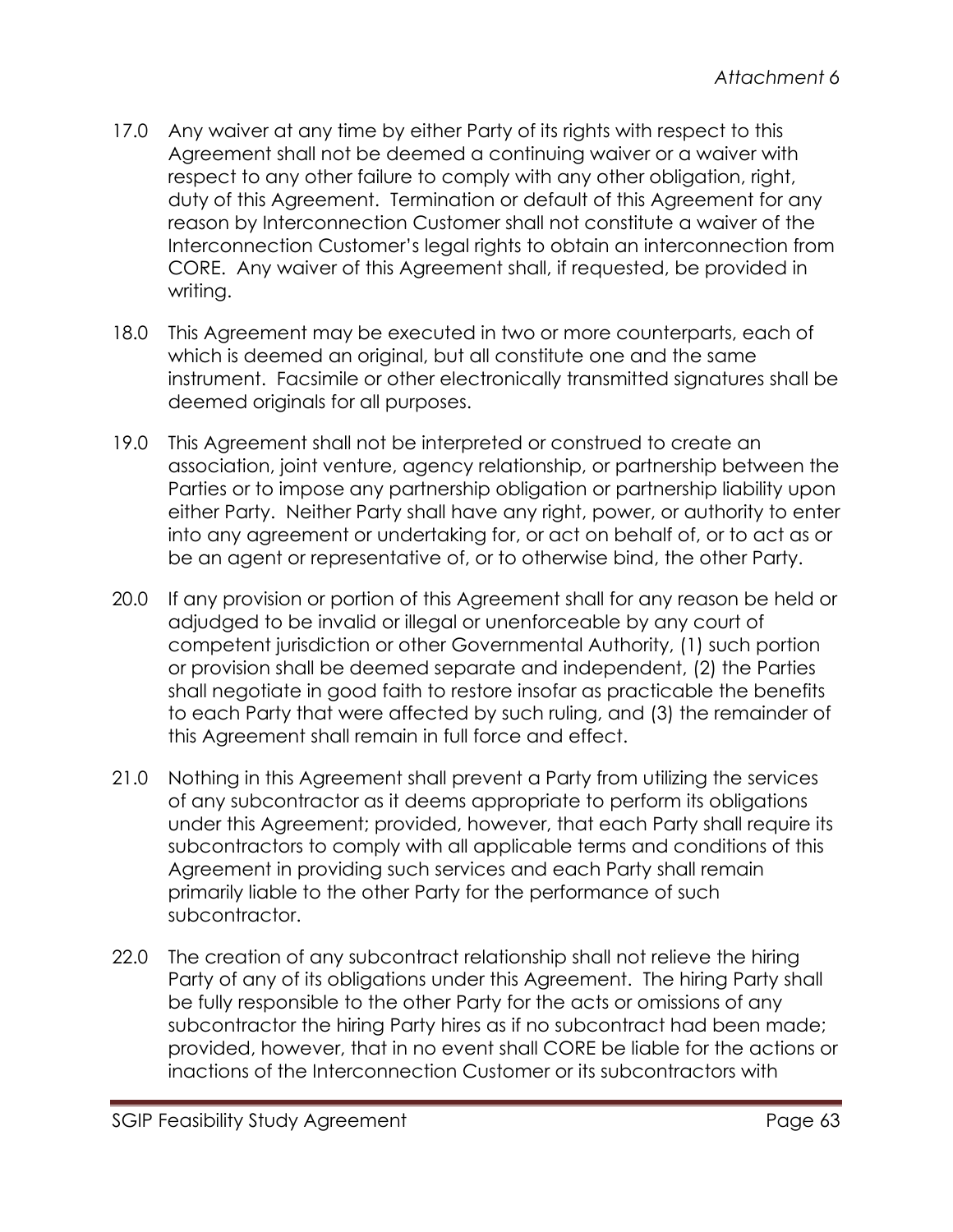17.0 Any waiver at any time by either Party of its rights with respect to this Agreement shall not be deemed a continuing waiver or a waiver with respect to any other failure to comply with any other obligation, right, duty of this Agreement. Termination or default of this Agreement for any reason by Interconnection Customer shall not constitute a waiver of the Interconnection Customer's legal rights to obtain an interconnection from CORE. Any waiver of this Agreement shall, if requested, be provided in writing.

18.0 This Agreement may be executed in two or more counterparts, each of which is deemed an original, but all constitute one and the same instrument. Facsimile or other electronically transmitted signatures shall be deemed originals for all purposes.

19.0 This Agreement shall not be interpreted or construed to create an association, joint venture, agency relationship, or partnership between the Parties or to impose any partnership obligation or partnership liability upon either Party. Neither Party shall have any right, power, or authority to enter into any agreement or undertaking for, or act on behalf of, or to act as or be an agent or representative of, or to otherwise bind, the other Party.

20.0 If any provision or portion of this Agreement shall for any reason be held or adjudged to be invalid or illegal or unenforceable by any court of competent jurisdiction or other Governmental Authority, (1) such portion or provision shall be deemed separate and independent, (2) the Parties shall negotiate in good faith to restore insofar as practicable the benefits to each Party that were affected by such ruling, and (3) the remainder of this Agreement shall remain in full force and effect.

21.0 Nothing in this Agreement shall prevent a Party from utilizing the services of any subcontractor as it deems appropriate to perform its obligations under this Agreement; provided, however, that each Party shall require its subcontractors to comply with all applicable terms and conditions of this Agreement in providing such services and each Party shall remain primarily liable to the other Party for the performance of such subcontractor.

22.0 The creation of any subcontract relationship shall not relieve the hiring Party of any of its obligations under this Agreement. The hiring Party shall be fully responsible to the other Party for the acts or omissions of any subcontractor the hiring Party hires as if no subcontract had been made; provided, however, that in no event shall CORE be liable for the actions or inactions of the Interconnection Customer or its subcontractors with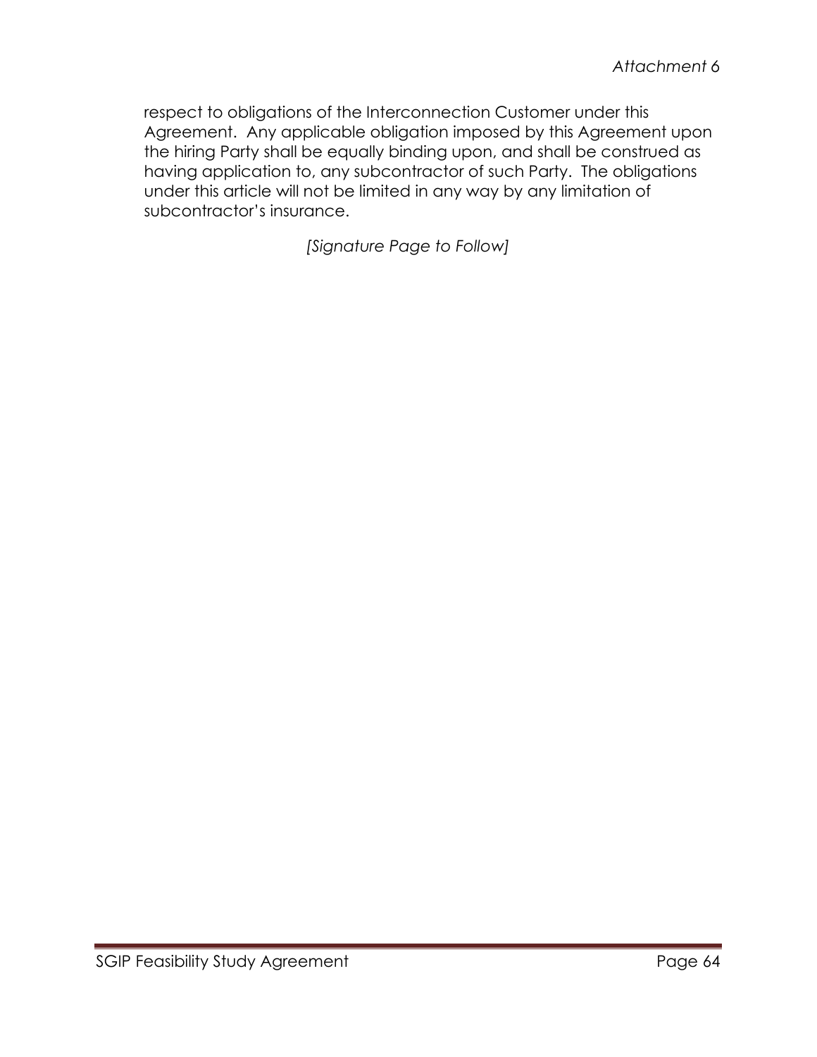respect to obligations of the Interconnection Customer under this Agreement. Any applicable obligation imposed by this Agreement upon the hiring Party shall be equally binding upon, and shall be construed as having application to, any subcontractor of such Party. The obligations under this article will not be limited in any way by any limitation of subcontractor's insurance.

*[Signature Page to Follow]*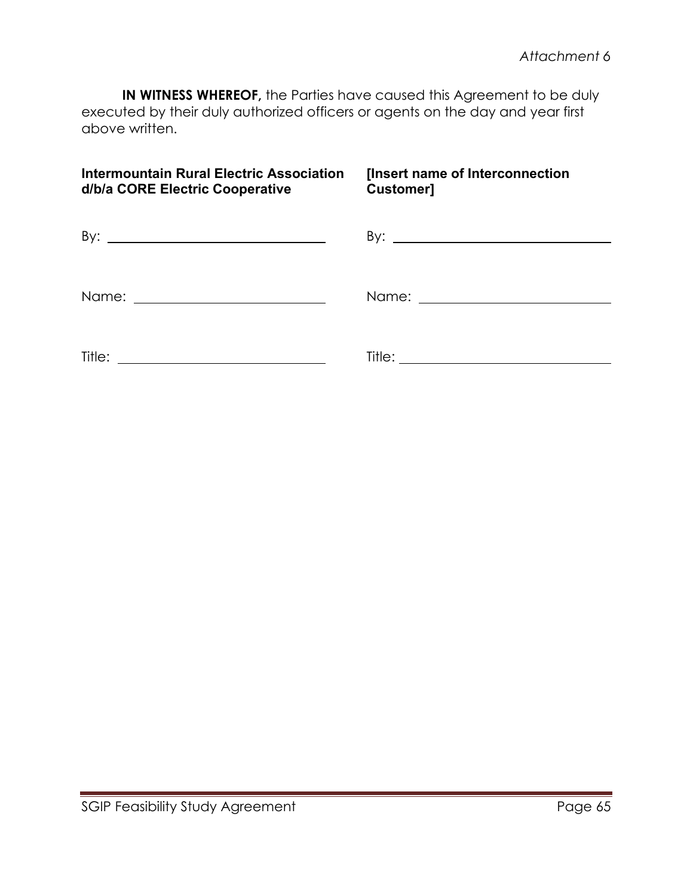**IN WITNESS WHEREOF,** the Parties have caused this Agreement to be duly executed by their duly authorized officers or agents on the day and year first above written.

| **Intermountain Rural Electric Association d/b/a CORE Electric Cooperative** | **[Insert name of Interconnection Customer]** |
| --- | --- |
| By: ______________________________ | By: ______________________________ |
| Name: ____________________________ | Name: ____________________________ |
| Title: _____________________________ | Title: _____________________________ |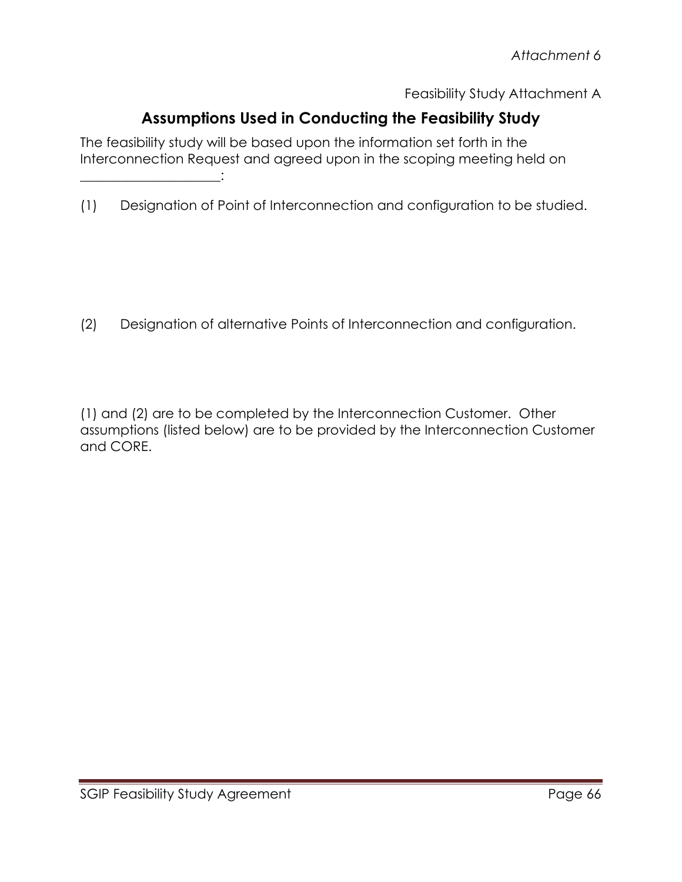*Attachment 6*

Feasibility Study Attachment A

## Assumptions Used in Conducting the Feasibility Study

The feasibility study will be based upon the information set forth in the Interconnection Request and agreed upon in the scoping meeting held on ____________________:

(1) Designation of Point of Interconnection and configuration to be studied.

(2) Designation of alternative Points of Interconnection and configuration.

(1) and (2) are to be completed by the Interconnection Customer. Other assumptions (listed below) are to be provided by the Interconnection Customer and CORE.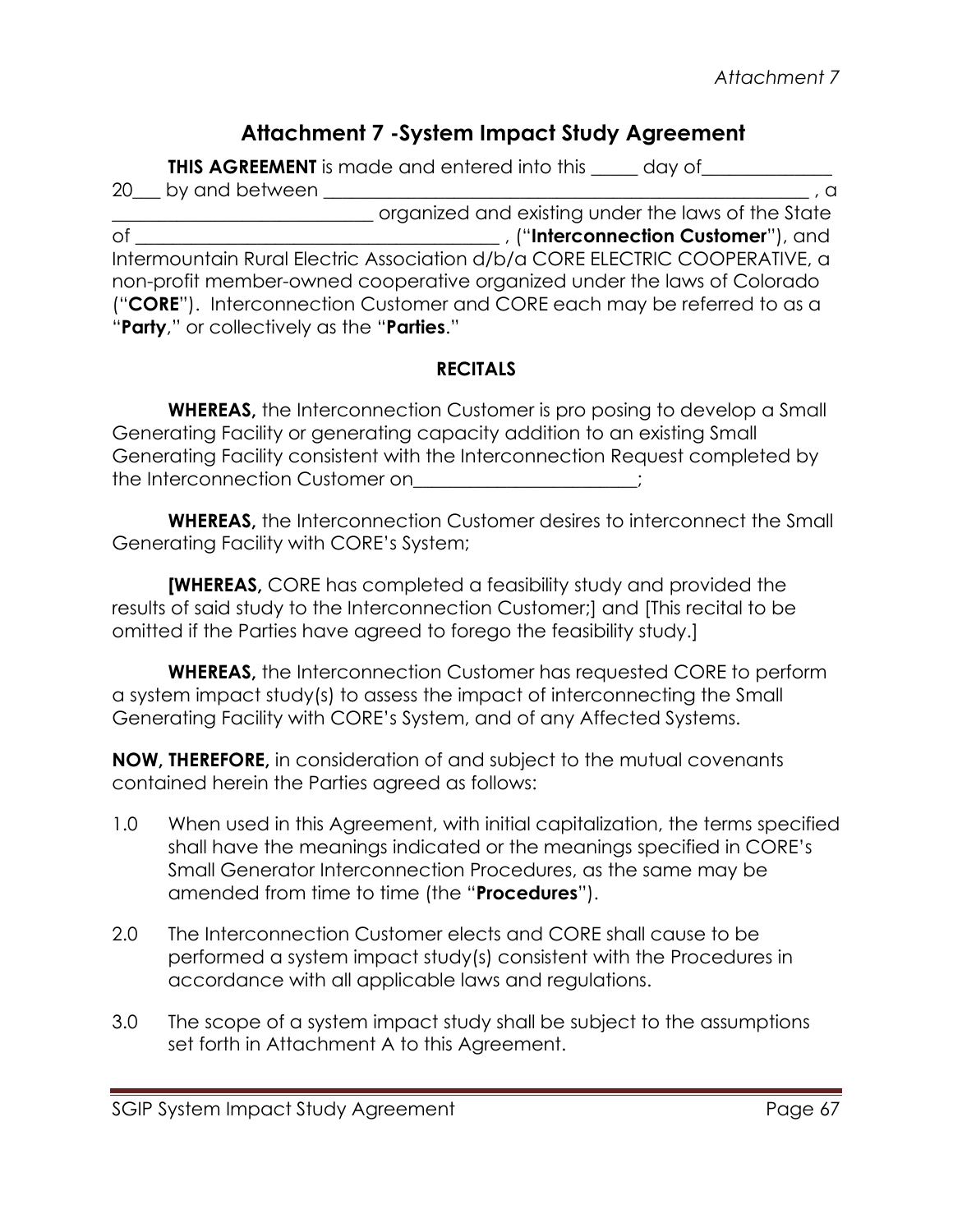# Attachment 7 -System Impact Study Agreement

**THIS AGREEMENT** is made and entered into this _____ day of______________ 20___ by and between ________________________________________________________ , a ____________________________ organized and existing under the laws of the State of ________________________________________ , ("**Interconnection Customer**"), and Intermountain Rural Electric Association d/b/a CORE ELECTRIC COOPERATIVE, a non-profit member-owned cooperative organized under the laws of Colorado ("**CORE**"). Interconnection Customer and CORE each may be referred to as a "**Party**," or collectively as the "**Parties**."

**RECITALS**

**WHEREAS,** the Interconnection Customer is pro posing to develop a Small Generating Facility or generating capacity addition to an existing Small Generating Facility consistent with the Interconnection Request completed by the Interconnection Customer on________________________;

**WHEREAS,** the Interconnection Customer desires to interconnect the Small Generating Facility with CORE's System;

**[WHEREAS,** CORE has completed a feasibility study and provided the results of said study to the Interconnection Customer;] and [This recital to be omitted if the Parties have agreed to forego the feasibility study.]

**WHEREAS,** the Interconnection Customer has requested CORE to perform a system impact study(s) to assess the impact of interconnecting the Small Generating Facility with CORE's System, and of any Affected Systems.

**NOW, THEREFORE,** in consideration of and subject to the mutual covenants contained herein the Parties agreed as follows:

1.0 When used in this Agreement, with initial capitalization, the terms specified shall have the meanings indicated or the meanings specified in CORE's Small Generator Interconnection Procedures, as the same may be amended from time to time (the "**Procedures**").

2.0 The Interconnection Customer elects and CORE shall cause to be performed a system impact study(s) consistent with the Procedures in accordance with all applicable laws and regulations.

3.0 The scope of a system impact study shall be subject to the assumptions set forth in Attachment A to this Agreement.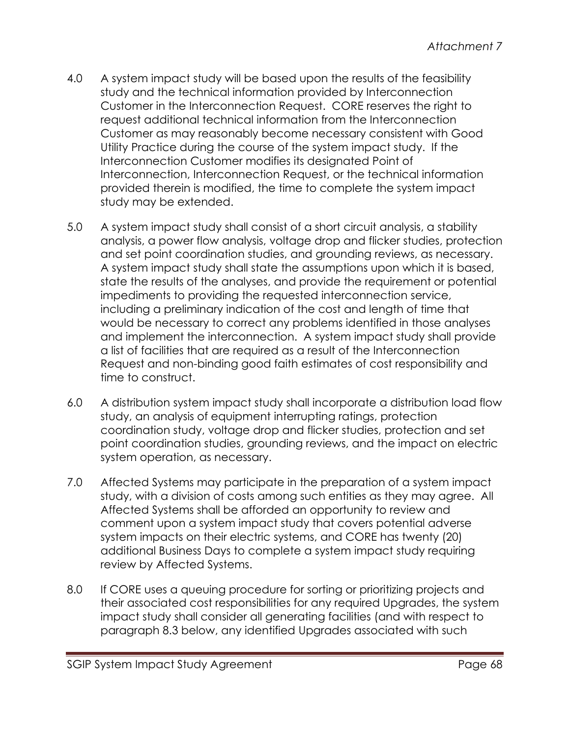4.0 A system impact study will be based upon the results of the feasibility study and the technical information provided by Interconnection Customer in the Interconnection Request. CORE reserves the right to request additional technical information from the Interconnection Customer as may reasonably become necessary consistent with Good Utility Practice during the course of the system impact study. If the Interconnection Customer modifies its designated Point of Interconnection, Interconnection Request, or the technical information provided therein is modified, the time to complete the system impact study may be extended.

5.0 A system impact study shall consist of a short circuit analysis, a stability analysis, a power flow analysis, voltage drop and flicker studies, protection and set point coordination studies, and grounding reviews, as necessary. A system impact study shall state the assumptions upon which it is based, state the results of the analyses, and provide the requirement or potential impediments to providing the requested interconnection service, including a preliminary indication of the cost and length of time that would be necessary to correct any problems identified in those analyses and implement the interconnection. A system impact study shall provide a list of facilities that are required as a result of the Interconnection Request and non-binding good faith estimates of cost responsibility and time to construct.

6.0 A distribution system impact study shall incorporate a distribution load flow study, an analysis of equipment interrupting ratings, protection coordination study, voltage drop and flicker studies, protection and set point coordination studies, grounding reviews, and the impact on electric system operation, as necessary.

7.0 Affected Systems may participate in the preparation of a system impact study, with a division of costs among such entities as they may agree. All Affected Systems shall be afforded an opportunity to review and comment upon a system impact study that covers potential adverse system impacts on their electric systems, and CORE has twenty (20) additional Business Days to complete a system impact study requiring review by Affected Systems.

8.0 If CORE uses a queuing procedure for sorting or prioritizing projects and their associated cost responsibilities for any required Upgrades, the system impact study shall consider all generating facilities (and with respect to paragraph 8.3 below, any identified Upgrades associated with such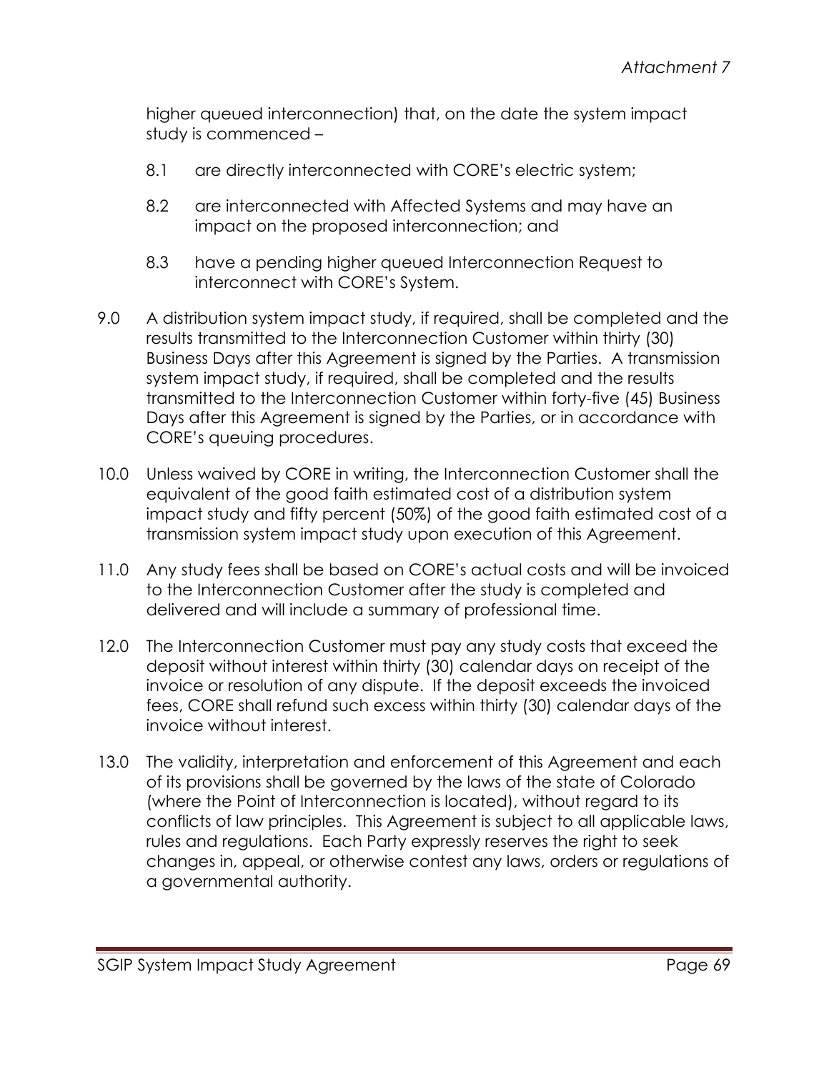higher queued interconnection) that, on the date the system impact study is commenced –

8.1 are directly interconnected with CORE's electric system;

8.2 are interconnected with Affected Systems and may have an impact on the proposed interconnection; and

8.3 have a pending higher queued Interconnection Request to interconnect with CORE's System.

9.0 A distribution system impact study, if required, shall be completed and the results transmitted to the Interconnection Customer within thirty (30) Business Days after this Agreement is signed by the Parties. A transmission system impact study, if required, shall be completed and the results transmitted to the Interconnection Customer within forty-five (45) Business Days after this Agreement is signed by the Parties, or in accordance with CORE's queuing procedures.

10.0 Unless waived by CORE in writing, the Interconnection Customer shall the equivalent of the good faith estimated cost of a distribution system impact study and fifty percent (50%) of the good faith estimated cost of a transmission system impact study upon execution of this Agreement.

11.0 Any study fees shall be based on CORE's actual costs and will be invoiced to the Interconnection Customer after the study is completed and delivered and will include a summary of professional time.

12.0 The Interconnection Customer must pay any study costs that exceed the deposit without interest within thirty (30) calendar days on receipt of the invoice or resolution of any dispute. If the deposit exceeds the invoiced fees, CORE shall refund such excess within thirty (30) calendar days of the invoice without interest.

13.0 The validity, interpretation and enforcement of this Agreement and each of its provisions shall be governed by the laws of the state of Colorado (where the Point of Interconnection is located), without regard to its conflicts of law principles. This Agreement is subject to all applicable laws, rules and regulations. Each Party expressly reserves the right to seek changes in, appeal, or otherwise contest any laws, orders or regulations of a governmental authority.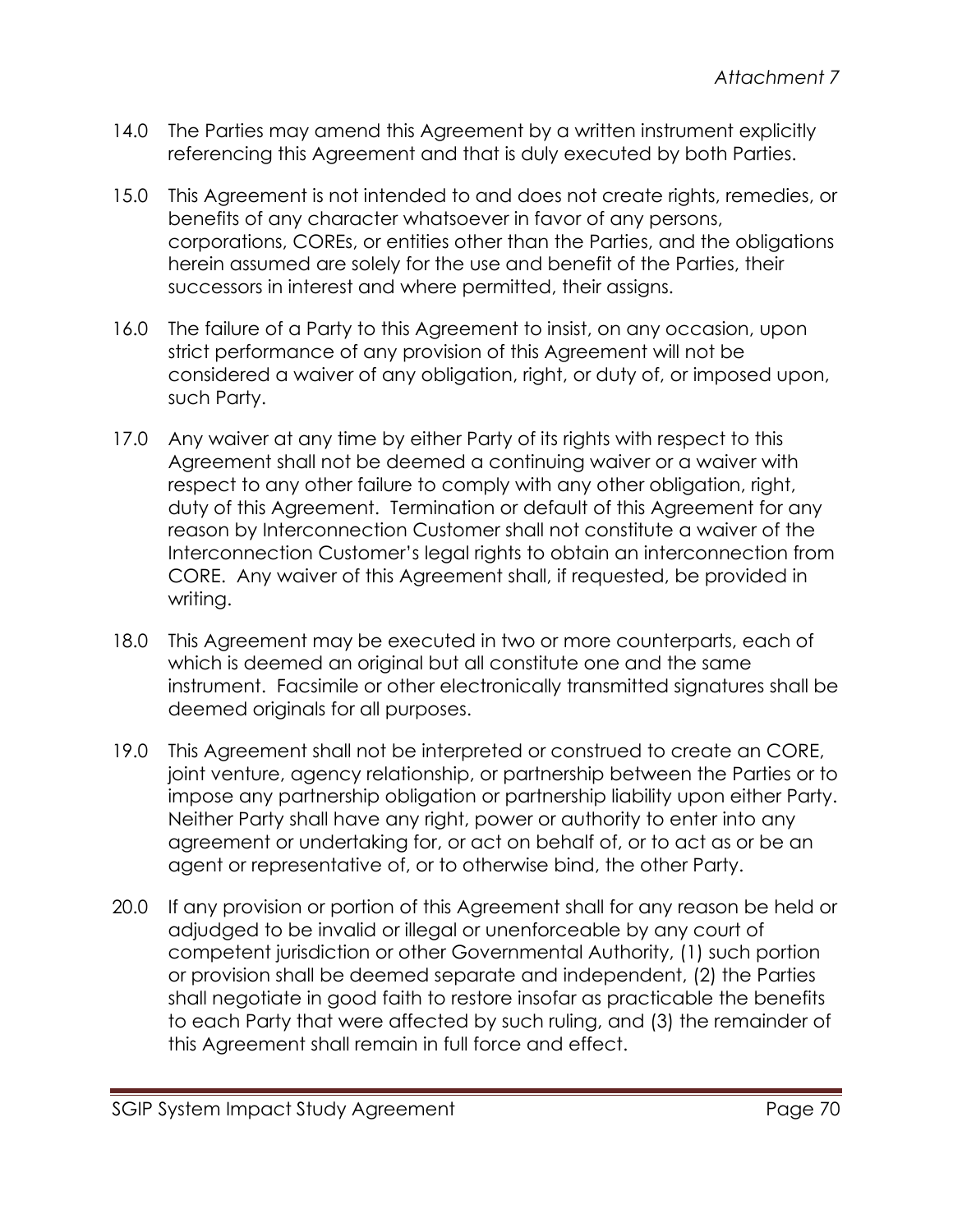14.0 The Parties may amend this Agreement by a written instrument explicitly referencing this Agreement and that is duly executed by both Parties.

15.0 This Agreement is not intended to and does not create rights, remedies, or benefits of any character whatsoever in favor of any persons, corporations, COREs, or entities other than the Parties, and the obligations herein assumed are solely for the use and benefit of the Parties, their successors in interest and where permitted, their assigns.

16.0 The failure of a Party to this Agreement to insist, on any occasion, upon strict performance of any provision of this Agreement will not be considered a waiver of any obligation, right, or duty of, or imposed upon, such Party.

17.0 Any waiver at any time by either Party of its rights with respect to this Agreement shall not be deemed a continuing waiver or a waiver with respect to any other failure to comply with any other obligation, right, duty of this Agreement. Termination or default of this Agreement for any reason by Interconnection Customer shall not constitute a waiver of the Interconnection Customer's legal rights to obtain an interconnection from CORE. Any waiver of this Agreement shall, if requested, be provided in writing.

18.0 This Agreement may be executed in two or more counterparts, each of which is deemed an original but all constitute one and the same instrument. Facsimile or other electronically transmitted signatures shall be deemed originals for all purposes.

19.0 This Agreement shall not be interpreted or construed to create an CORE, joint venture, agency relationship, or partnership between the Parties or to impose any partnership obligation or partnership liability upon either Party. Neither Party shall have any right, power or authority to enter into any agreement or undertaking for, or act on behalf of, or to act as or be an agent or representative of, or to otherwise bind, the other Party.

20.0 If any provision or portion of this Agreement shall for any reason be held or adjudged to be invalid or illegal or unenforceable by any court of competent jurisdiction or other Governmental Authority, (1) such portion or provision shall be deemed separate and independent, (2) the Parties shall negotiate in good faith to restore insofar as practicable the benefits to each Party that were affected by such ruling, and (3) the remainder of this Agreement shall remain in full force and effect.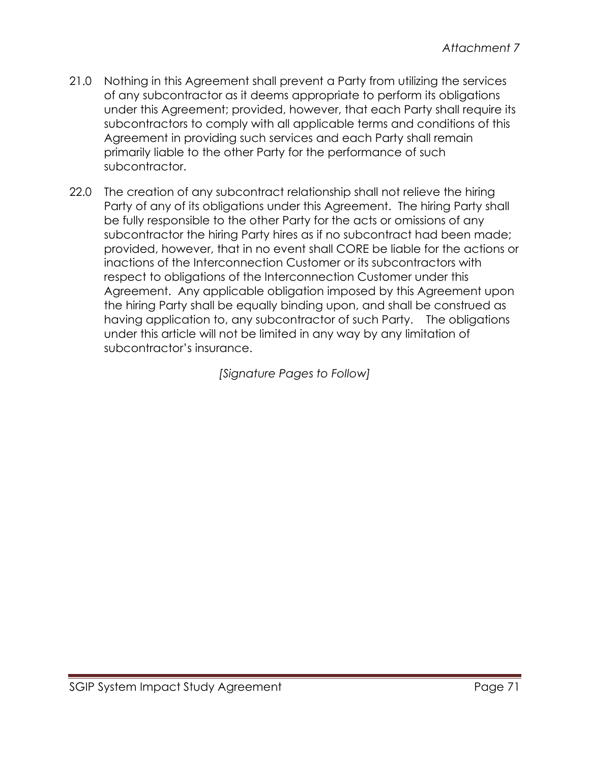21.0 Nothing in this Agreement shall prevent a Party from utilizing the services of any subcontractor as it deems appropriate to perform its obligations under this Agreement; provided, however, that each Party shall require its subcontractors to comply with all applicable terms and conditions of this Agreement in providing such services and each Party shall remain primarily liable to the other Party for the performance of such subcontractor.

22.0 The creation of any subcontract relationship shall not relieve the hiring Party of any of its obligations under this Agreement. The hiring Party shall be fully responsible to the other Party for the acts or omissions of any subcontractor the hiring Party hires as if no subcontract had been made; provided, however, that in no event shall CORE be liable for the actions or inactions of the Interconnection Customer or its subcontractors with respect to obligations of the Interconnection Customer under this Agreement. Any applicable obligation imposed by this Agreement upon the hiring Party shall be equally binding upon, and shall be construed as having application to, any subcontractor of such Party. The obligations under this article will not be limited in any way by any limitation of subcontractor's insurance.

*[Signature Pages to Follow]*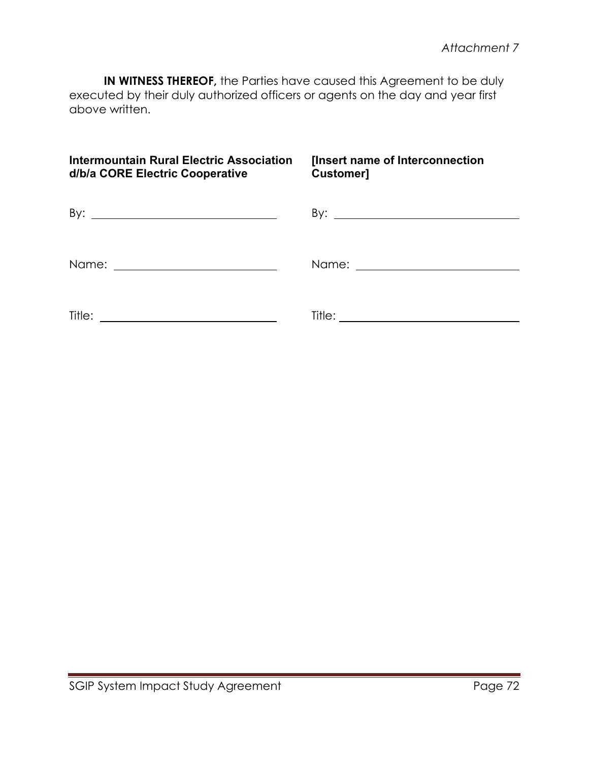*Attachment 7*

**IN WITNESS THEREOF,** the Parties have caused this Agreement to be duly executed by their duly authorized officers or agents on the day and year first above written.

| **Intermountain Rural Electric Association d/b/a CORE Electric Cooperative** | **[Insert name of Interconnection Customer]** |
|---|---|
| By: ______________________________ | By: ______________________________ |
| Name: ____________________________ | Name: ____________________________ |
| Title: _____________________________ | Title: _____________________________ |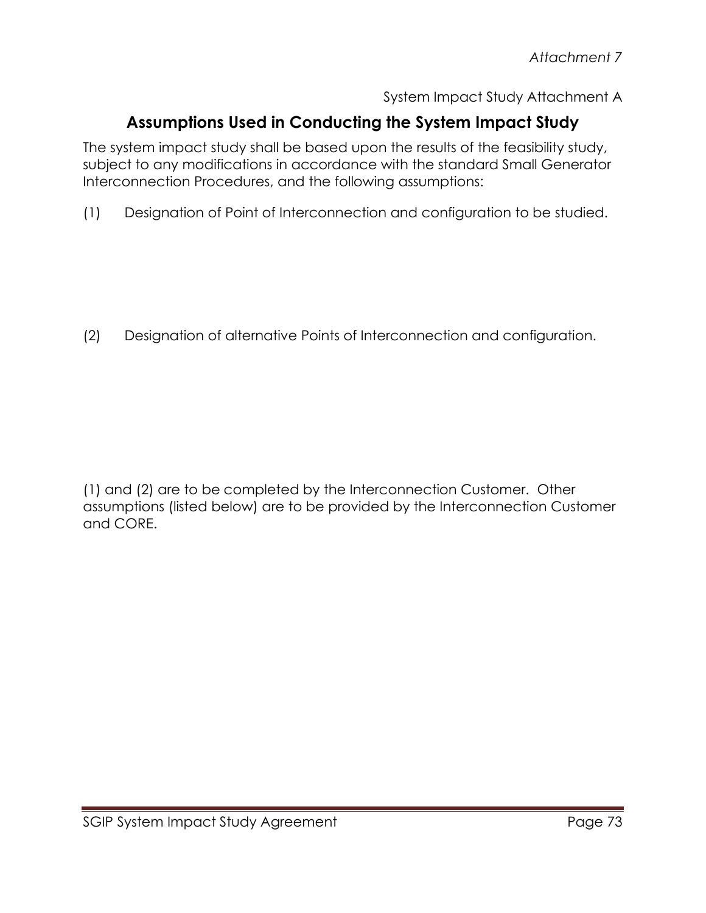*Attachment 7*

System Impact Study Attachment A

## Assumptions Used in Conducting the System Impact Study

The system impact study shall be based upon the results of the feasibility study, subject to any modifications in accordance with the standard Small Generator Interconnection Procedures, and the following assumptions:

(1) Designation of Point of Interconnection and configuration to be studied.

(2) Designation of alternative Points of Interconnection and configuration.

(1) and (2) are to be completed by the Interconnection Customer. Other assumptions (listed below) are to be provided by the Interconnection Customer and CORE.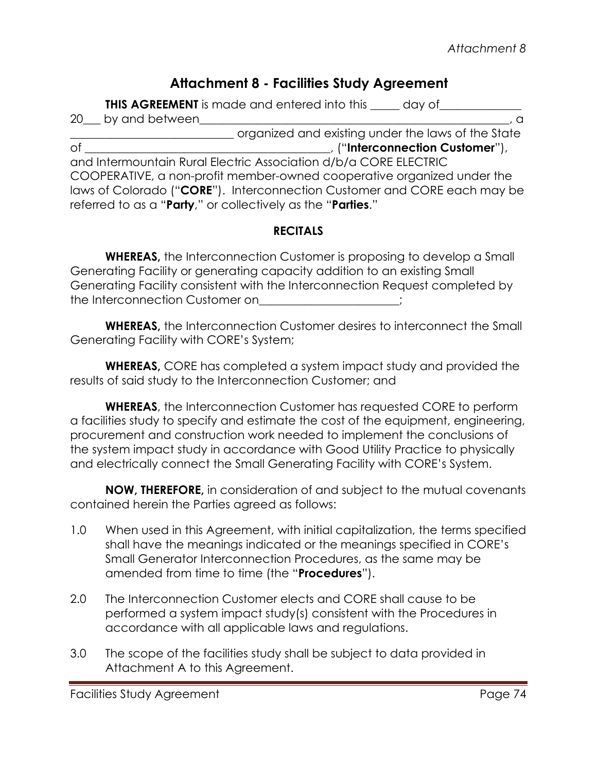# Attachment 8 - Facilities Study Agreement

**THIS AGREEMENT** is made and entered into this _____ day of______________ 20___ by and between_______________________________________________________, a ____________________________ organized and existing under the laws of the State of ___________________________________________, ("**Interconnection Customer**"), and Intermountain Rural Electric Association d/b/a CORE ELECTRIC COOPERATIVE, a non-profit member-owned cooperative organized under the laws of Colorado ("**CORE**"). Interconnection Customer and CORE each may be referred to as a "**Party**," or collectively as the "**Parties**."

## RECITALS

**WHEREAS,** the Interconnection Customer is proposing to develop a Small Generating Facility or generating capacity addition to an existing Small Generating Facility consistent with the Interconnection Request completed by the Interconnection Customer on________________________;

**WHEREAS,** the Interconnection Customer desires to interconnect the Small Generating Facility with CORE's System;

**WHEREAS,** CORE has completed a system impact study and provided the results of said study to the Interconnection Customer; and

**WHEREAS**, the Interconnection Customer has requested CORE to perform a facilities study to specify and estimate the cost of the equipment, engineering, procurement and construction work needed to implement the conclusions of the system impact study in accordance with Good Utility Practice to physically and electrically connect the Small Generating Facility with CORE's System.

**NOW, THEREFORE,** in consideration of and subject to the mutual covenants contained herein the Parties agreed as follows:

1.0 When used in this Agreement, with initial capitalization, the terms specified shall have the meanings indicated or the meanings specified in CORE's Small Generator Interconnection Procedures, as the same may be amended from time to time (the "**Procedures**").

2.0 The Interconnection Customer elects and CORE shall cause to be performed a system impact study(s) consistent with the Procedures in accordance with all applicable laws and regulations.

3.0 The scope of the facilities study shall be subject to data provided in Attachment A to this Agreement.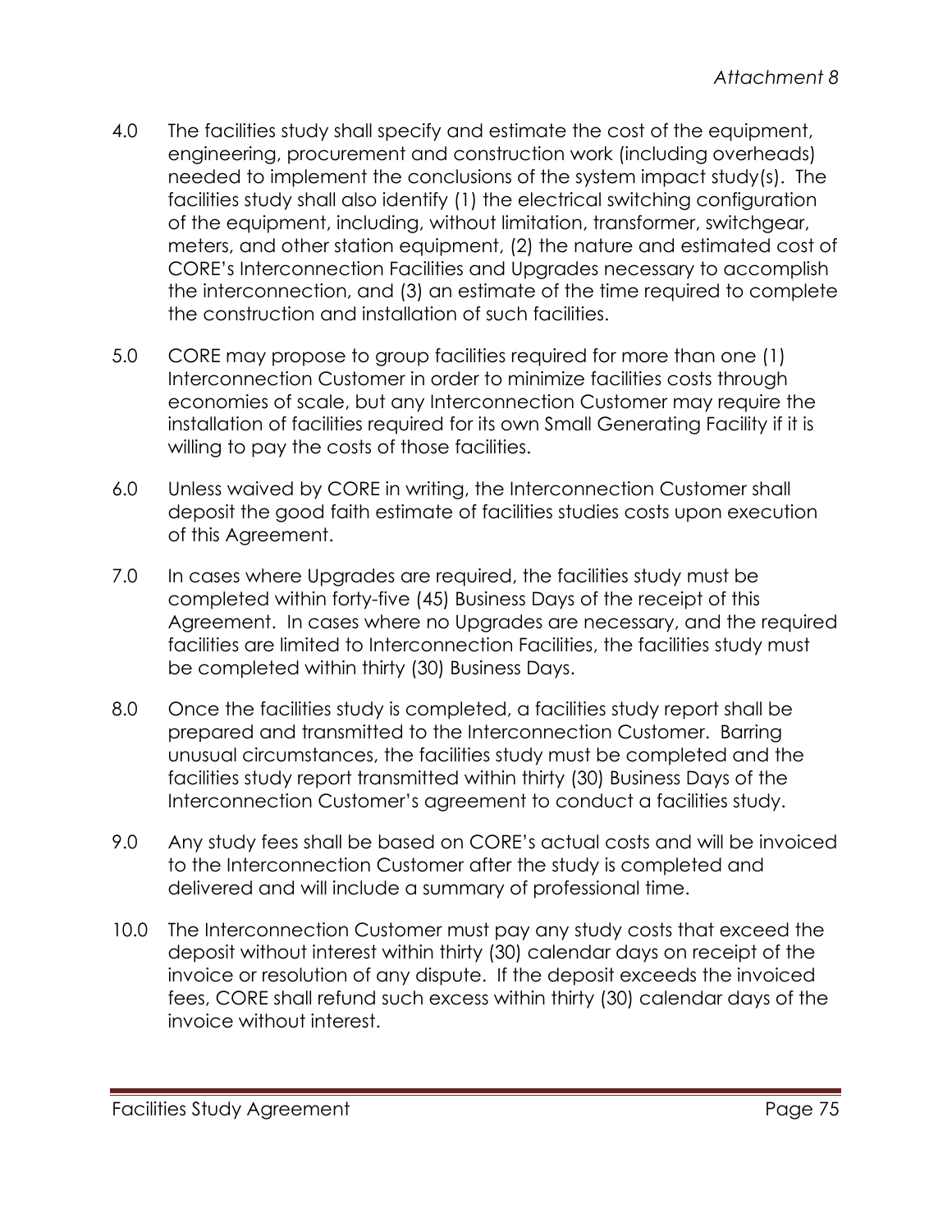4.0 The facilities study shall specify and estimate the cost of the equipment, engineering, procurement and construction work (including overheads) needed to implement the conclusions of the system impact study(s). The facilities study shall also identify (1) the electrical switching configuration of the equipment, including, without limitation, transformer, switchgear, meters, and other station equipment, (2) the nature and estimated cost of CORE's Interconnection Facilities and Upgrades necessary to accomplish the interconnection, and (3) an estimate of the time required to complete the construction and installation of such facilities.

5.0 CORE may propose to group facilities required for more than one (1) Interconnection Customer in order to minimize facilities costs through economies of scale, but any Interconnection Customer may require the installation of facilities required for its own Small Generating Facility if it is willing to pay the costs of those facilities.

6.0 Unless waived by CORE in writing, the Interconnection Customer shall deposit the good faith estimate of facilities studies costs upon execution of this Agreement.

7.0 In cases where Upgrades are required, the facilities study must be completed within forty-five (45) Business Days of the receipt of this Agreement. In cases where no Upgrades are necessary, and the required facilities are limited to Interconnection Facilities, the facilities study must be completed within thirty (30) Business Days.

8.0 Once the facilities study is completed, a facilities study report shall be prepared and transmitted to the Interconnection Customer. Barring unusual circumstances, the facilities study must be completed and the facilities study report transmitted within thirty (30) Business Days of the Interconnection Customer's agreement to conduct a facilities study.

9.0 Any study fees shall be based on CORE's actual costs and will be invoiced to the Interconnection Customer after the study is completed and delivered and will include a summary of professional time.

10.0 The Interconnection Customer must pay any study costs that exceed the deposit without interest within thirty (30) calendar days on receipt of the invoice or resolution of any dispute. If the deposit exceeds the invoiced fees, CORE shall refund such excess within thirty (30) calendar days of the invoice without interest.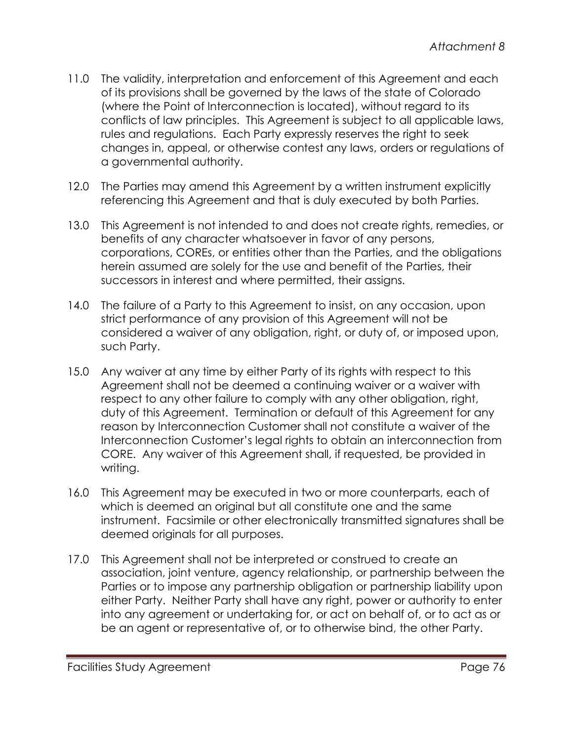11.0 The validity, interpretation and enforcement of this Agreement and each of its provisions shall be governed by the laws of the state of Colorado (where the Point of Interconnection is located), without regard to its conflicts of law principles. This Agreement is subject to all applicable laws, rules and regulations. Each Party expressly reserves the right to seek changes in, appeal, or otherwise contest any laws, orders or regulations of a governmental authority.

12.0 The Parties may amend this Agreement by a written instrument explicitly referencing this Agreement and that is duly executed by both Parties.

13.0 This Agreement is not intended to and does not create rights, remedies, or benefits of any character whatsoever in favor of any persons, corporations, COREs, or entities other than the Parties, and the obligations herein assumed are solely for the use and benefit of the Parties, their successors in interest and where permitted, their assigns.

14.0 The failure of a Party to this Agreement to insist, on any occasion, upon strict performance of any provision of this Agreement will not be considered a waiver of any obligation, right, or duty of, or imposed upon, such Party.

15.0 Any waiver at any time by either Party of its rights with respect to this Agreement shall not be deemed a continuing waiver or a waiver with respect to any other failure to comply with any other obligation, right, duty of this Agreement. Termination or default of this Agreement for any reason by Interconnection Customer shall not constitute a waiver of the Interconnection Customer's legal rights to obtain an interconnection from CORE. Any waiver of this Agreement shall, if requested, be provided in writing.

16.0 This Agreement may be executed in two or more counterparts, each of which is deemed an original but all constitute one and the same instrument. Facsimile or other electronically transmitted signatures shall be deemed originals for all purposes.

17.0 This Agreement shall not be interpreted or construed to create an association, joint venture, agency relationship, or partnership between the Parties or to impose any partnership obligation or partnership liability upon either Party. Neither Party shall have any right, power or authority to enter into any agreement or undertaking for, or act on behalf of, or to act as or be an agent or representative of, or to otherwise bind, the other Party.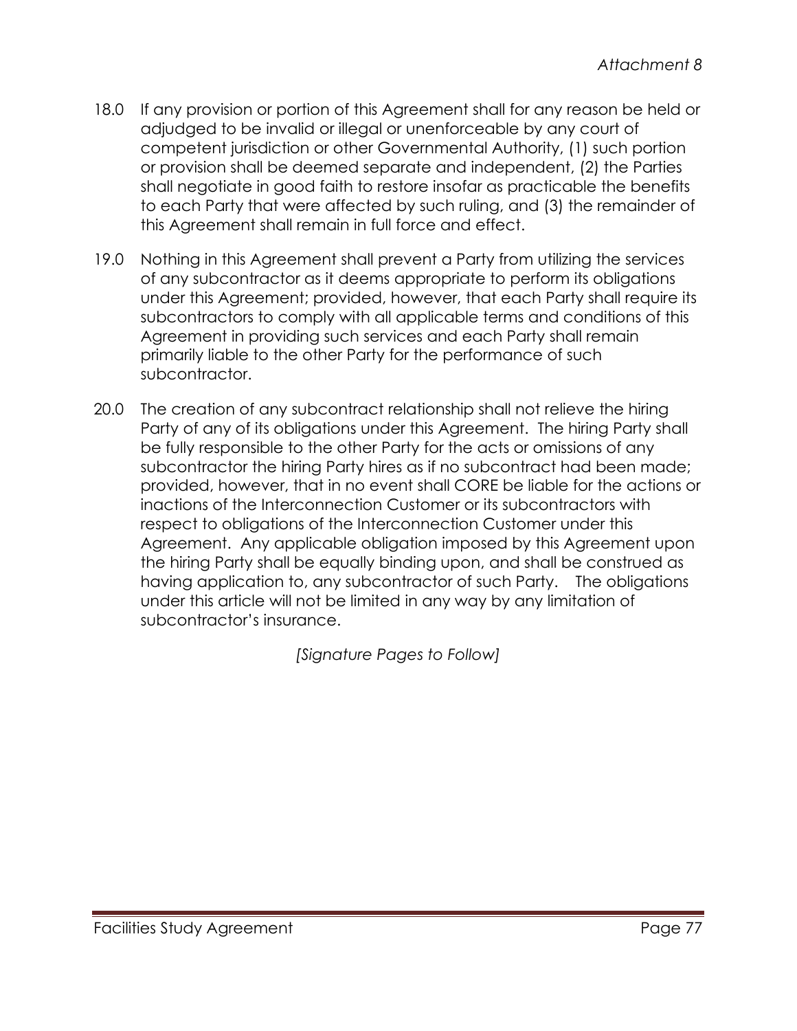18.0 If any provision or portion of this Agreement shall for any reason be held or adjudged to be invalid or illegal or unenforceable by any court of competent jurisdiction or other Governmental Authority, (1) such portion or provision shall be deemed separate and independent, (2) the Parties shall negotiate in good faith to restore insofar as practicable the benefits to each Party that were affected by such ruling, and (3) the remainder of this Agreement shall remain in full force and effect.

19.0 Nothing in this Agreement shall prevent a Party from utilizing the services of any subcontractor as it deems appropriate to perform its obligations under this Agreement; provided, however, that each Party shall require its subcontractors to comply with all applicable terms and conditions of this Agreement in providing such services and each Party shall remain primarily liable to the other Party for the performance of such subcontractor.

20.0 The creation of any subcontract relationship shall not relieve the hiring Party of any of its obligations under this Agreement. The hiring Party shall be fully responsible to the other Party for the acts or omissions of any subcontractor the hiring Party hires as if no subcontract had been made; provided, however, that in no event shall CORE be liable for the actions or inactions of the Interconnection Customer or its subcontractors with respect to obligations of the Interconnection Customer under this Agreement. Any applicable obligation imposed by this Agreement upon the hiring Party shall be equally binding upon, and shall be construed as having application to, any subcontractor of such Party. The obligations under this article will not be limited in any way by any limitation of subcontractor's insurance.

*[Signature Pages to Follow]*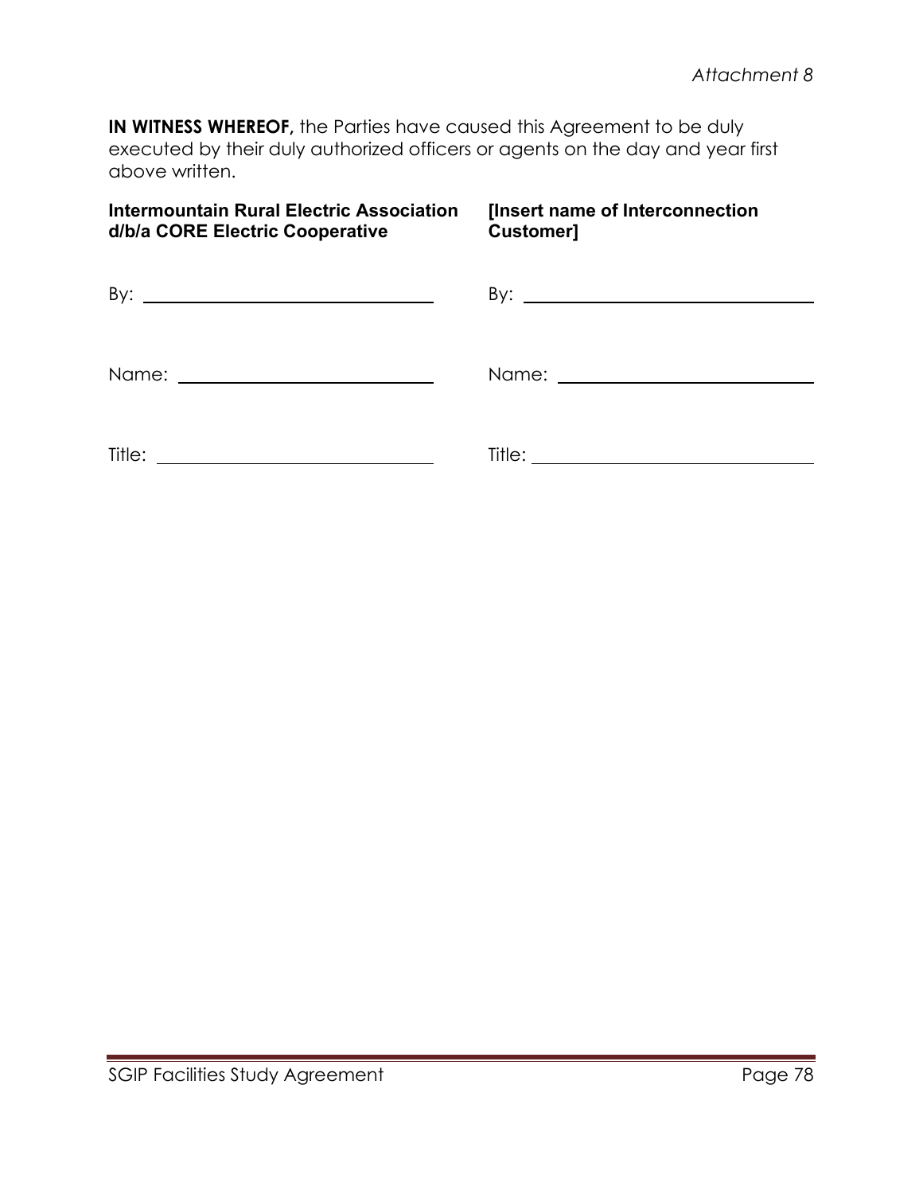*Attachment 8*

**IN WITNESS WHEREOF,** the Parties have caused this Agreement to be duly executed by their duly authorized officers or agents on the day and year first above written.

| **Intermountain Rural Electric Association d/b/a CORE Electric Cooperative** | **[Insert name of Interconnection Customer]** |
| --- | --- |
| By: ______________________________ | By: ______________________________ |
| Name: ____________________________ | Name: ____________________________ |
| Title: _____________________________ | Title: _____________________________ |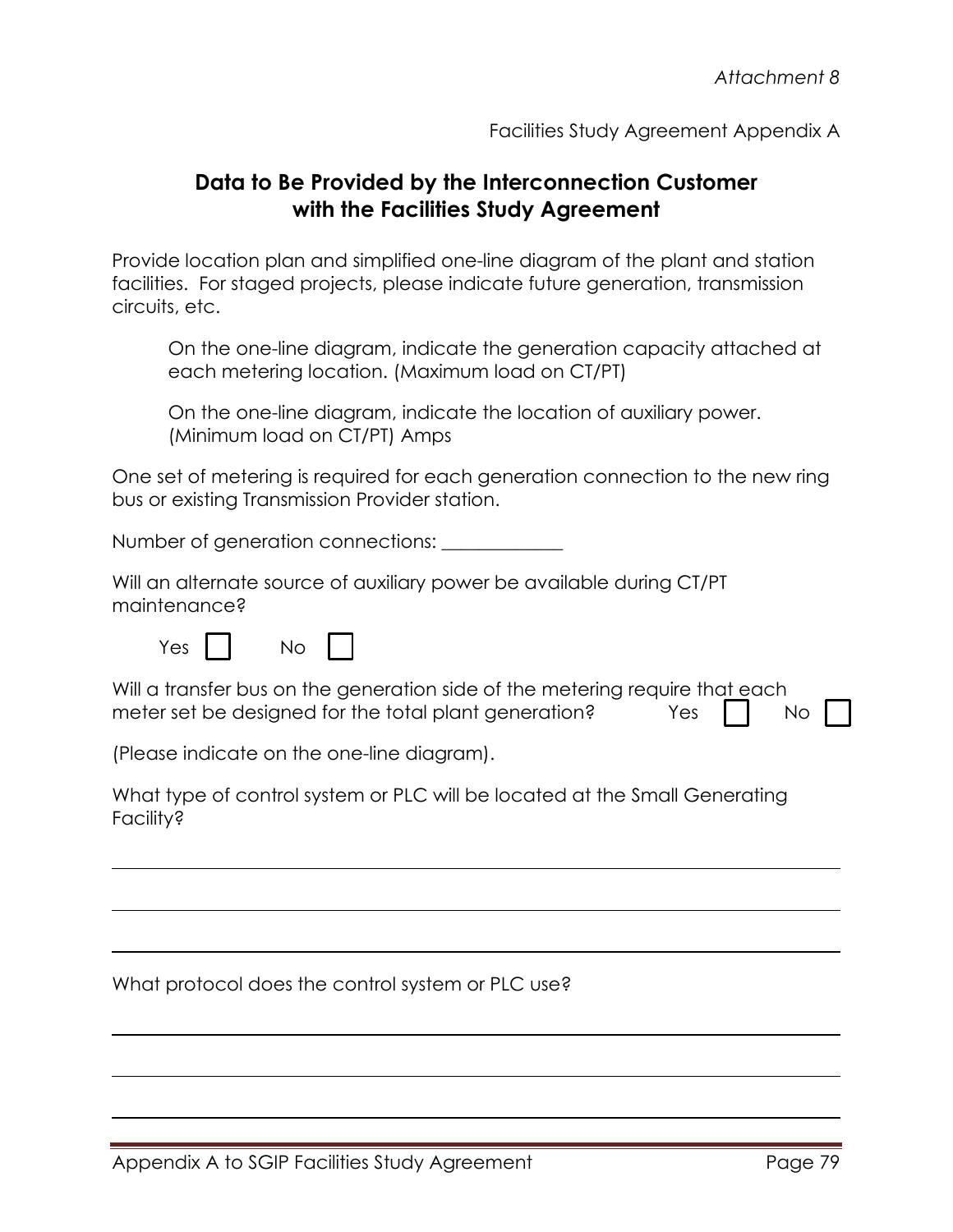*Attachment 8*

Facilities Study Agreement Appendix A

## Data to Be Provided by the Interconnection Customer with the Facilities Study Agreement

Provide location plan and simplified one-line diagram of the plant and station facilities. For staged projects, please indicate future generation, transmission circuits, etc.

> On the one-line diagram, indicate the generation capacity attached at each metering location. (Maximum load on CT/PT)
>
> On the one-line diagram, indicate the location of auxiliary power. (Minimum load on CT/PT) Amps

One set of metering is required for each generation connection to the new ring bus or existing Transmission Provider station.

Number of generation connections: _____________

Will an alternate source of auxiliary power be available during CT/PT maintenance?

Yes ☐ No ☐

Will a transfer bus on the generation side of the metering require that each meter set be designed for the total plant generation? Yes ☐ No ☐

(Please indicate on the one-line diagram).

What type of control system or PLC will be located at the Small Generating Facility?

_______________________________________________________________

_______________________________________________________________

_______________________________________________________________

What protocol does the control system or PLC use?

_______________________________________________________________

_______________________________________________________________

_______________________________________________________________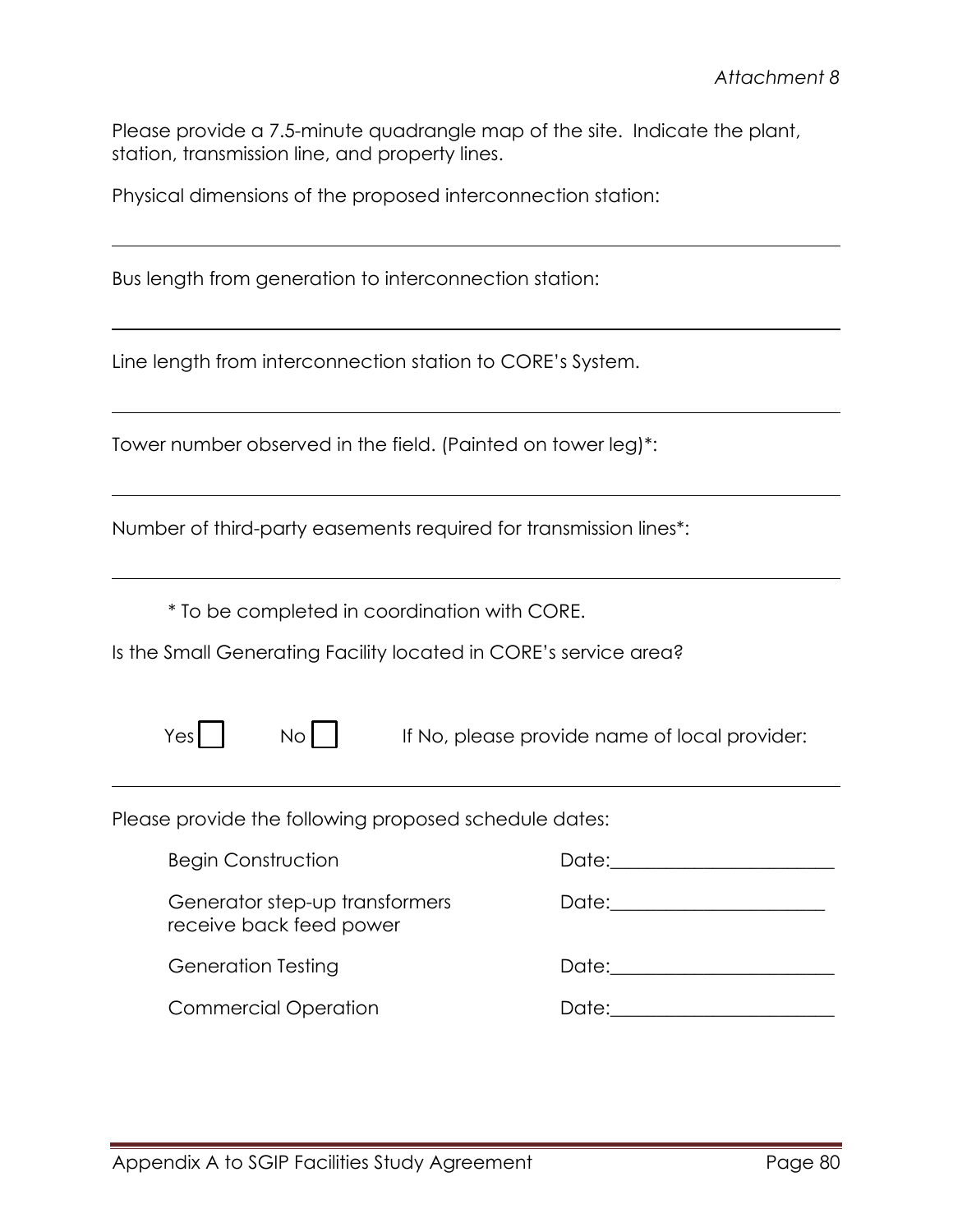Please provide a 7.5-minute quadrangle map of the site. Indicate the plant, station, transmission line, and property lines.

Physical dimensions of the proposed interconnection station:

___________________________________________________________________________

Bus length from generation to interconnection station:

___________________________________________________________________________

Line length from interconnection station to CORE's System.

___________________________________________________________________________

Tower number observed in the field. (Painted on tower leg)*:

___________________________________________________________________________

Number of third-party easements required for transmission lines*:

___________________________________________________________________________

\* To be completed in coordination with CORE.

Is the Small Generating Facility located in CORE's service area?

Yes ☐ No ☐ If No, please provide name of local provider:

___________________________________________________________________________

Please provide the following proposed schedule dates:

| | |
|---|---|
| Begin Construction | Date:______________________ |
| Generator step-up transformers receive back feed power | Date:______________________ |
| Generation Testing | Date:______________________ |
| Commercial Operation | Date:______________________ |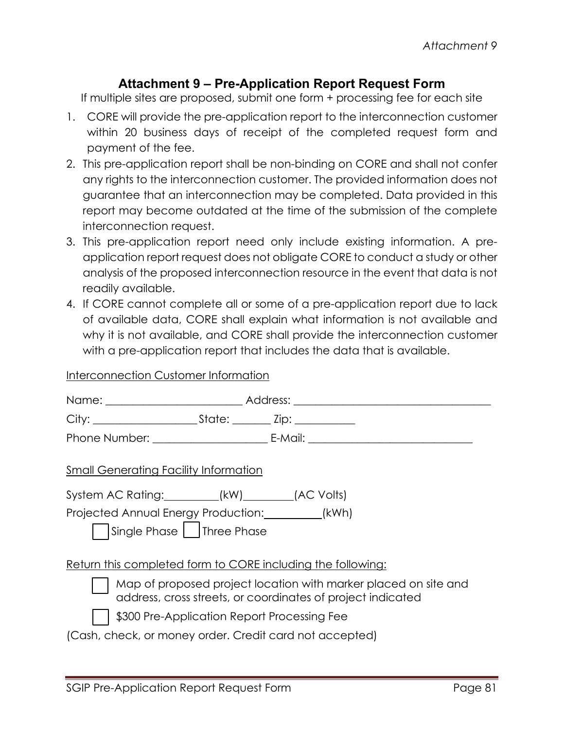# Attachment 9 – Pre-Application Report Request Form

If multiple sites are proposed, submit one form + processing fee for each site

1. CORE will provide the pre-application report to the interconnection customer within 20 business days of receipt of the completed request form and payment of the fee.
2. This pre-application report shall be non-binding on CORE and shall not confer any rights to the interconnection customer. The provided information does not guarantee that an interconnection may be completed. Data provided in this report may become outdated at the time of the submission of the complete interconnection request.
3. This pre-application report need only include existing information. A pre-application report request does not obligate CORE to conduct a study or other analysis of the proposed interconnection resource in the event that data is not readily available.
4. If CORE cannot complete all or some of a pre-application report due to lack of available data, CORE shall explain what information is not available and why it is not available, and CORE shall provide the interconnection customer with a pre-application report that includes the data that is available.

Interconnection Customer Information

Name: ________________________ Address: __________________________________

City: __________________ State: _______ Zip: ___________

Phone Number: ____________________ E-Mail: ____________________________

Small Generating Facility Information

System AC Rating: _________ (kW) _________ (AC Volts)

Projected Annual Energy Production: _________ (kWh)

☐ Single Phase ☐ Three Phase

Return this completed form to CORE including the following:

☐ Map of proposed project location with marker placed on site and address, cross streets, or coordinates of project indicated

☐ $300 Pre-Application Report Processing Fee

(Cash, check, or money order. Credit card not accepted)